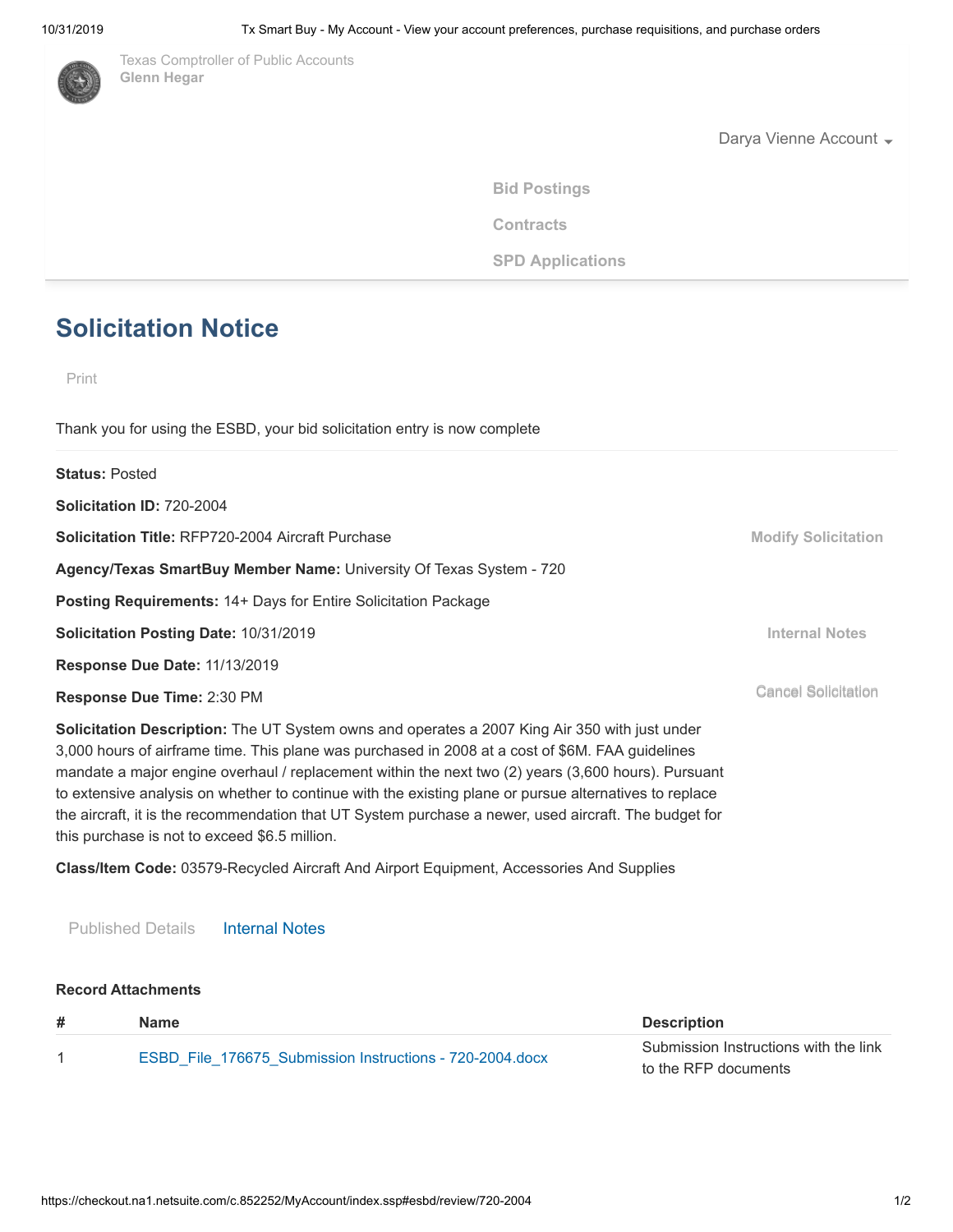Texas Comptroller of Public Accounts
**Glenn Hegar**

Darya Vienne Account

Bid Postings

Contracts

SPD Applications

# Solicitation Notice

Print

Thank you for using the ESBD, your bid solicitation entry is now complete

**Status:** Posted

**Solicitation ID:** 720-2004

**Solicitation Title:** RFP720-2004 Aircraft Purchase

Modify Solicitation

**Agency/Texas SmartBuy Member Name:** University Of Texas System - 720

**Posting Requirements:** 14+ Days for Entire Solicitation Package

**Solicitation Posting Date:** 10/31/2019

Internal Notes

**Response Due Date:** 11/13/2019

**Response Due Time:** 2:30 PM

Cancel Solicitation

**Solicitation Description:** The UT System owns and operates a 2007 King Air 350 with just under 3,000 hours of airframe time. This plane was purchased in 2008 at a cost of $6M. FAA guidelines mandate a major engine overhaul / replacement within the next two (2) years (3,600 hours). Pursuant to extensive analysis on whether to continue with the existing plane or pursue alternatives to replace the aircraft, it is the recommendation that UT System purchase a newer, used aircraft. The budget for this purchase is not to exceed $6.5 million.

**Class/Item Code:** 03579-Recycled Aircraft And Airport Equipment, Accessories And Supplies

Published Details    Internal Notes

**Record Attachments**

| # | Name | Description |
|---|---|---|
| 1 | ESBD_File_176675_Submission Instructions - 720-2004.docx | Submission Instructions with the link to the RFP documents |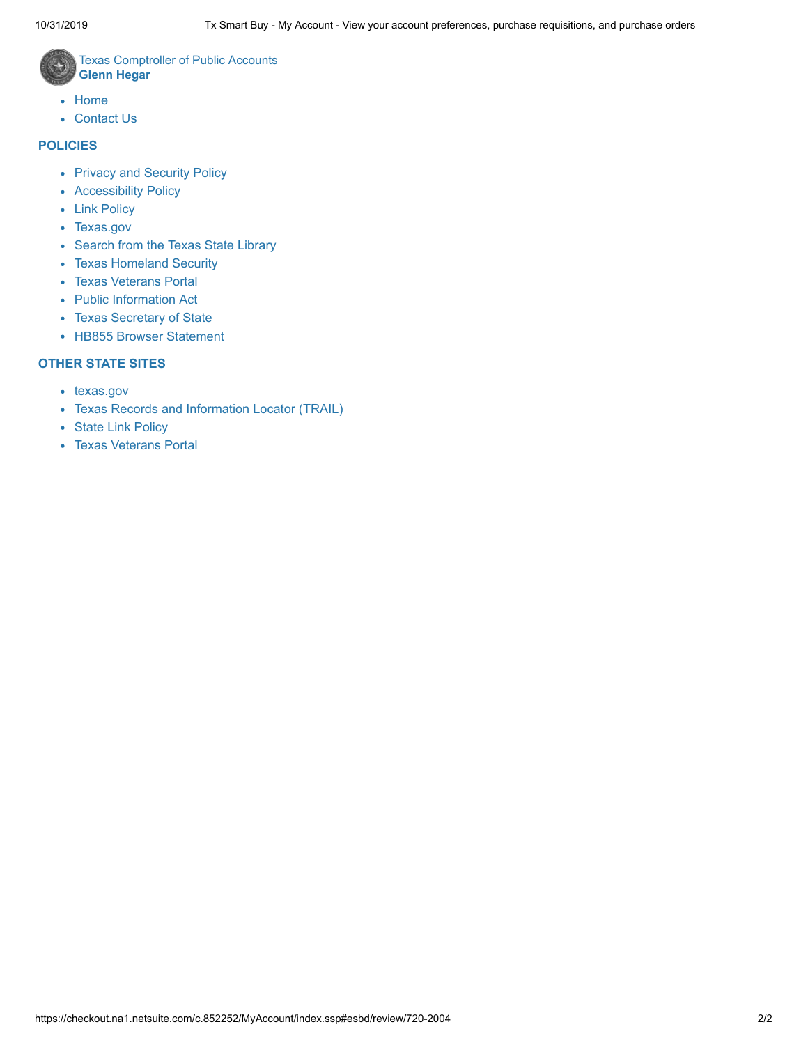Texas Comptroller of Public Accounts
**Glenn Hegar**

- Home
- Contact Us

## POLICIES

- Privacy and Security Policy
- Accessibility Policy
- Link Policy
- Texas.gov
- Search from the Texas State Library
- Texas Homeland Security
- Texas Veterans Portal
- Public Information Act
- Texas Secretary of State
- HB855 Browser Statement

## OTHER STATE SITES

- texas.gov
- Texas Records and Information Locator (TRAIL)
- State Link Policy
- Texas Veterans Portal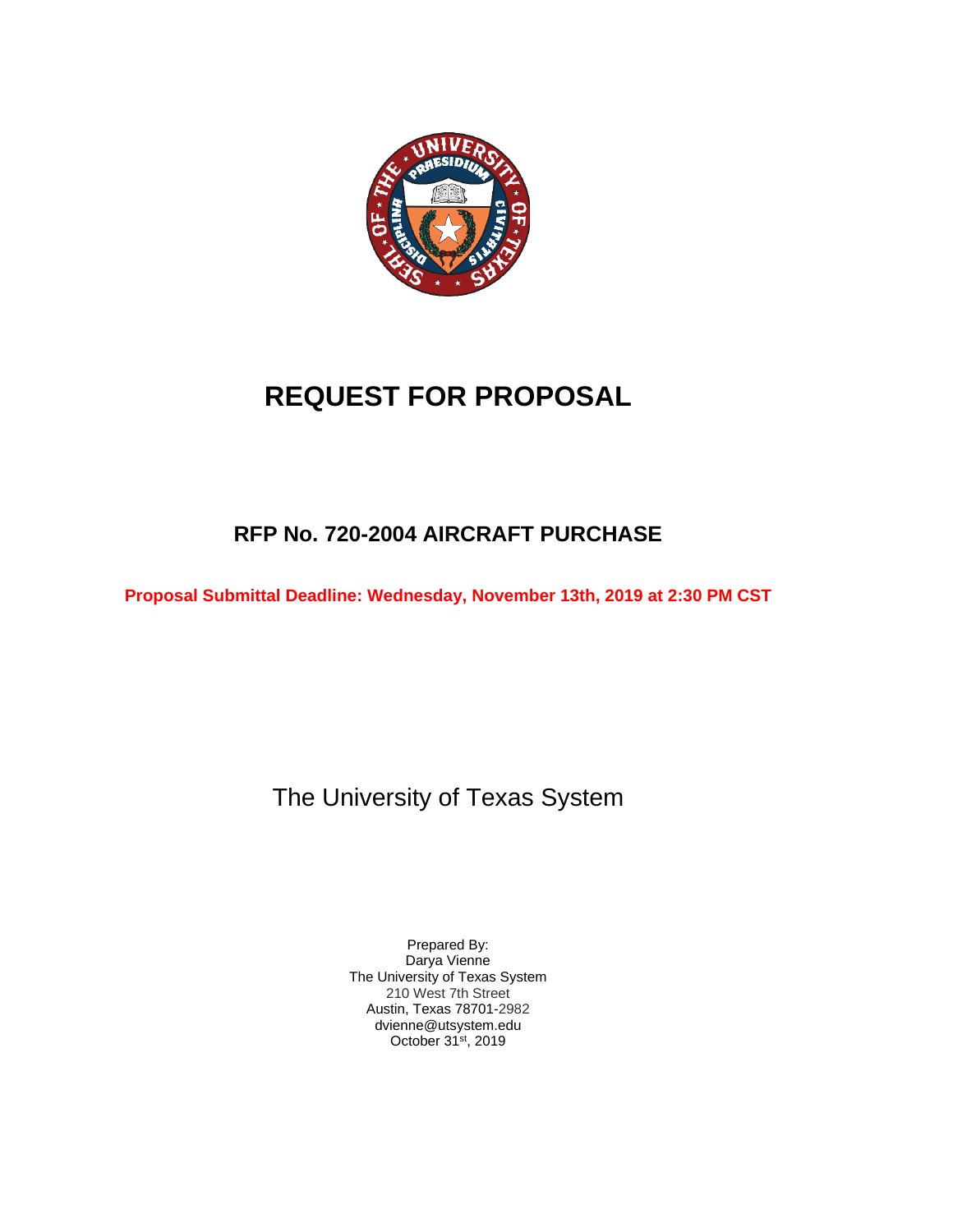# REQUEST FOR PROPOSAL

## RFP No. 720-2004 AIRCRAFT PURCHASE

**Proposal Submittal Deadline: Wednesday, November 13th, 2019 at 2:30 PM CST**

The University of Texas System

Prepared By:
Darya Vienne
The University of Texas System
210 West 7th Street
Austin, Texas 78701-2982
dvienne@utsystem.edu
October 31st, 2019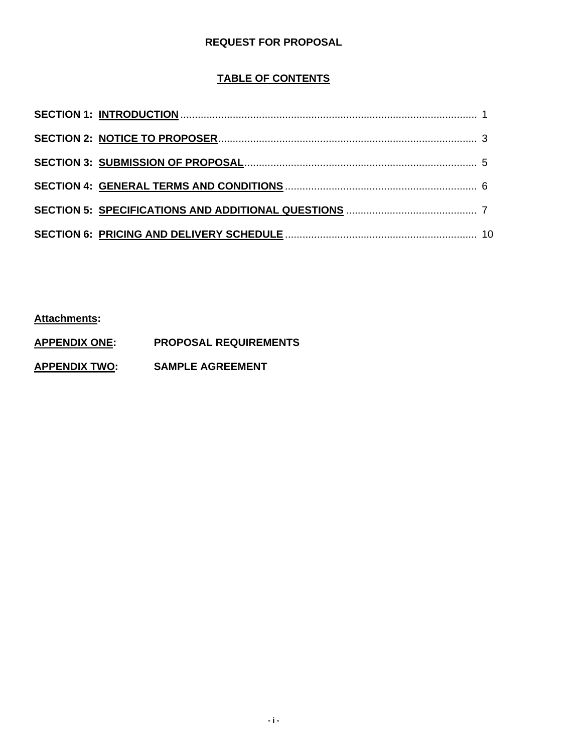**REQUEST FOR PROPOSAL**

**TABLE OF CONTENTS**

**SECTION 1: INTRODUCTION** .......... 1

**SECTION 2: NOTICE TO PROPOSER** .......... 3

**SECTION 3: SUBMISSION OF PROPOSAL** .......... 5

**SECTION 4: GENERAL TERMS AND CONDITIONS** .......... 6

**SECTION 5: SPECIFICATIONS AND ADDITIONAL QUESTIONS** .......... 7

**SECTION 6: PRICING AND DELIVERY SCHEDULE** .......... 10

**Attachments:**

**APPENDIX ONE:** **PROPOSAL REQUIREMENTS**

**APPENDIX TWO:** **SAMPLE AGREEMENT**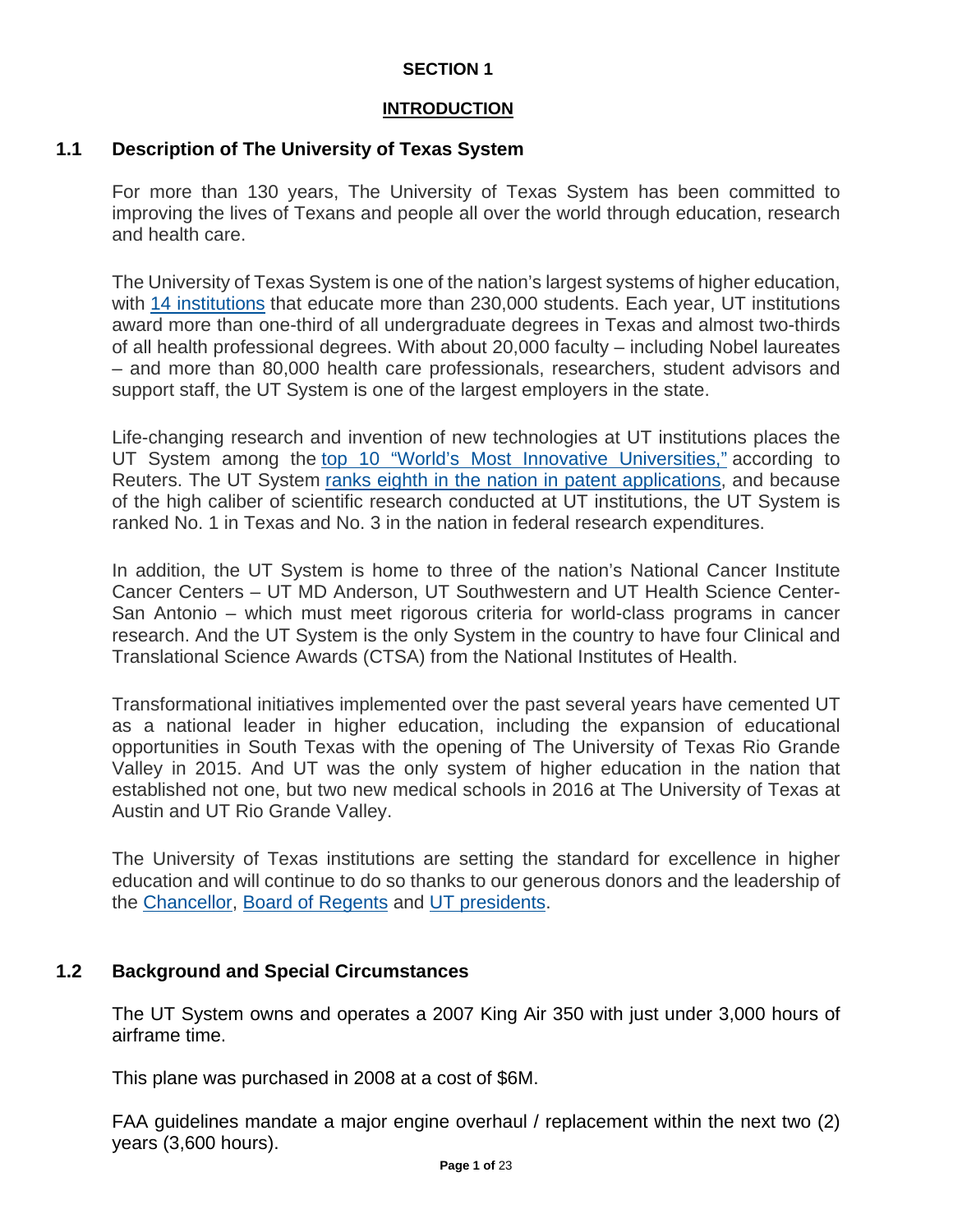# SECTION 1

## INTRODUCTION

### 1.1 Description of The University of Texas System

For more than 130 years, The University of Texas System has been committed to improving the lives of Texans and people all over the world through education, research and health care.

The University of Texas System is one of the nation's largest systems of higher education, with 14 institutions that educate more than 230,000 students. Each year, UT institutions award more than one-third of all undergraduate degrees in Texas and almost two-thirds of all health professional degrees. With about 20,000 faculty – including Nobel laureates – and more than 80,000 health care professionals, researchers, student advisors and support staff, the UT System is one of the largest employers in the state.

Life-changing research and invention of new technologies at UT institutions places the UT System among the top 10 "World's Most Innovative Universities," according to Reuters. The UT System ranks eighth in the nation in patent applications, and because of the high caliber of scientific research conducted at UT institutions, the UT System is ranked No. 1 in Texas and No. 3 in the nation in federal research expenditures.

In addition, the UT System is home to three of the nation's National Cancer Institute Cancer Centers – UT MD Anderson, UT Southwestern and UT Health Science Center-San Antonio – which must meet rigorous criteria for world-class programs in cancer research. And the UT System is the only System in the country to have four Clinical and Translational Science Awards (CTSA) from the National Institutes of Health.

Transformational initiatives implemented over the past several years have cemented UT as a national leader in higher education, including the expansion of educational opportunities in South Texas with the opening of The University of Texas Rio Grande Valley in 2015. And UT was the only system of higher education in the nation that established not one, but two new medical schools in 2016 at The University of Texas at Austin and UT Rio Grande Valley.

The University of Texas institutions are setting the standard for excellence in higher education and will continue to do so thanks to our generous donors and the leadership of the Chancellor, Board of Regents and UT presidents.

### 1.2 Background and Special Circumstances

The UT System owns and operates a 2007 King Air 350 with just under 3,000 hours of airframe time.

This plane was purchased in 2008 at a cost of $6M.

FAA guidelines mandate a major engine overhaul / replacement within the next two (2) years (3,600 hours).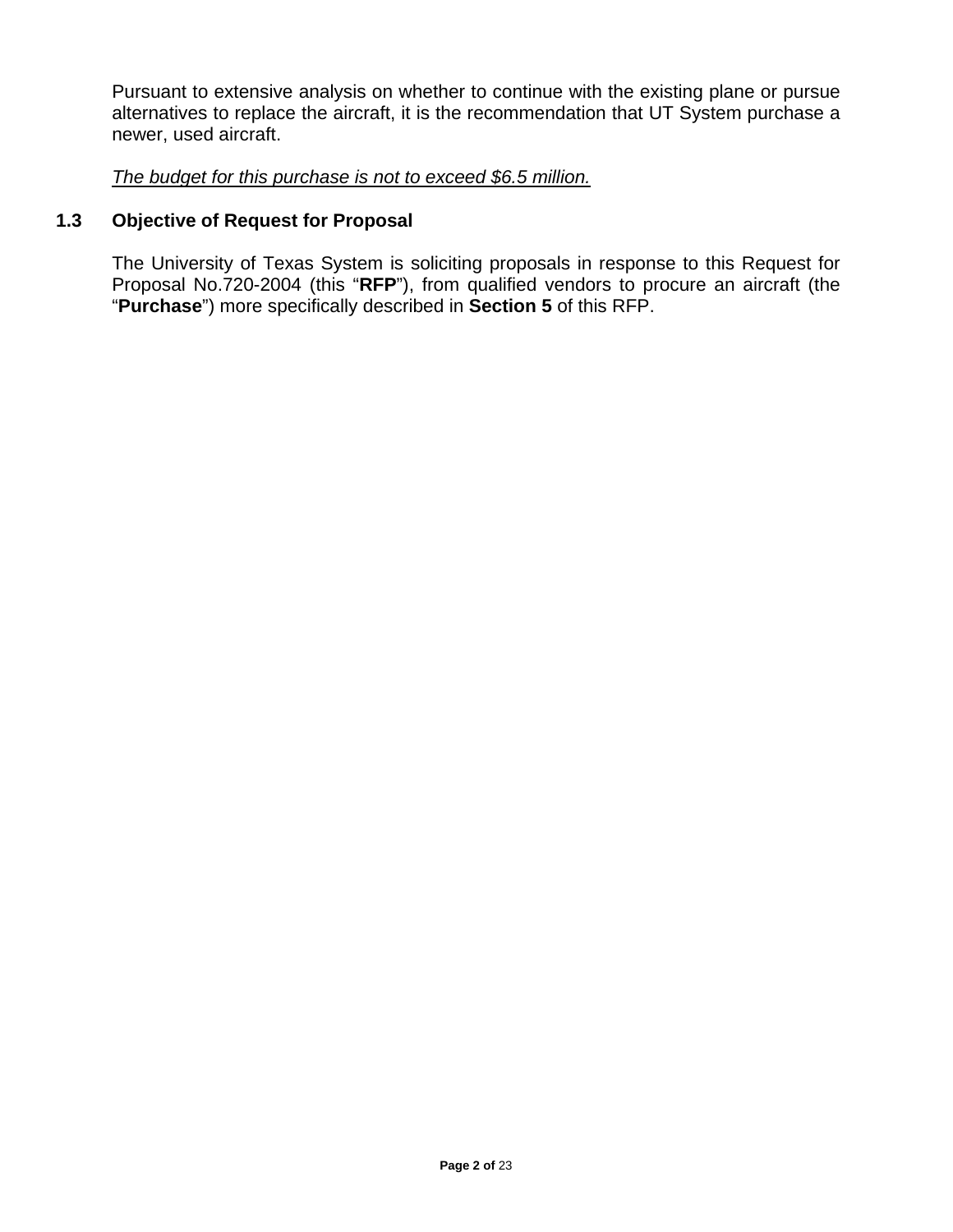Pursuant to extensive analysis on whether to continue with the existing plane or pursue alternatives to replace the aircraft, it is the recommendation that UT System purchase a newer, used aircraft.

*<u>The budget for this purchase is not to exceed $6.5 million.</u>*

### 1.3 Objective of Request for Proposal

The University of Texas System is soliciting proposals in response to this Request for Proposal No.720-2004 (this "**RFP**"), from qualified vendors to procure an aircraft (the "**Purchase**") more specifically described in **Section 5** of this RFP.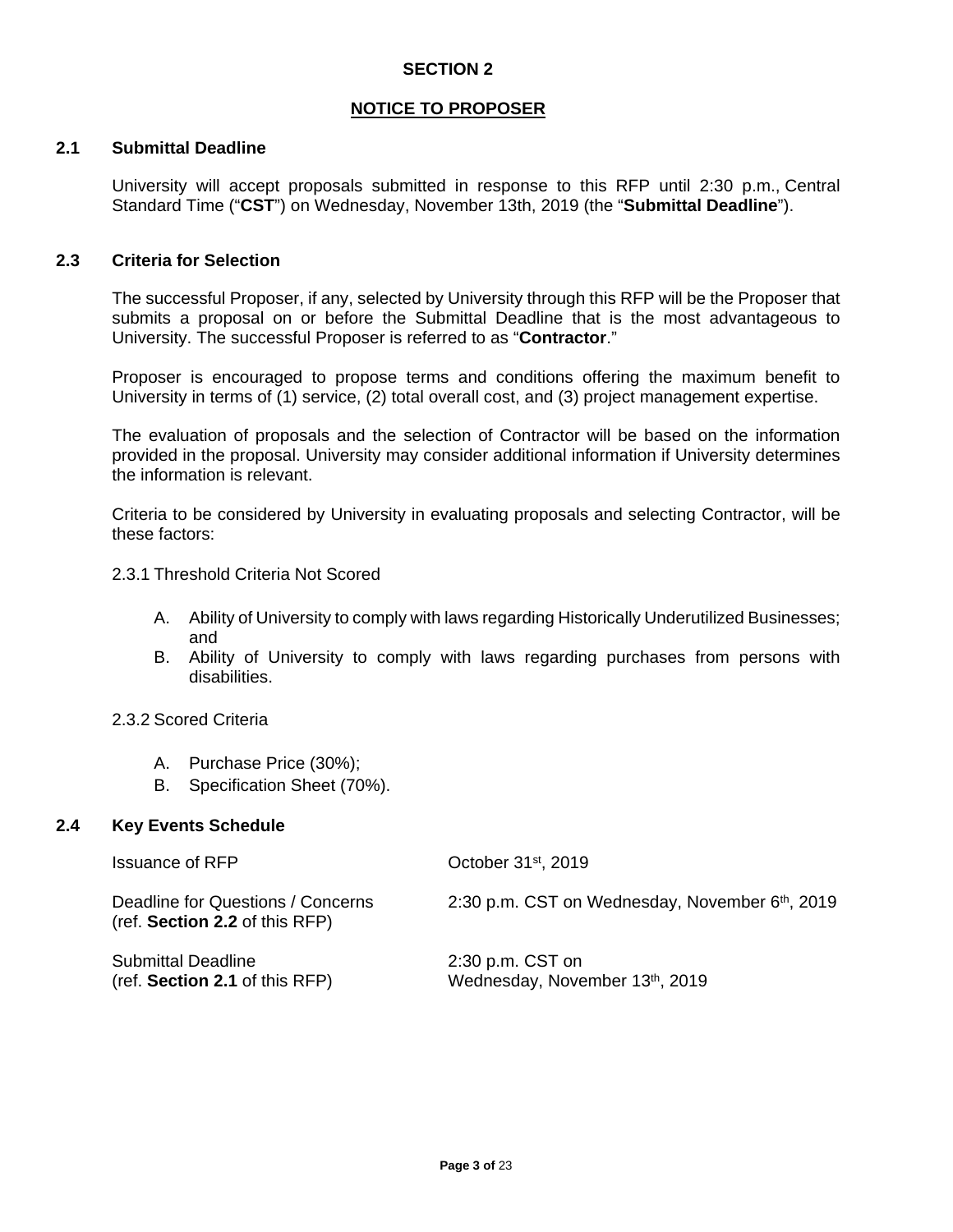# SECTION 2

## NOTICE TO PROPOSER

### 2.1 Submittal Deadline

University will accept proposals submitted in response to this RFP until 2:30 p.m., Central Standard Time ("**CST**") on Wednesday, November 13th, 2019 (the "**Submittal Deadline**").

### 2.3 Criteria for Selection

The successful Proposer, if any, selected by University through this RFP will be the Proposer that submits a proposal on or before the Submittal Deadline that is the most advantageous to University. The successful Proposer is referred to as "**Contractor**."

Proposer is encouraged to propose terms and conditions offering the maximum benefit to University in terms of (1) service, (2) total overall cost, and (3) project management expertise.

The evaluation of proposals and the selection of Contractor will be based on the information provided in the proposal. University may consider additional information if University determines the information is relevant.

Criteria to be considered by University in evaluating proposals and selecting Contractor, will be these factors:

2.3.1 Threshold Criteria Not Scored

A. Ability of University to comply with laws regarding Historically Underutilized Businesses; and
B. Ability of University to comply with laws regarding purchases from persons with disabilities.

2.3.2 Scored Criteria

A. Purchase Price (30%);
B. Specification Sheet (70%).

### 2.4 Key Events Schedule

| | |
|---|---|
| Issuance of RFP | October 31st, 2019 |
| Deadline for Questions / Concerns (ref. **Section 2.2** of this RFP) | 2:30 p.m. CST on Wednesday, November 6th, 2019 |
| Submittal Deadline (ref. **Section 2.1** of this RFP) | 2:30 p.m. CST on Wednesday, November 13th, 2019 |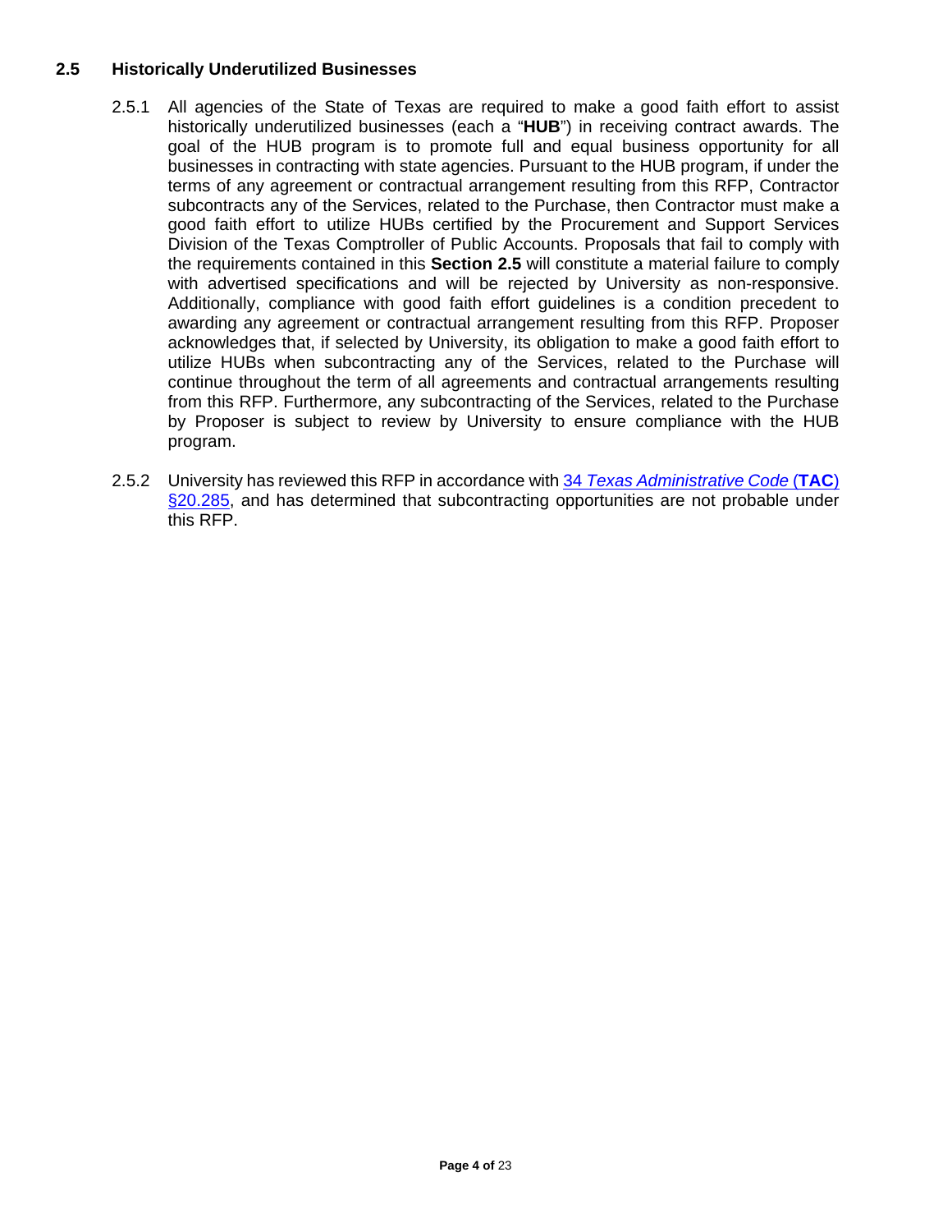## 2.5 Historically Underutilized Businesses

2.5.1 All agencies of the State of Texas are required to make a good faith effort to assist historically underutilized businesses (each a "**HUB**") in receiving contract awards. The goal of the HUB program is to promote full and equal business opportunity for all businesses in contracting with state agencies. Pursuant to the HUB program, if under the terms of any agreement or contractual arrangement resulting from this RFP, Contractor subcontracts any of the Services, related to the Purchase, then Contractor must make a good faith effort to utilize HUBs certified by the Procurement and Support Services Division of the Texas Comptroller of Public Accounts. Proposals that fail to comply with the requirements contained in this **Section 2.5** will constitute a material failure to comply with advertised specifications and will be rejected by University as non-responsive. Additionally, compliance with good faith effort guidelines is a condition precedent to awarding any agreement or contractual arrangement resulting from this RFP. Proposer acknowledges that, if selected by University, its obligation to make a good faith effort to utilize HUBs when subcontracting any of the Services, related to the Purchase will continue throughout the term of all agreements and contractual arrangements resulting from this RFP. Furthermore, any subcontracting of the Services, related to the Purchase by Proposer is subject to review by University to ensure compliance with the HUB program.

2.5.2 University has reviewed this RFP in accordance with 34 *Texas Administrative Code* (**TAC**) §20.285, and has determined that subcontracting opportunities are not probable under this RFP.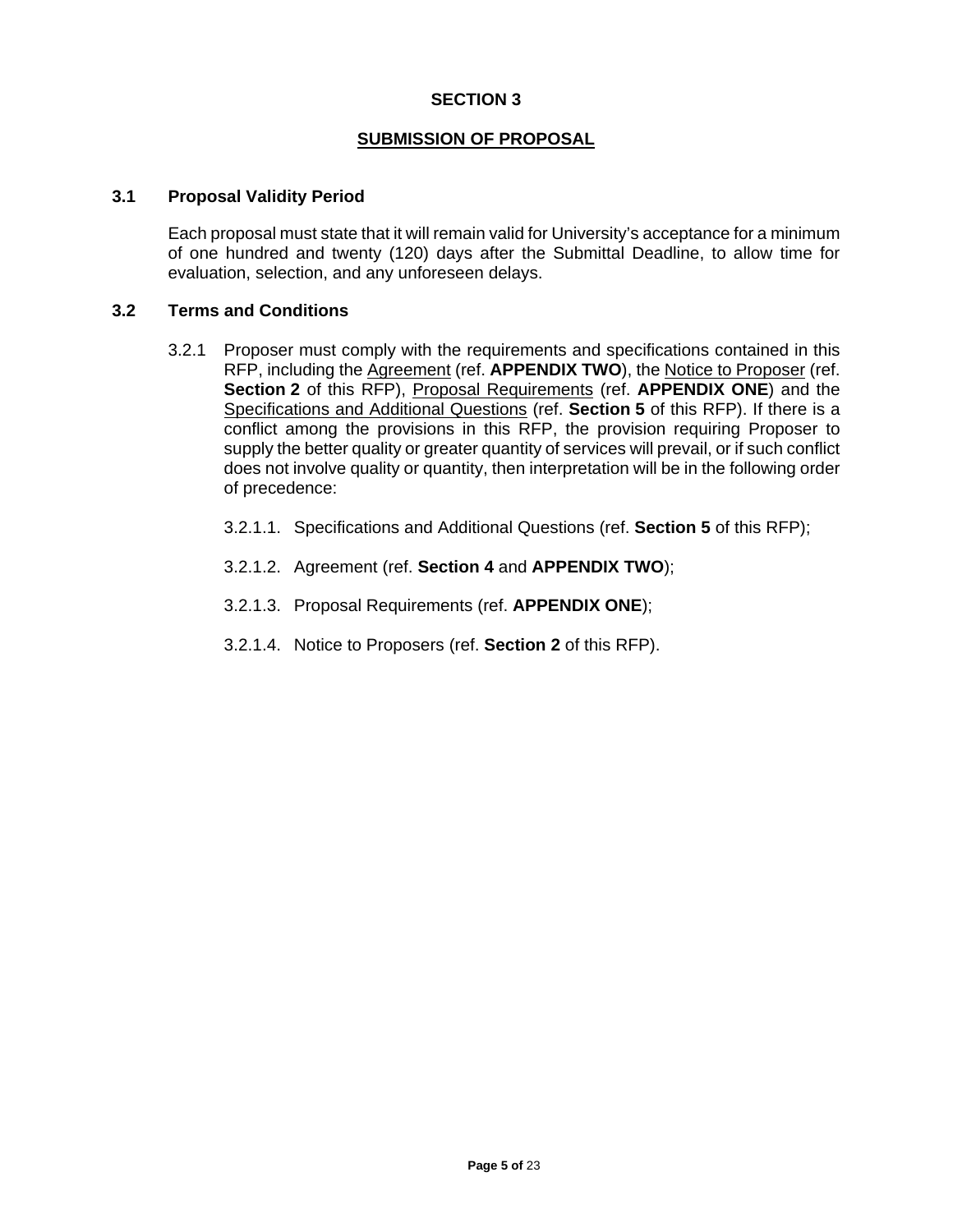# SECTION 3

## SUBMISSION OF PROPOSAL

### 3.1 Proposal Validity Period

Each proposal must state that it will remain valid for University's acceptance for a minimum of one hundred and twenty (120) days after the Submittal Deadline, to allow time for evaluation, selection, and any unforeseen delays.

### 3.2 Terms and Conditions

3.2.1 Proposer must comply with the requirements and specifications contained in this RFP, including the Agreement (ref. **APPENDIX TWO**), the Notice to Proposer (ref. **Section 2** of this RFP), Proposal Requirements (ref. **APPENDIX ONE**) and the Specifications and Additional Questions (ref. **Section 5** of this RFP). If there is a conflict among the provisions in this RFP, the provision requiring Proposer to supply the better quality or greater quantity of services will prevail, or if such conflict does not involve quality or quantity, then interpretation will be in the following order of precedence:

3.2.1.1. Specifications and Additional Questions (ref. **Section 5** of this RFP);

3.2.1.2. Agreement (ref. **Section 4** and **APPENDIX TWO**);

3.2.1.3. Proposal Requirements (ref. **APPENDIX ONE**);

3.2.1.4. Notice to Proposers (ref. **Section 2** of this RFP).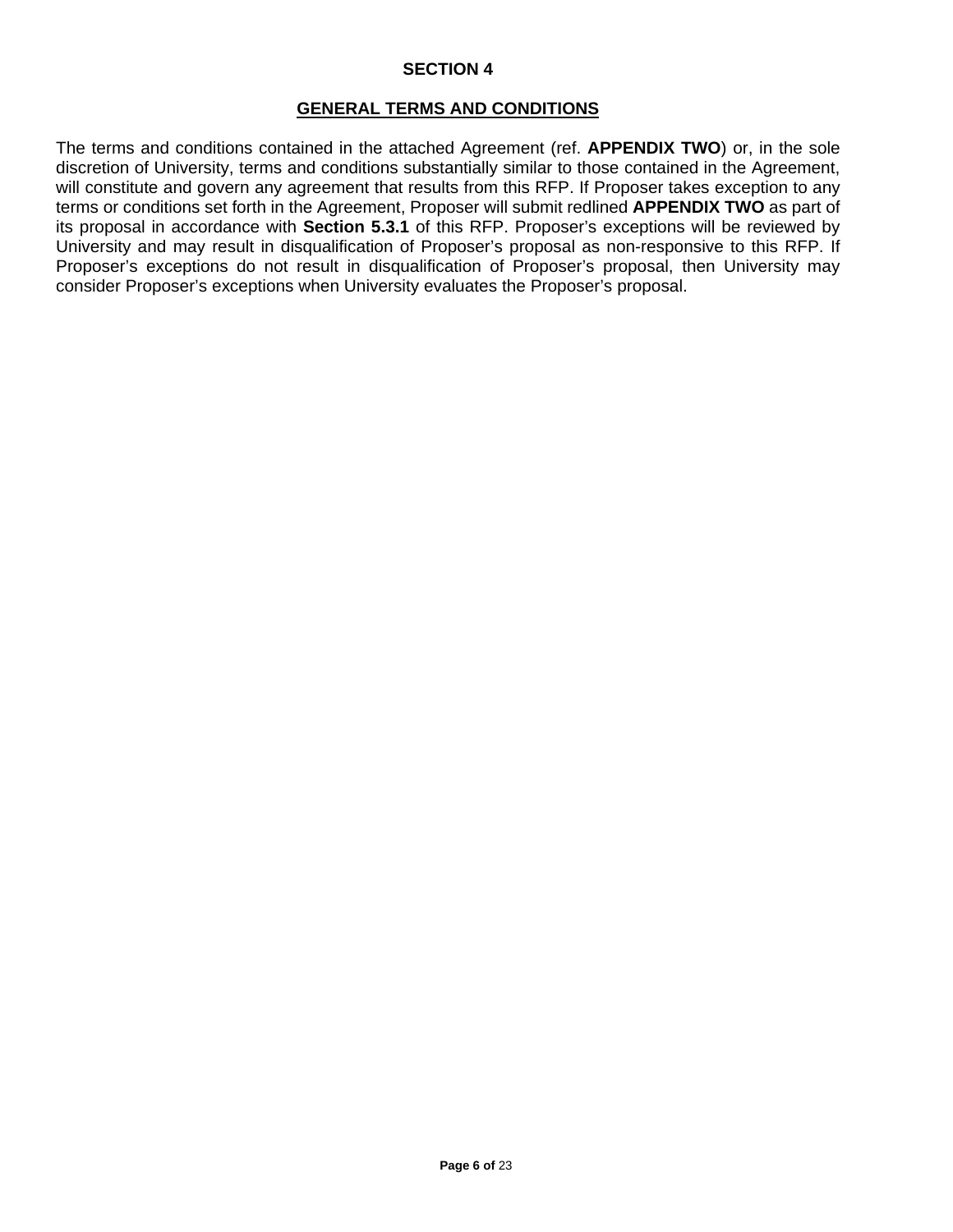# SECTION 4

## GENERAL TERMS AND CONDITIONS

The terms and conditions contained in the attached Agreement (ref. **APPENDIX TWO**) or, in the sole discretion of University, terms and conditions substantially similar to those contained in the Agreement, will constitute and govern any agreement that results from this RFP. If Proposer takes exception to any terms or conditions set forth in the Agreement, Proposer will submit redlined **APPENDIX TWO** as part of its proposal in accordance with **Section 5.3.1** of this RFP. Proposer's exceptions will be reviewed by University and may result in disqualification of Proposer's proposal as non-responsive to this RFP. If Proposer's exceptions do not result in disqualification of Proposer's proposal, then University may consider Proposer's exceptions when University evaluates the Proposer's proposal.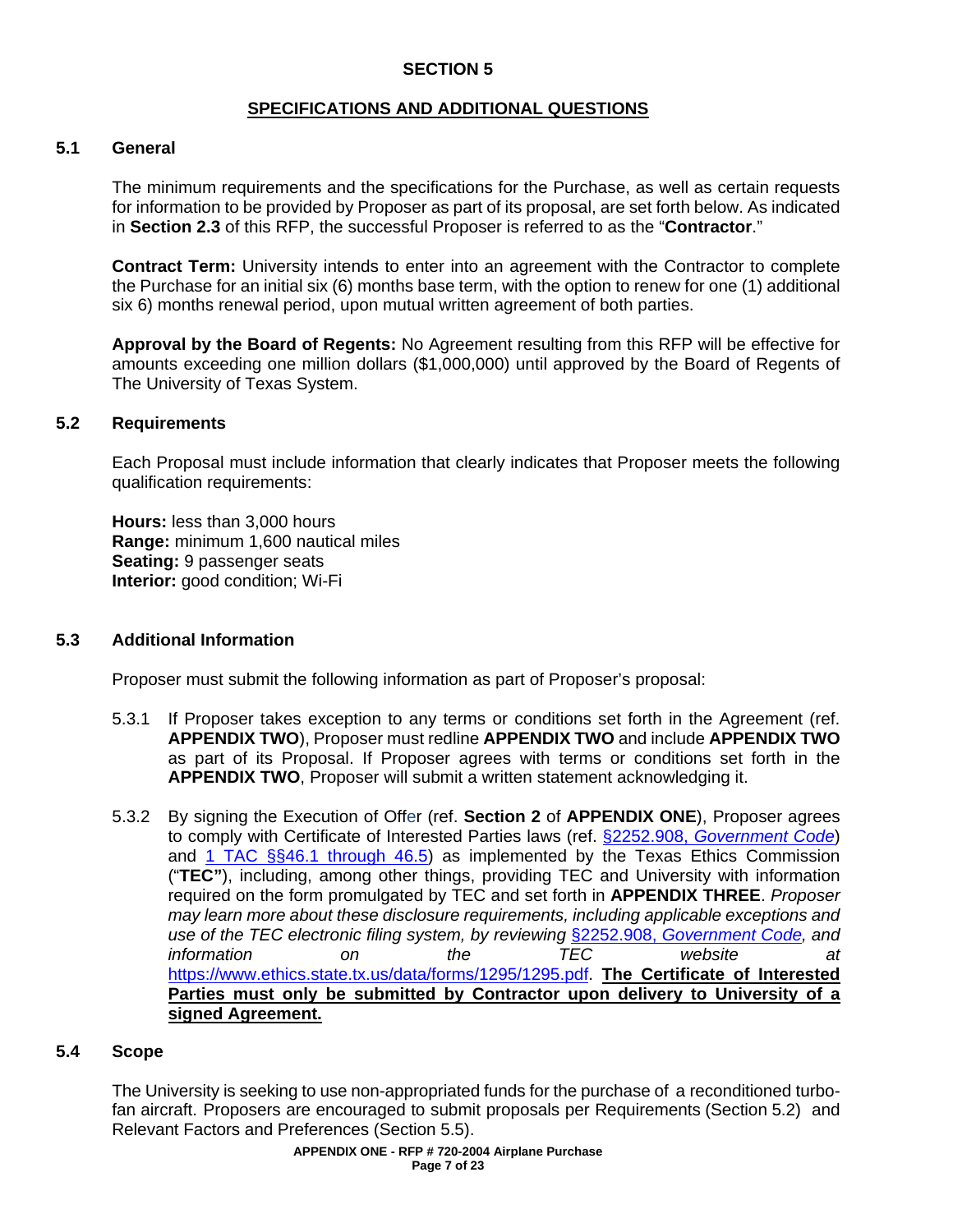# SECTION 5

## SPECIFICATIONS AND ADDITIONAL QUESTIONS

### 5.1 General

The minimum requirements and the specifications for the Purchase, as well as certain requests for information to be provided by Proposer as part of its proposal, are set forth below. As indicated in **Section 2.3** of this RFP, the successful Proposer is referred to as the "**Contractor**."

**Contract Term:** University intends to enter into an agreement with the Contractor to complete the Purchase for an initial six (6) months base term, with the option to renew for one (1) additional six 6) months renewal period, upon mutual written agreement of both parties.

**Approval by the Board of Regents:** No Agreement resulting from this RFP will be effective for amounts exceeding one million dollars ($1,000,000) until approved by the Board of Regents of The University of Texas System.

### 5.2 Requirements

Each Proposal must include information that clearly indicates that Proposer meets the following qualification requirements:

**Hours:** less than 3,000 hours
**Range:** minimum 1,600 nautical miles
**Seating:** 9 passenger seats
**Interior:** good condition; Wi-Fi

### 5.3 Additional Information

Proposer must submit the following information as part of Proposer's proposal:

5.3.1 If Proposer takes exception to any terms or conditions set forth in the Agreement (ref. **APPENDIX TWO**), Proposer must redline **APPENDIX TWO** and include **APPENDIX TWO** as part of its Proposal. If Proposer agrees with terms or conditions set forth in the **APPENDIX TWO**, Proposer will submit a written statement acknowledging it.

5.3.2 By signing the Execution of Offer (ref. **Section 2** of **APPENDIX ONE**), Proposer agrees to comply with Certificate of Interested Parties laws (ref. §2252.908, *Government Code*) and 1 TAC §§46.1 through 46.5) as implemented by the Texas Ethics Commission ("**TEC**"), including, among other things, providing TEC and University with information required on the form promulgated by TEC and set forth in **APPENDIX THREE**. *Proposer may learn more about these disclosure requirements, including applicable exceptions and use of the TEC electronic filing system, by reviewing §2252.908, Government Code, and information on the TEC website at* https://www.ethics.state.tx.us/data/forms/1295/1295.pdf. **The Certificate of Interested Parties must only be submitted by Contractor upon delivery to University of a signed Agreement.**

### 5.4 Scope

The University is seeking to use non-appropriated funds for the purchase of a reconditioned turbo-fan aircraft. Proposers are encouraged to submit proposals per Requirements (Section 5.2) and Relevant Factors and Preferences (Section 5.5).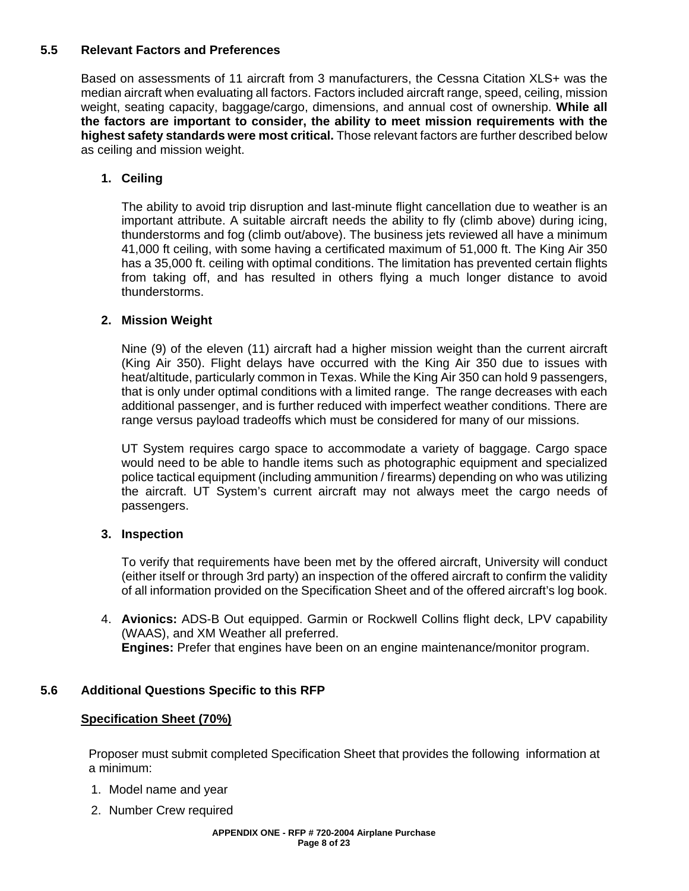## 5.5 Relevant Factors and Preferences

Based on assessments of 11 aircraft from 3 manufacturers, the Cessna Citation XLS+ was the median aircraft when evaluating all factors. Factors included aircraft range, speed, ceiling, mission weight, seating capacity, baggage/cargo, dimensions, and annual cost of ownership. **While all the factors are important to consider, the ability to meet mission requirements with the highest safety standards were most critical.** Those relevant factors are further described below as ceiling and mission weight.

1. **Ceiling**

   The ability to avoid trip disruption and last-minute flight cancellation due to weather is an important attribute. A suitable aircraft needs the ability to fly (climb above) during icing, thunderstorms and fog (climb out/above). The business jets reviewed all have a minimum 41,000 ft ceiling, with some having a certificated maximum of 51,000 ft. The King Air 350 has a 35,000 ft. ceiling with optimal conditions. The limitation has prevented certain flights from taking off, and has resulted in others flying a much longer distance to avoid thunderstorms.

2. **Mission Weight**

   Nine (9) of the eleven (11) aircraft had a higher mission weight than the current aircraft (King Air 350). Flight delays have occurred with the King Air 350 due to issues with heat/altitude, particularly common in Texas. While the King Air 350 can hold 9 passengers, that is only under optimal conditions with a limited range. The range decreases with each additional passenger, and is further reduced with imperfect weather conditions. There are range versus payload tradeoffs which must be considered for many of our missions.

   UT System requires cargo space to accommodate a variety of baggage. Cargo space would need to be able to handle items such as photographic equipment and specialized police tactical equipment (including ammunition / firearms) depending on who was utilizing the aircraft. UT System's current aircraft may not always meet the cargo needs of passengers.

3. **Inspection**

   To verify that requirements have been met by the offered aircraft, University will conduct (either itself or through 3rd party) an inspection of the offered aircraft to confirm the validity of all information provided on the Specification Sheet and of the offered aircraft's log book.

4. **Avionics:** ADS-B Out equipped. Garmin or Rockwell Collins flight deck, LPV capability (WAAS), and XM Weather all preferred.
   **Engines:** Prefer that engines have been on an engine maintenance/monitor program.

## 5.6 Additional Questions Specific to this RFP

**Specification Sheet (70%)**

Proposer must submit completed Specification Sheet that provides the following information at a minimum:

1. Model name and year
2. Number Crew required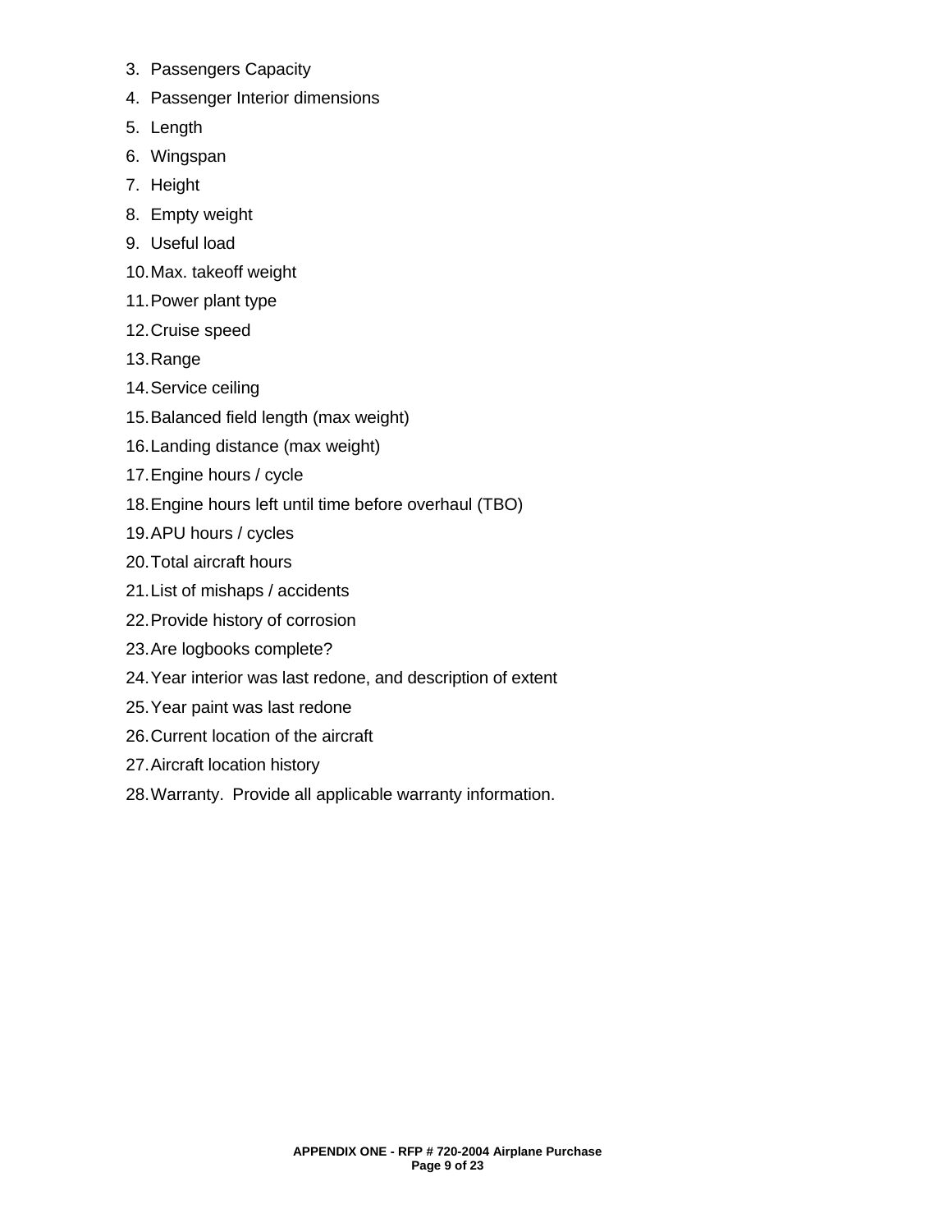3. Passengers Capacity
4. Passenger Interior dimensions
5. Length
6. Wingspan
7. Height
8. Empty weight
9. Useful load
10. Max. takeoff weight
11. Power plant type
12. Cruise speed
13. Range
14. Service ceiling
15. Balanced field length (max weight)
16. Landing distance (max weight)
17. Engine hours / cycle
18. Engine hours left until time before overhaul (TBO)
19. APU hours / cycles
20. Total aircraft hours
21. List of mishaps / accidents
22. Provide history of corrosion
23. Are logbooks complete?
24. Year interior was last redone, and description of extent
25. Year paint was last redone
26. Current location of the aircraft
27. Aircraft location history
28. Warranty. Provide all applicable warranty information.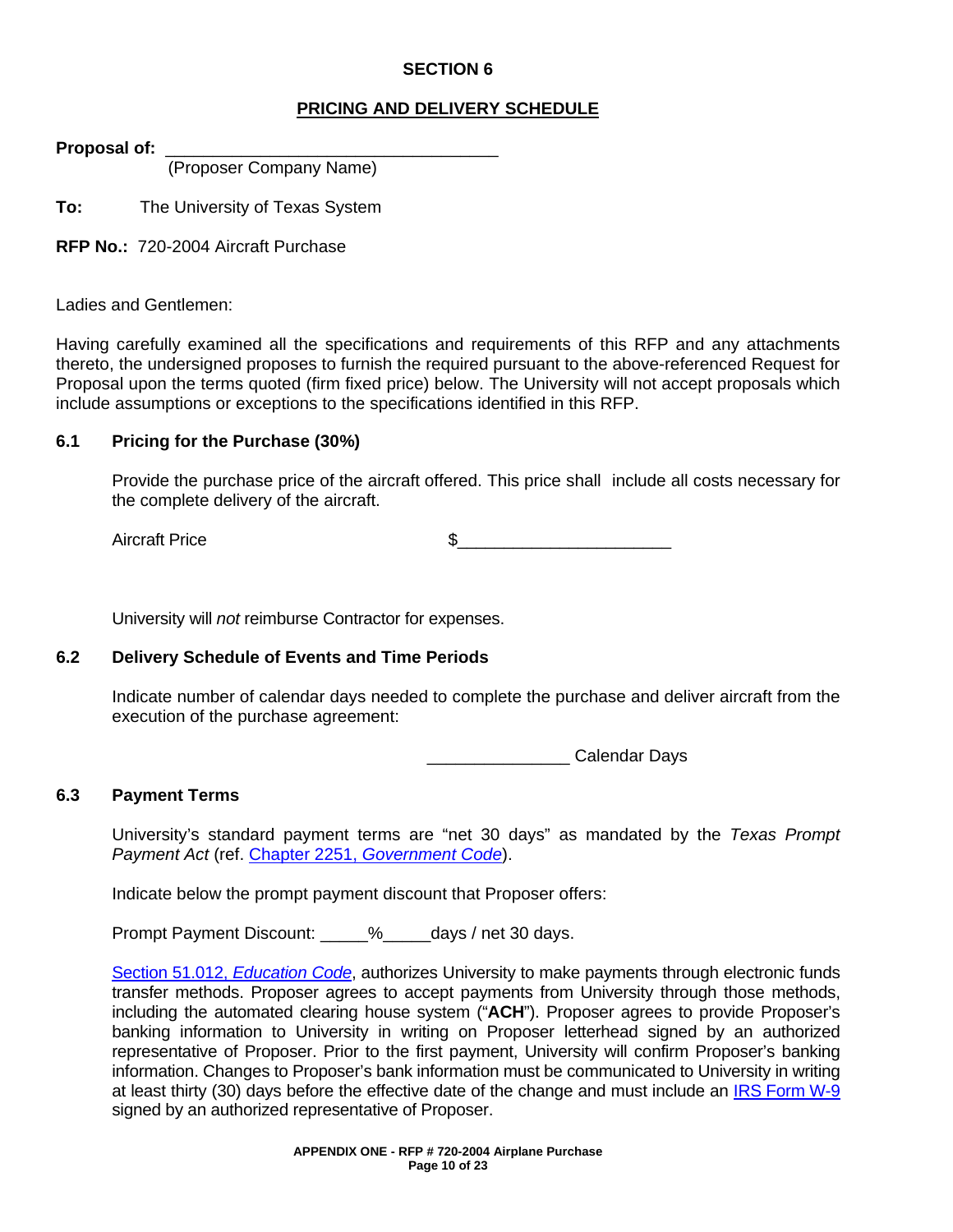# SECTION 6

## PRICING AND DELIVERY SCHEDULE

**Proposal of:** ___________________________________
(Proposer Company Name)

**To:** The University of Texas System

**RFP No.:** 720-2004 Aircraft Purchase

Ladies and Gentlemen:

Having carefully examined all the specifications and requirements of this RFP and any attachments thereto, the undersigned proposes to furnish the required pursuant to the above-referenced Request for Proposal upon the terms quoted (firm fixed price) below. The University will not accept proposals which include assumptions or exceptions to the specifications identified in this RFP.

### 6.1 Pricing for the Purchase (30%)

Provide the purchase price of the aircraft offered. This price shall include all costs necessary for the complete delivery of the aircraft.

Aircraft Price $______________________

University will *not* reimburse Contractor for expenses.

### 6.2 Delivery Schedule of Events and Time Periods

Indicate number of calendar days needed to complete the purchase and deliver aircraft from the execution of the purchase agreement:

_______________ Calendar Days

### 6.3 Payment Terms

University's standard payment terms are "net 30 days" as mandated by the *Texas Prompt Payment Act* (ref. Chapter 2251, *Government Code*).

Indicate below the prompt payment discount that Proposer offers:

Prompt Payment Discount: _____%_____days / net 30 days.

Section 51.012, *Education Code*, authorizes University to make payments through electronic funds transfer methods. Proposer agrees to accept payments from University through those methods, including the automated clearing house system ("**ACH**"). Proposer agrees to provide Proposer's banking information to University in writing on Proposer letterhead signed by an authorized representative of Proposer. Prior to the first payment, University will confirm Proposer's banking information. Changes to Proposer's bank information must be communicated to University in writing at least thirty (30) days before the effective date of the change and must include an IRS Form W-9 signed by an authorized representative of Proposer.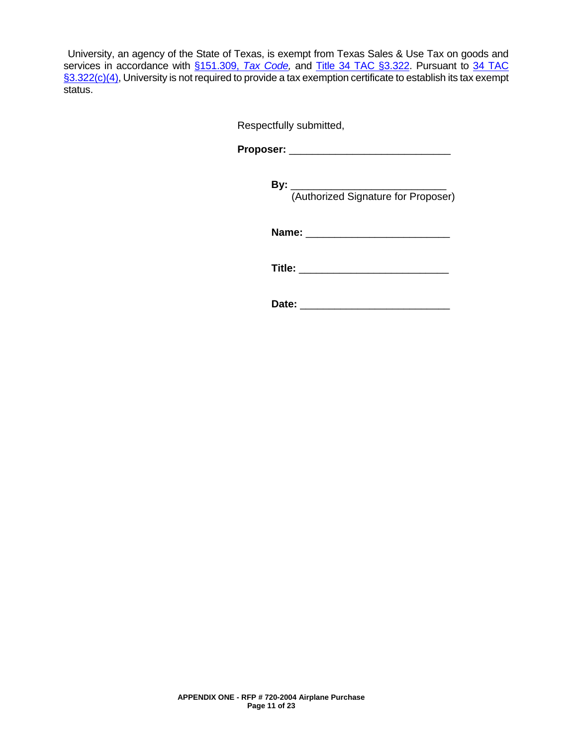University, an agency of the State of Texas, is exempt from Texas Sales & Use Tax on goods and services in accordance with §151.309, *Tax Code*, and Title 34 TAC §3.322. Pursuant to 34 TAC §3.322(c)(4), University is not required to provide a tax exemption certificate to establish its tax exempt status.

Respectfully submitted,

**Proposer:** ____________________________

**By:** ___________________________
(Authorized Signature for Proposer)

**Name:** _________________________

**Title:** __________________________

**Date:** __________________________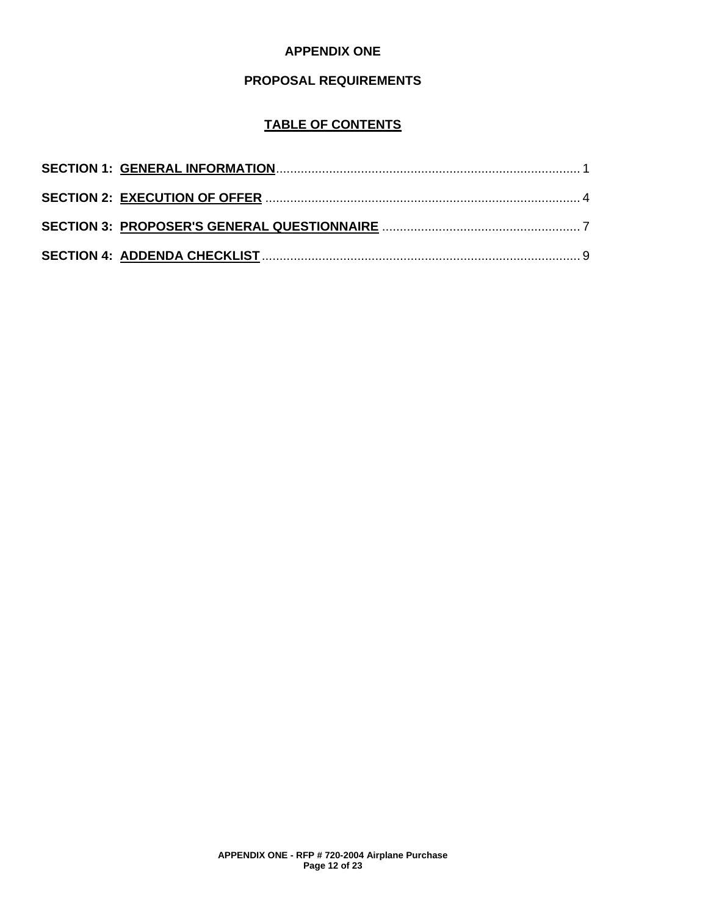# APPENDIX ONE

## PROPOSAL REQUIREMENTS

### TABLE OF CONTENTS

**SECTION 1: GENERAL INFORMATION** ..................................................................................... 1

**SECTION 2: EXECUTION OF OFFER** ........................................................................................ 4

**SECTION 3: PROPOSER'S GENERAL QUESTIONNAIRE** ....................................................... 7

**SECTION 4: ADDENDA CHECKLIST** ......................................................................................... 9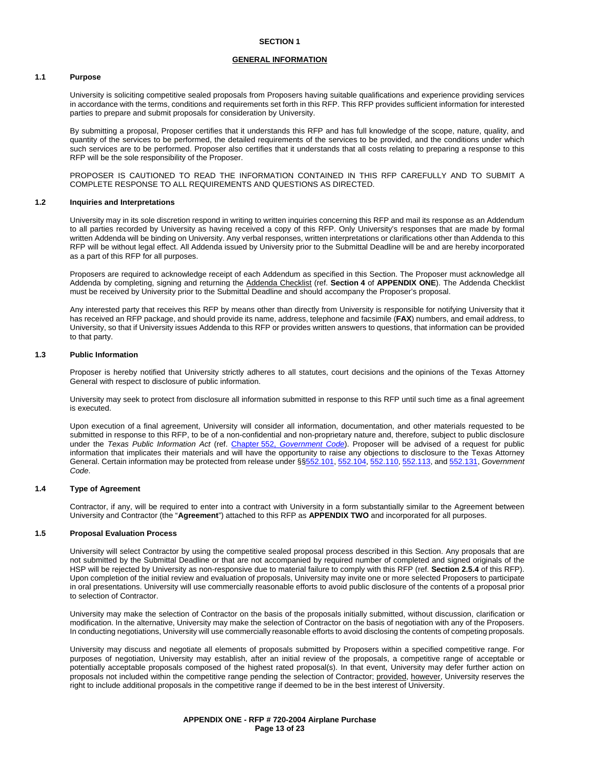## SECTION 1

## GENERAL INFORMATION

### 1.1 Purpose

University is soliciting competitive sealed proposals from Proposers having suitable qualifications and experience providing services in accordance with the terms, conditions and requirements set forth in this RFP. This RFP provides sufficient information for interested parties to prepare and submit proposals for consideration by University.

By submitting a proposal, Proposer certifies that it understands this RFP and has full knowledge of the scope, nature, quality, and quantity of the services to be performed, the detailed requirements of the services to be provided, and the conditions under which such services are to be performed. Proposer also certifies that it understands that all costs relating to preparing a response to this RFP will be the sole responsibility of the Proposer.

PROPOSER IS CAUTIONED TO READ THE INFORMATION CONTAINED IN THIS RFP CAREFULLY AND TO SUBMIT A COMPLETE RESPONSE TO ALL REQUIREMENTS AND QUESTIONS AS DIRECTED.

### 1.2 Inquiries and Interpretations

University may in its sole discretion respond in writing to written inquiries concerning this RFP and mail its response as an Addendum to all parties recorded by University as having received a copy of this RFP. Only University's responses that are made by formal written Addenda will be binding on University. Any verbal responses, written interpretations or clarifications other than Addenda to this RFP will be without legal effect. All Addenda issued by University prior to the Submittal Deadline will be and are hereby incorporated as a part of this RFP for all purposes.

Proposers are required to acknowledge receipt of each Addendum as specified in this Section. The Proposer must acknowledge all Addenda by completing, signing and returning the Addenda Checklist (ref. **Section 4** of **APPENDIX ONE**). The Addenda Checklist must be received by University prior to the Submittal Deadline and should accompany the Proposer's proposal.

Any interested party that receives this RFP by means other than directly from University is responsible for notifying University that it has received an RFP package, and should provide its name, address, telephone and facsimile (**FAX**) numbers, and email address, to University, so that if University issues Addenda to this RFP or provides written answers to questions, that information can be provided to that party.

### 1.3 Public Information

Proposer is hereby notified that University strictly adheres to all statutes, court decisions and the opinions of the Texas Attorney General with respect to disclosure of public information.

University may seek to protect from disclosure all information submitted in response to this RFP until such time as a final agreement is executed.

Upon execution of a final agreement, University will consider all information, documentation, and other materials requested to be submitted in response to this RFP, to be of a non-confidential and non-proprietary nature and, therefore, subject to public disclosure under the *Texas Public Information Act* (ref. Chapter 552, *Government Code*). Proposer will be advised of a request for public information that implicates their materials and will have the opportunity to raise any objections to disclosure to the Texas Attorney General. Certain information may be protected from release under §§552.101, 552.104, 552.110, 552.113, and 552.131, *Government Code*.

### 1.4 Type of Agreement

Contractor, if any, will be required to enter into a contract with University in a form substantially similar to the Agreement between University and Contractor (the "**Agreement**") attached to this RFP as **APPENDIX TWO** and incorporated for all purposes.

### 1.5 Proposal Evaluation Process

University will select Contractor by using the competitive sealed proposal process described in this Section. Any proposals that are not submitted by the Submittal Deadline or that are not accompanied by required number of completed and signed originals of the HSP will be rejected by University as non-responsive due to material failure to comply with this RFP (ref. **Section 2.5.4** of this RFP). Upon completion of the initial review and evaluation of proposals, University may invite one or more selected Proposers to participate in oral presentations. University will use commercially reasonable efforts to avoid public disclosure of the contents of a proposal prior to selection of Contractor.

University may make the selection of Contractor on the basis of the proposals initially submitted, without discussion, clarification or modification. In the alternative, University may make the selection of Contractor on the basis of negotiation with any of the Proposers. In conducting negotiations, University will use commercially reasonable efforts to avoid disclosing the contents of competing proposals.

University may discuss and negotiate all elements of proposals submitted by Proposers within a specified competitive range. For purposes of negotiation, University may establish, after an initial review of the proposals, a competitive range of acceptable or potentially acceptable proposals composed of the highest rated proposal(s). In that event, University may defer further action on proposals not included within the competitive range pending the selection of Contractor; provided, however, University reserves the right to include additional proposals in the competitive range if deemed to be in the best interest of University.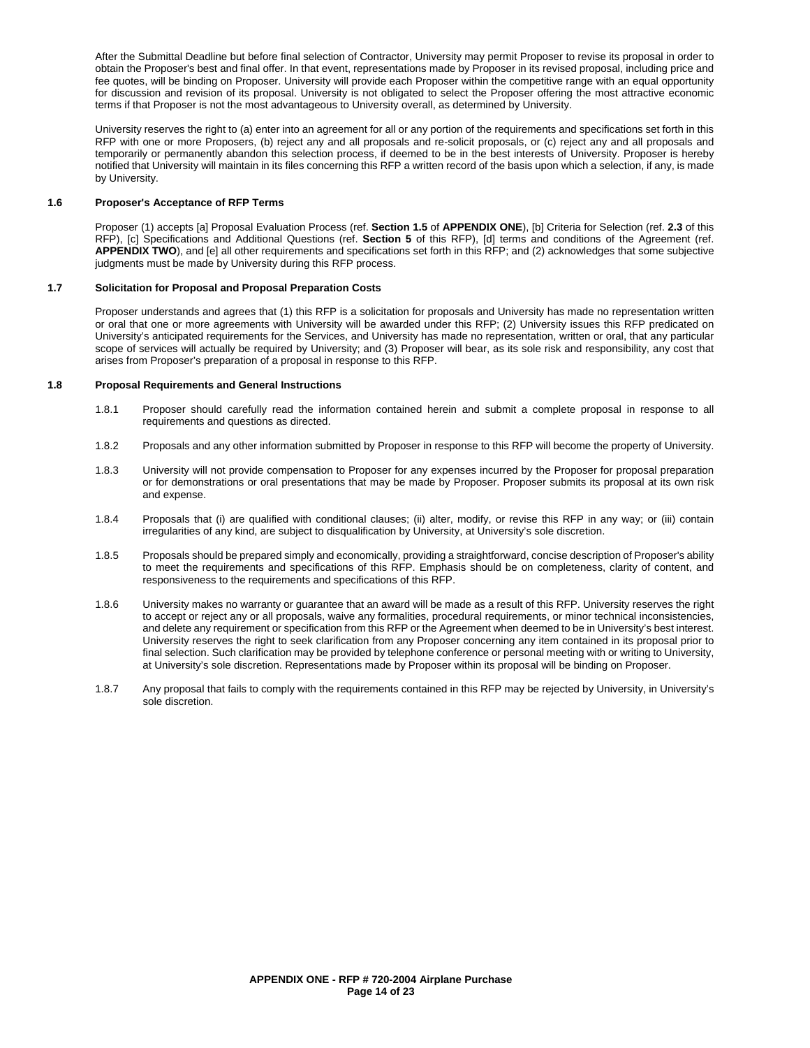After the Submittal Deadline but before final selection of Contractor, University may permit Proposer to revise its proposal in order to obtain the Proposer's best and final offer. In that event, representations made by Proposer in its revised proposal, including price and fee quotes, will be binding on Proposer. University will provide each Proposer within the competitive range with an equal opportunity for discussion and revision of its proposal. University is not obligated to select the Proposer offering the most attractive economic terms if that Proposer is not the most advantageous to University overall, as determined by University.

University reserves the right to (a) enter into an agreement for all or any portion of the requirements and specifications set forth in this RFP with one or more Proposers, (b) reject any and all proposals and re-solicit proposals, or (c) reject any and all proposals and temporarily or permanently abandon this selection process, if deemed to be in the best interests of University. Proposer is hereby notified that University will maintain in its files concerning this RFP a written record of the basis upon which a selection, if any, is made by University.

### 1.6 Proposer's Acceptance of RFP Terms

Proposer (1) accepts [a] Proposal Evaluation Process (ref. **Section 1.5** of **APPENDIX ONE**), [b] Criteria for Selection (ref. **2.3** of this RFP), [c] Specifications and Additional Questions (ref. **Section 5** of this RFP), [d] terms and conditions of the Agreement (ref. **APPENDIX TWO**), and [e] all other requirements and specifications set forth in this RFP; and (2) acknowledges that some subjective judgments must be made by University during this RFP process.

### 1.7 Solicitation for Proposal and Proposal Preparation Costs

Proposer understands and agrees that (1) this RFP is a solicitation for proposals and University has made no representation written or oral that one or more agreements with University will be awarded under this RFP; (2) University issues this RFP predicated on University's anticipated requirements for the Services, and University has made no representation, written or oral, that any particular scope of services will actually be required by University; and (3) Proposer will bear, as its sole risk and responsibility, any cost that arises from Proposer's preparation of a proposal in response to this RFP.

### 1.8 Proposal Requirements and General Instructions

1.8.1 Proposer should carefully read the information contained herein and submit a complete proposal in response to all requirements and questions as directed.

1.8.2 Proposals and any other information submitted by Proposer in response to this RFP will become the property of University.

1.8.3 University will not provide compensation to Proposer for any expenses incurred by the Proposer for proposal preparation or for demonstrations or oral presentations that may be made by Proposer. Proposer submits its proposal at its own risk and expense.

1.8.4 Proposals that (i) are qualified with conditional clauses; (ii) alter, modify, or revise this RFP in any way; or (iii) contain irregularities of any kind, are subject to disqualification by University, at University's sole discretion.

1.8.5 Proposals should be prepared simply and economically, providing a straightforward, concise description of Proposer's ability to meet the requirements and specifications of this RFP. Emphasis should be on completeness, clarity of content, and responsiveness to the requirements and specifications of this RFP.

1.8.6 University makes no warranty or guarantee that an award will be made as a result of this RFP. University reserves the right to accept or reject any or all proposals, waive any formalities, procedural requirements, or minor technical inconsistencies, and delete any requirement or specification from this RFP or the Agreement when deemed to be in University's best interest. University reserves the right to seek clarification from any Proposer concerning any item contained in its proposal prior to final selection. Such clarification may be provided by telephone conference or personal meeting with or writing to University, at University's sole discretion. Representations made by Proposer within its proposal will be binding on Proposer.

1.8.7 Any proposal that fails to comply with the requirements contained in this RFP may be rejected by University, in University's sole discretion.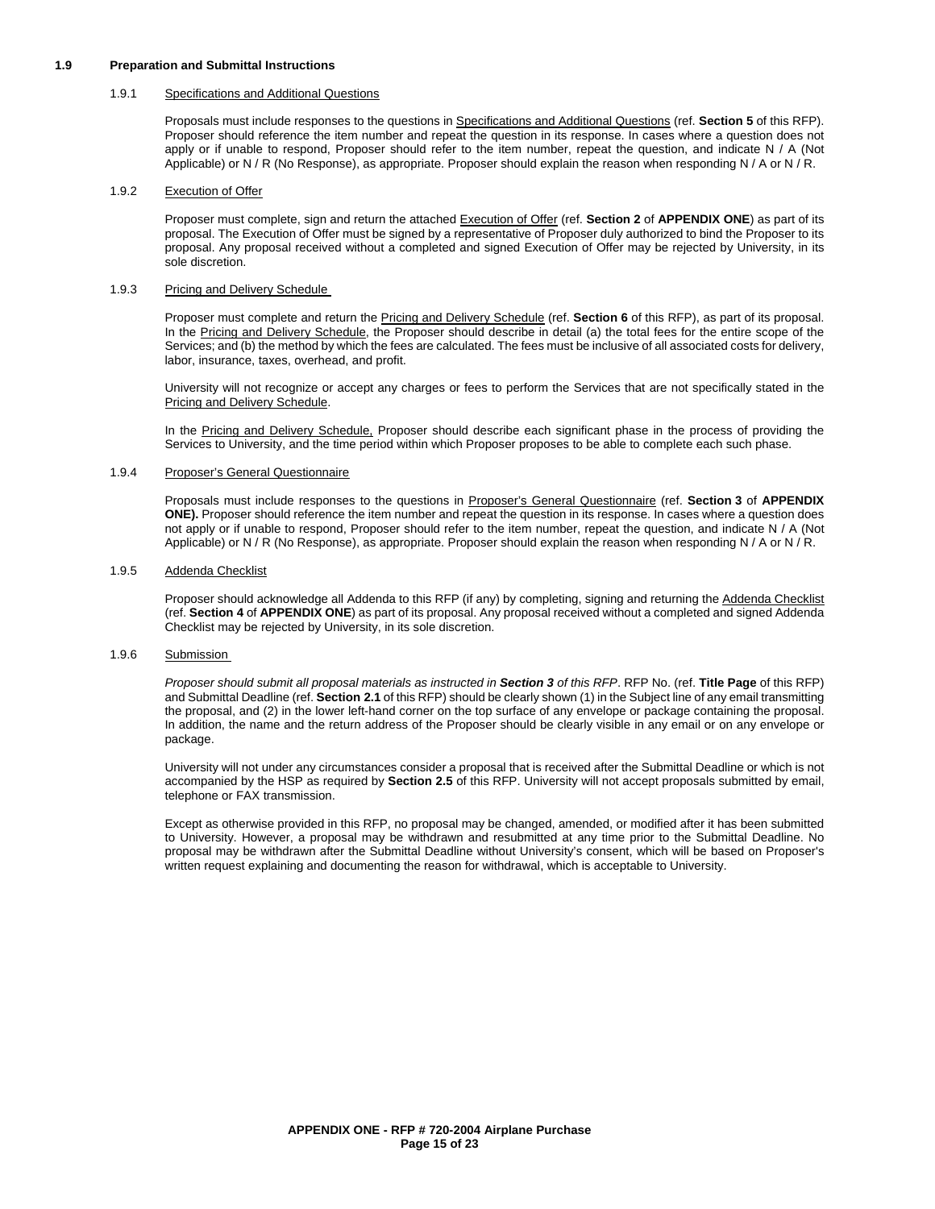### 1.9 Preparation and Submittal Instructions

#### 1.9.1 Specifications and Additional Questions

Proposals must include responses to the questions in Specifications and Additional Questions (ref. **Section 5** of this RFP). Proposer should reference the item number and repeat the question in its response. In cases where a question does not apply or if unable to respond, Proposer should refer to the item number, repeat the question, and indicate N / A (Not Applicable) or N / R (No Response), as appropriate. Proposer should explain the reason when responding N / A or N / R.

#### 1.9.2 Execution of Offer

Proposer must complete, sign and return the attached Execution of Offer (ref. **Section 2** of **APPENDIX ONE**) as part of its proposal. The Execution of Offer must be signed by a representative of Proposer duly authorized to bind the Proposer to its proposal. Any proposal received without a completed and signed Execution of Offer may be rejected by University, in its sole discretion.

#### 1.9.3 Pricing and Delivery Schedule

Proposer must complete and return the Pricing and Delivery Schedule (ref. **Section 6** of this RFP), as part of its proposal. In the Pricing and Delivery Schedule, the Proposer should describe in detail (a) the total fees for the entire scope of the Services; and (b) the method by which the fees are calculated. The fees must be inclusive of all associated costs for delivery, labor, insurance, taxes, overhead, and profit.

University will not recognize or accept any charges or fees to perform the Services that are not specifically stated in the Pricing and Delivery Schedule.

In the Pricing and Delivery Schedule, Proposer should describe each significant phase in the process of providing the Services to University, and the time period within which Proposer proposes to be able to complete each such phase.

#### 1.9.4 Proposer's General Questionnaire

Proposals must include responses to the questions in Proposer's General Questionnaire (ref. **Section 3** of **APPENDIX ONE).** Proposer should reference the item number and repeat the question in its response. In cases where a question does not apply or if unable to respond, Proposer should refer to the item number, repeat the question, and indicate N / A (Not Applicable) or N / R (No Response), as appropriate. Proposer should explain the reason when responding N / A or N / R.

#### 1.9.5 Addenda Checklist

Proposer should acknowledge all Addenda to this RFP (if any) by completing, signing and returning the Addenda Checklist (ref. **Section 4** of **APPENDIX ONE**) as part of its proposal. Any proposal received without a completed and signed Addenda Checklist may be rejected by University, in its sole discretion.

#### 1.9.6 Submission

*Proposer should submit all proposal materials as instructed in **Section 3** of this RFP*. RFP No. (ref. **Title Page** of this RFP) and Submittal Deadline (ref. **Section 2.1** of this RFP) should be clearly shown (1) in the Subject line of any email transmitting the proposal, and (2) in the lower left-hand corner on the top surface of any envelope or package containing the proposal. In addition, the name and the return address of the Proposer should be clearly visible in any email or on any envelope or package.

University will not under any circumstances consider a proposal that is received after the Submittal Deadline or which is not accompanied by the HSP as required by **Section 2.5** of this RFP. University will not accept proposals submitted by email, telephone or FAX transmission.

Except as otherwise provided in this RFP, no proposal may be changed, amended, or modified after it has been submitted to University. However, a proposal may be withdrawn and resubmitted at any time prior to the Submittal Deadline. No proposal may be withdrawn after the Submittal Deadline without University's consent, which will be based on Proposer's written request explaining and documenting the reason for withdrawal, which is acceptable to University.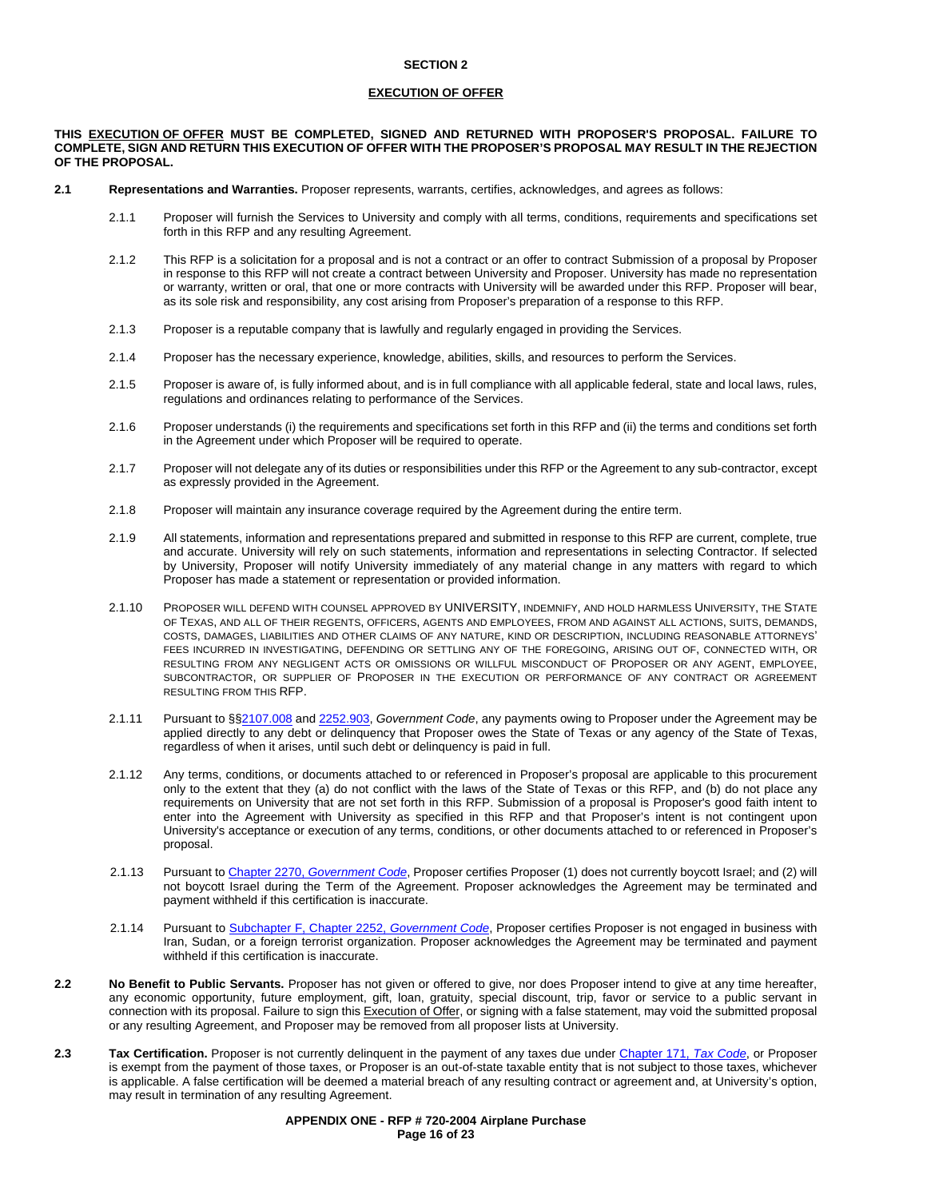**SECTION 2**

**EXECUTION OF OFFER**

**THIS EXECUTION OF OFFER MUST BE COMPLETED, SIGNED AND RETURNED WITH PROPOSER'S PROPOSAL. FAILURE TO COMPLETE, SIGN AND RETURN THIS EXECUTION OF OFFER WITH THE PROPOSER'S PROPOSAL MAY RESULT IN THE REJECTION OF THE PROPOSAL.**

**2.1 Representations and Warranties.** Proposer represents, warrants, certifies, acknowledges, and agrees as follows:

2.1.1 Proposer will furnish the Services to University and comply with all terms, conditions, requirements and specifications set forth in this RFP and any resulting Agreement.

2.1.2 This RFP is a solicitation for a proposal and is not a contract or an offer to contract Submission of a proposal by Proposer in response to this RFP will not create a contract between University and Proposer. University has made no representation or warranty, written or oral, that one or more contracts with University will be awarded under this RFP. Proposer will bear, as its sole risk and responsibility, any cost arising from Proposer's preparation of a response to this RFP.

2.1.3 Proposer is a reputable company that is lawfully and regularly engaged in providing the Services.

2.1.4 Proposer has the necessary experience, knowledge, abilities, skills, and resources to perform the Services.

2.1.5 Proposer is aware of, is fully informed about, and is in full compliance with all applicable federal, state and local laws, rules, regulations and ordinances relating to performance of the Services.

2.1.6 Proposer understands (i) the requirements and specifications set forth in this RFP and (ii) the terms and conditions set forth in the Agreement under which Proposer will be required to operate.

2.1.7 Proposer will not delegate any of its duties or responsibilities under this RFP or the Agreement to any sub-contractor, except as expressly provided in the Agreement.

2.1.8 Proposer will maintain any insurance coverage required by the Agreement during the entire term.

2.1.9 All statements, information and representations prepared and submitted in response to this RFP are current, complete, true and accurate. University will rely on such statements, information and representations in selecting Contractor. If selected by University, Proposer will notify University immediately of any material change in any matters with regard to which Proposer has made a statement or representation or provided information.

2.1.10 PROPOSER WILL DEFEND WITH COUNSEL APPROVED BY UNIVERSITY, INDEMNIFY, AND HOLD HARMLESS UNIVERSITY, THE STATE OF TEXAS, AND ALL OF THEIR REGENTS, OFFICERS, AGENTS AND EMPLOYEES, FROM AND AGAINST ALL ACTIONS, SUITS, DEMANDS, COSTS, DAMAGES, LIABILITIES AND OTHER CLAIMS OF ANY NATURE, KIND OR DESCRIPTION, INCLUDING REASONABLE ATTORNEYS' FEES INCURRED IN INVESTIGATING, DEFENDING OR SETTLING ANY OF THE FOREGOING, ARISING OUT OF, CONNECTED WITH, OR RESULTING FROM ANY NEGLIGENT ACTS OR OMISSIONS OR WILLFUL MISCONDUCT OF PROPOSER OR ANY AGENT, EMPLOYEE, SUBCONTRACTOR, OR SUPPLIER OF PROPOSER IN THE EXECUTION OR PERFORMANCE OF ANY CONTRACT OR AGREEMENT RESULTING FROM THIS RFP.

2.1.11 Pursuant to §§2107.008 and 2252.903, *Government Code*, any payments owing to Proposer under the Agreement may be applied directly to any debt or delinquency that Proposer owes the State of Texas or any agency of the State of Texas, regardless of when it arises, until such debt or delinquency is paid in full.

2.1.12 Any terms, conditions, or documents attached to or referenced in Proposer's proposal are applicable to this procurement only to the extent that they (a) do not conflict with the laws of the State of Texas or this RFP, and (b) do not place any requirements on University that are not set forth in this RFP. Submission of a proposal is Proposer's good faith intent to enter into the Agreement with University as specified in this RFP and that Proposer's intent is not contingent upon University's acceptance or execution of any terms, conditions, or other documents attached to or referenced in Proposer's proposal.

2.1.13 Pursuant to Chapter 2270, *Government Code*, Proposer certifies Proposer (1) does not currently boycott Israel; and (2) will not boycott Israel during the Term of the Agreement. Proposer acknowledges the Agreement may be terminated and payment withheld if this certification is inaccurate.

2.1.14 Pursuant to Subchapter F, Chapter 2252, *Government Code*, Proposer certifies Proposer is not engaged in business with Iran, Sudan, or a foreign terrorist organization. Proposer acknowledges the Agreement may be terminated and payment withheld if this certification is inaccurate.

**2.2 No Benefit to Public Servants.** Proposer has not given or offered to give, nor does Proposer intend to give at any time hereafter, any economic opportunity, future employment, gift, loan, gratuity, special discount, trip, favor or service to a public servant in connection with its proposal. Failure to sign this Execution of Offer, or signing with a false statement, may void the submitted proposal or any resulting Agreement, and Proposer may be removed from all proposer lists at University.

**2.3 Tax Certification.** Proposer is not currently delinquent in the payment of any taxes due under Chapter 171, *Tax Code*, or Proposer is exempt from the payment of those taxes, or Proposer is an out-of-state taxable entity that is not subject to those taxes, whichever is applicable. A false certification will be deemed a material breach of any resulting contract or agreement and, at University's option, may result in termination of any resulting Agreement.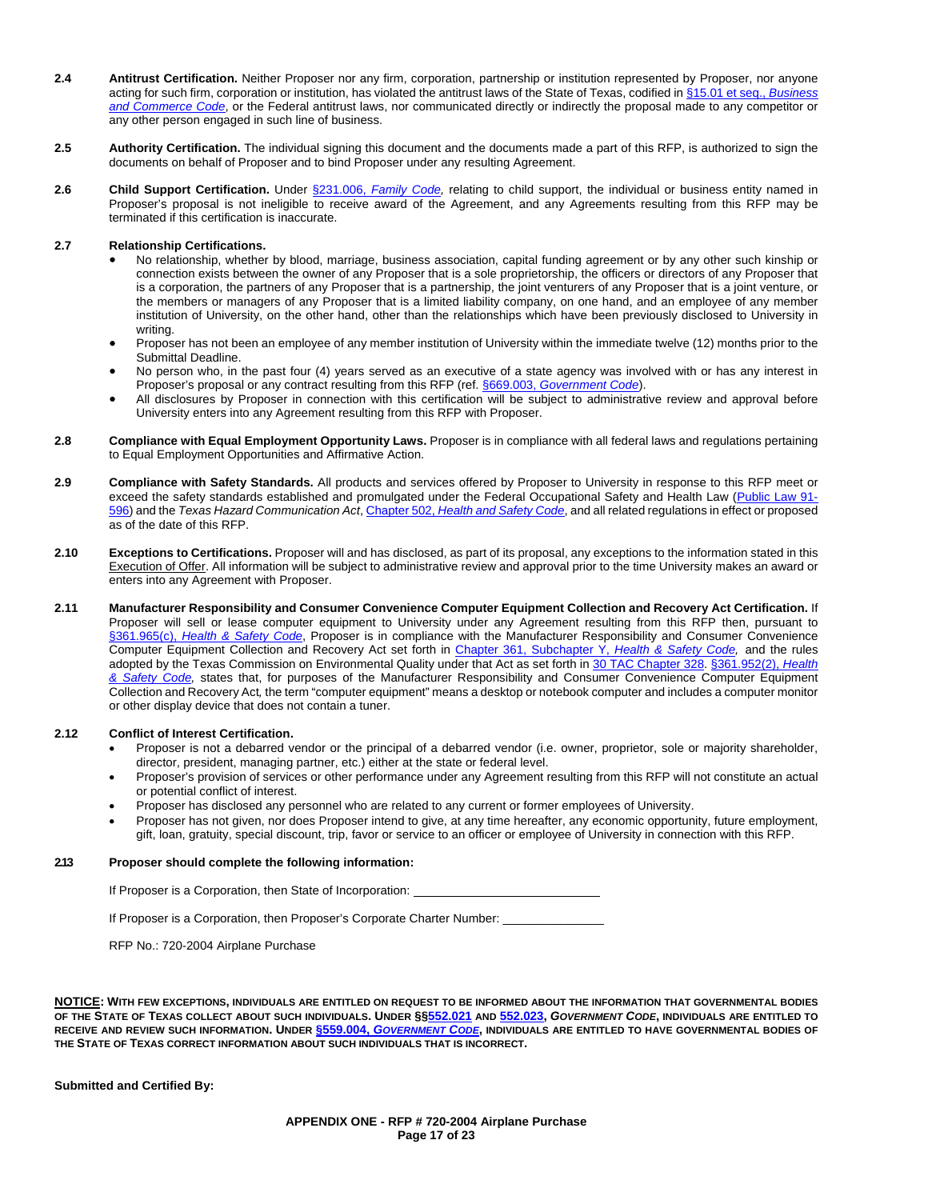**2.4 Antitrust Certification.** Neither Proposer nor any firm, corporation, partnership or institution represented by Proposer, nor anyone acting for such firm, corporation or institution, has violated the antitrust laws of the State of Texas, codified in §15.01 et seq., *Business and Commerce Code*, or the Federal antitrust laws, nor communicated directly or indirectly the proposal made to any competitor or any other person engaged in such line of business.

**2.5 Authority Certification.** The individual signing this document and the documents made a part of this RFP, is authorized to sign the documents on behalf of Proposer and to bind Proposer under any resulting Agreement.

**2.6 Child Support Certification.** Under §231.006, *Family Code*, relating to child support, the individual or business entity named in Proposer's proposal is not ineligible to receive award of the Agreement, and any Agreements resulting from this RFP may be terminated if this certification is inaccurate.

**2.7 Relationship Certifications.**

- No relationship, whether by blood, marriage, business association, capital funding agreement or by any other such kinship or connection exists between the owner of any Proposer that is a sole proprietorship, the officers or directors of any Proposer that is a corporation, the partners of any Proposer that is a partnership, the joint venturers of any Proposer that is a joint venture, or the members or managers of any Proposer that is a limited liability company, on one hand, and an employee of any member institution of University, on the other hand, other than the relationships which have been previously disclosed to University in writing.
- Proposer has not been an employee of any member institution of University within the immediate twelve (12) months prior to the Submittal Deadline.
- No person who, in the past four (4) years served as an executive of a state agency was involved with or has any interest in Proposer's proposal or any contract resulting from this RFP (ref. §669.003, *Government Code*).
- All disclosures by Proposer in connection with this certification will be subject to administrative review and approval before University enters into any Agreement resulting from this RFP with Proposer.

**2.8 Compliance with Equal Employment Opportunity Laws.** Proposer is in compliance with all federal laws and regulations pertaining to Equal Employment Opportunities and Affirmative Action.

**2.9 Compliance with Safety Standards.** All products and services offered by Proposer to University in response to this RFP meet or exceed the safety standards established and promulgated under the Federal Occupational Safety and Health Law (Public Law 91-596) and the *Texas Hazard Communication Act*, Chapter 502, *Health and Safety Code*, and all related regulations in effect or proposed as of the date of this RFP.

**2.10 Exceptions to Certifications.** Proposer will and has disclosed, as part of its proposal, any exceptions to the information stated in this Execution of Offer. All information will be subject to administrative review and approval prior to the time University makes an award or enters into any Agreement with Proposer.

**2.11 Manufacturer Responsibility and Consumer Convenience Computer Equipment Collection and Recovery Act Certification.** If Proposer will sell or lease computer equipment to University under any Agreement resulting from this RFP then, pursuant to §361.965(c), *Health & Safety Code*, Proposer is in compliance with the Manufacturer Responsibility and Consumer Convenience Computer Equipment Collection and Recovery Act set forth in Chapter 361, Subchapter Y, *Health & Safety Code*, and the rules adopted by the Texas Commission on Environmental Quality under that Act as set forth in 30 TAC Chapter 328. §361.952(2), *Health & Safety Code*, states that, for purposes of the Manufacturer Responsibility and Consumer Convenience Computer Equipment Collection and Recovery Act, the term "computer equipment" means a desktop or notebook computer and includes a computer monitor or other display device that does not contain a tuner.

**2.12 Conflict of Interest Certification.**

- Proposer is not a debarred vendor or the principal of a debarred vendor (i.e. owner, proprietor, sole or majority shareholder, director, president, managing partner, etc.) either at the state or federal level.
- Proposer's provision of services or other performance under any Agreement resulting from this RFP will not constitute an actual or potential conflict of interest.
- Proposer has disclosed any personnel who are related to any current or former employees of University.
- Proposer has not given, nor does Proposer intend to give, at any time hereafter, any economic opportunity, future employment, gift, loan, gratuity, special discount, trip, favor or service to an officer or employee of University in connection with this RFP.

**2.13 Proposer should complete the following information:**

If Proposer is a Corporation, then State of Incorporation: ____________________________

If Proposer is a Corporation, then Proposer's Corporate Charter Number: ________________

RFP No.: 720-2004 Airplane Purchase

**NOTICE: WITH FEW EXCEPTIONS, INDIVIDUALS ARE ENTITLED ON REQUEST TO BE INFORMED ABOUT THE INFORMATION THAT GOVERNMENTAL BODIES OF THE STATE OF TEXAS COLLECT ABOUT SUCH INDIVIDUALS. UNDER §§552.021 AND 552.023, *GOVERNMENT CODE*, INDIVIDUALS ARE ENTITLED TO RECEIVE AND REVIEW SUCH INFORMATION. UNDER §559.004, *GOVERNMENT CODE*, INDIVIDUALS ARE ENTITLED TO HAVE GOVERNMENTAL BODIES OF THE STATE OF TEXAS CORRECT INFORMATION ABOUT SUCH INDIVIDUALS THAT IS INCORRECT.**

**Submitted and Certified By:**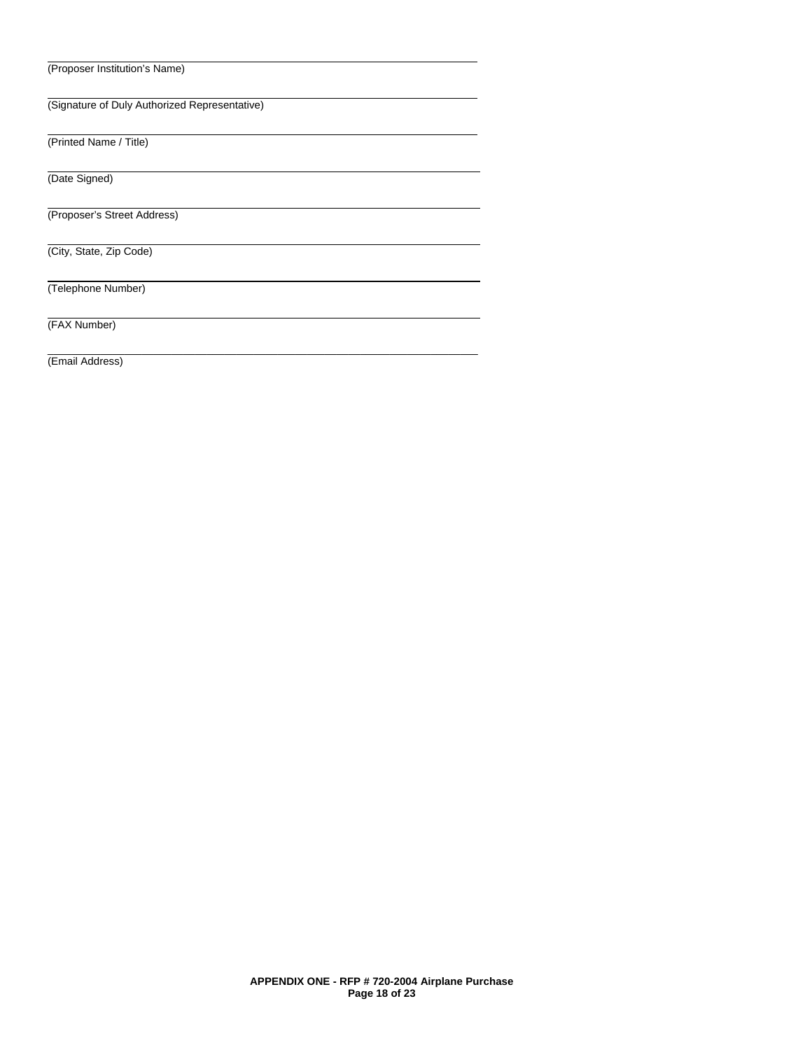\_\_\_\_\_\_\_\_\_\_\_\_\_\_\_\_\_\_\_\_\_\_\_\_\_\_\_\_\_\_\_\_\_\_\_\_\_\_\_\_\_\_\_\_\_\_\_\_\_\_\_\_\_\_\_\_\_\_\_\_

(Proposer Institution's Name)

\_\_\_\_\_\_\_\_\_\_\_\_\_\_\_\_\_\_\_\_\_\_\_\_\_\_\_\_\_\_\_\_\_\_\_\_\_\_\_\_\_\_\_\_\_\_\_\_\_\_\_\_\_\_\_\_\_\_\_\_

(Signature of Duly Authorized Representative)

\_\_\_\_\_\_\_\_\_\_\_\_\_\_\_\_\_\_\_\_\_\_\_\_\_\_\_\_\_\_\_\_\_\_\_\_\_\_\_\_\_\_\_\_\_\_\_\_\_\_\_\_\_\_\_\_\_\_\_\_

(Printed Name / Title)

\_\_\_\_\_\_\_\_\_\_\_\_\_\_\_\_\_\_\_\_\_\_\_\_\_\_\_\_\_\_\_\_\_\_\_\_\_\_\_\_\_\_\_\_\_\_\_\_\_\_\_\_\_\_\_\_\_\_\_\_

(Date Signed)

\_\_\_\_\_\_\_\_\_\_\_\_\_\_\_\_\_\_\_\_\_\_\_\_\_\_\_\_\_\_\_\_\_\_\_\_\_\_\_\_\_\_\_\_\_\_\_\_\_\_\_\_\_\_\_\_\_\_\_\_

(Proposer's Street Address)

\_\_\_\_\_\_\_\_\_\_\_\_\_\_\_\_\_\_\_\_\_\_\_\_\_\_\_\_\_\_\_\_\_\_\_\_\_\_\_\_\_\_\_\_\_\_\_\_\_\_\_\_\_\_\_\_\_\_\_\_

(City, State, Zip Code)

\_\_\_\_\_\_\_\_\_\_\_\_\_\_\_\_\_\_\_\_\_\_\_\_\_\_\_\_\_\_\_\_\_\_\_\_\_\_\_\_\_\_\_\_\_\_\_\_\_\_\_\_\_\_\_\_\_\_\_\_

(Telephone Number)

\_\_\_\_\_\_\_\_\_\_\_\_\_\_\_\_\_\_\_\_\_\_\_\_\_\_\_\_\_\_\_\_\_\_\_\_\_\_\_\_\_\_\_\_\_\_\_\_\_\_\_\_\_\_\_\_\_\_\_\_

(FAX Number)

\_\_\_\_\_\_\_\_\_\_\_\_\_\_\_\_\_\_\_\_\_\_\_\_\_\_\_\_\_\_\_\_\_\_\_\_\_\_\_\_\_\_\_\_\_\_\_\_\_\_\_\_\_\_\_\_\_\_\_\_

(Email Address)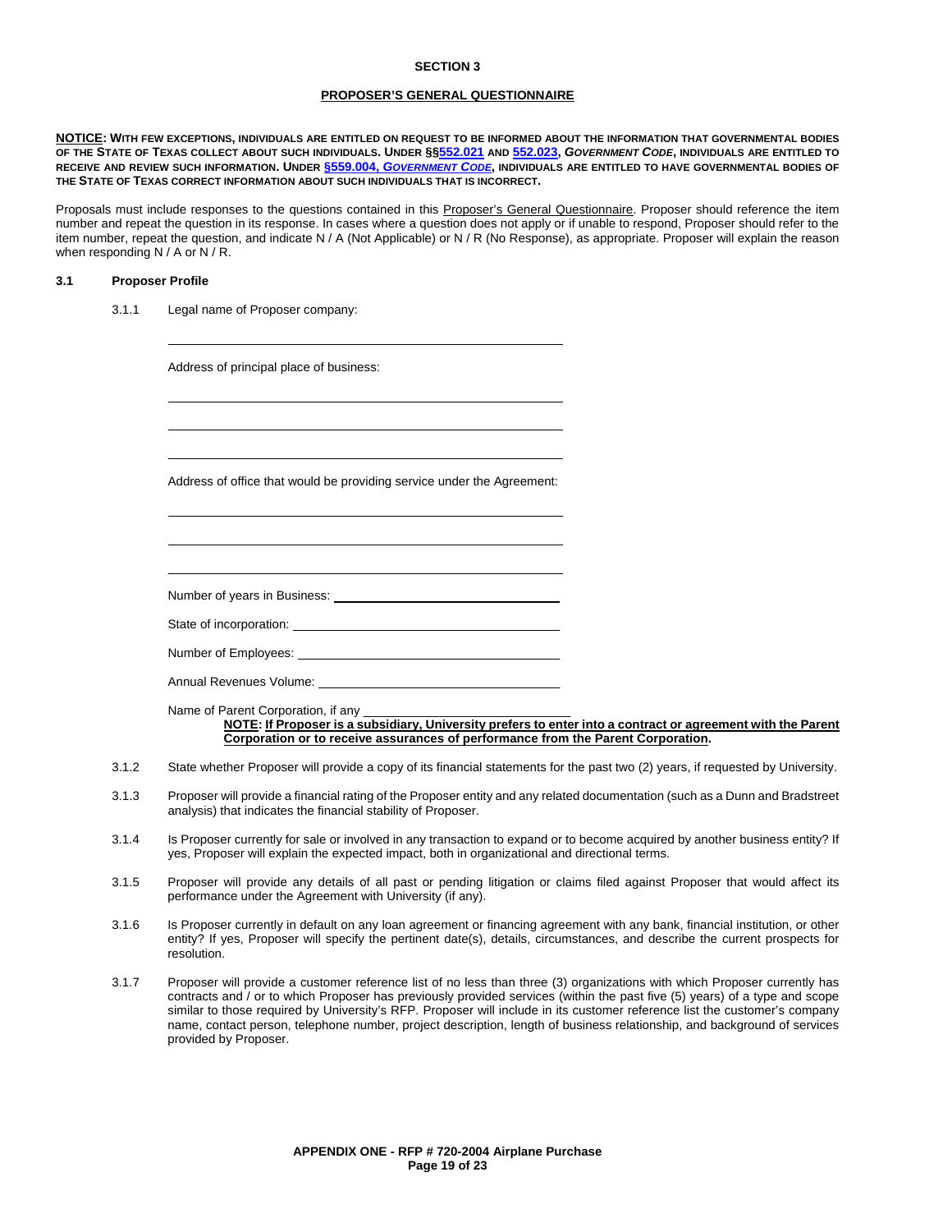## SECTION 3

## PROPOSER'S GENERAL QUESTIONNAIRE

**NOTICE: WITH FEW EXCEPTIONS, INDIVIDUALS ARE ENTITLED ON REQUEST TO BE INFORMED ABOUT THE INFORMATION THAT GOVERNMENTAL BODIES OF THE STATE OF TEXAS COLLECT ABOUT SUCH INDIVIDUALS. UNDER §§552.021 AND 552.023, *GOVERNMENT CODE*, INDIVIDUALS ARE ENTITLED TO RECEIVE AND REVIEW SUCH INFORMATION. UNDER §559.004, *GOVERNMENT CODE*, INDIVIDUALS ARE ENTITLED TO HAVE GOVERNMENTAL BODIES OF THE STATE OF TEXAS CORRECT INFORMATION ABOUT SUCH INDIVIDUALS THAT IS INCORRECT.**

Proposals must include responses to the questions contained in this Proposer's General Questionnaire. Proposer should reference the item number and repeat the question in its response. In cases where a question does not apply or if unable to respond, Proposer should refer to the item number, repeat the question, and indicate N / A (Not Applicable) or N / R (No Response), as appropriate. Proposer will explain the reason when responding N / A or N / R.

### 3.1 Proposer Profile

3.1.1 Legal name of Proposer company:

\_\_\_\_\_\_\_\_\_\_\_\_\_\_\_\_\_\_\_\_\_\_\_\_\_\_\_\_\_\_\_\_\_\_\_\_\_\_\_\_\_\_

Address of principal place of business:

\_\_\_\_\_\_\_\_\_\_\_\_\_\_\_\_\_\_\_\_\_\_\_\_\_\_\_\_\_\_\_\_\_\_\_\_\_\_\_\_\_\_

\_\_\_\_\_\_\_\_\_\_\_\_\_\_\_\_\_\_\_\_\_\_\_\_\_\_\_\_\_\_\_\_\_\_\_\_\_\_\_\_\_\_

\_\_\_\_\_\_\_\_\_\_\_\_\_\_\_\_\_\_\_\_\_\_\_\_\_\_\_\_\_\_\_\_\_\_\_\_\_\_\_\_\_\_

Address of office that would be providing service under the Agreement:

\_\_\_\_\_\_\_\_\_\_\_\_\_\_\_\_\_\_\_\_\_\_\_\_\_\_\_\_\_\_\_\_\_\_\_\_\_\_\_\_\_\_

\_\_\_\_\_\_\_\_\_\_\_\_\_\_\_\_\_\_\_\_\_\_\_\_\_\_\_\_\_\_\_\_\_\_\_\_\_\_\_\_\_\_

\_\_\_\_\_\_\_\_\_\_\_\_\_\_\_\_\_\_\_\_\_\_\_\_\_\_\_\_\_\_\_\_\_\_\_\_\_\_\_\_\_\_

Number of years in Business: \_\_\_\_\_\_\_\_\_\_\_\_\_\_\_\_\_\_\_\_\_\_\_\_\_\_\_\_

State of incorporation: \_\_\_\_\_\_\_\_\_\_\_\_\_\_\_\_\_\_\_\_\_\_\_\_\_\_\_\_

Number of Employees: \_\_\_\_\_\_\_\_\_\_\_\_\_\_\_\_\_\_\_\_\_\_\_\_\_\_\_\_

Annual Revenues Volume: \_\_\_\_\_\_\_\_\_\_\_\_\_\_\_\_\_\_\_\_\_\_\_\_\_\_\_\_

Name of Parent Corporation, if any \_\_\_\_\_\_\_\_\_\_\_\_\_\_\_\_\_\_\_\_\_\_\_\_\_\_\_\_

**NOTE: If Proposer is a subsidiary, University prefers to enter into a contract or agreement with the Parent Corporation or to receive assurances of performance from the Parent Corporation.**

3.1.2 State whether Proposer will provide a copy of its financial statements for the past two (2) years, if requested by University.

3.1.3 Proposer will provide a financial rating of the Proposer entity and any related documentation (such as a Dunn and Bradstreet analysis) that indicates the financial stability of Proposer.

3.1.4 Is Proposer currently for sale or involved in any transaction to expand or to become acquired by another business entity? If yes, Proposer will explain the expected impact, both in organizational and directional terms.

3.1.5 Proposer will provide any details of all past or pending litigation or claims filed against Proposer that would affect its performance under the Agreement with University (if any).

3.1.6 Is Proposer currently in default on any loan agreement or financing agreement with any bank, financial institution, or other entity? If yes, Proposer will specify the pertinent date(s), details, circumstances, and describe the current prospects for resolution.

3.1.7 Proposer will provide a customer reference list of no less than three (3) organizations with which Proposer currently has contracts and / or to which Proposer has previously provided services (within the past five (5) years) of a type and scope similar to those required by University's RFP. Proposer will include in its customer reference list the customer's company name, contact person, telephone number, project description, length of business relationship, and background of services provided by Proposer.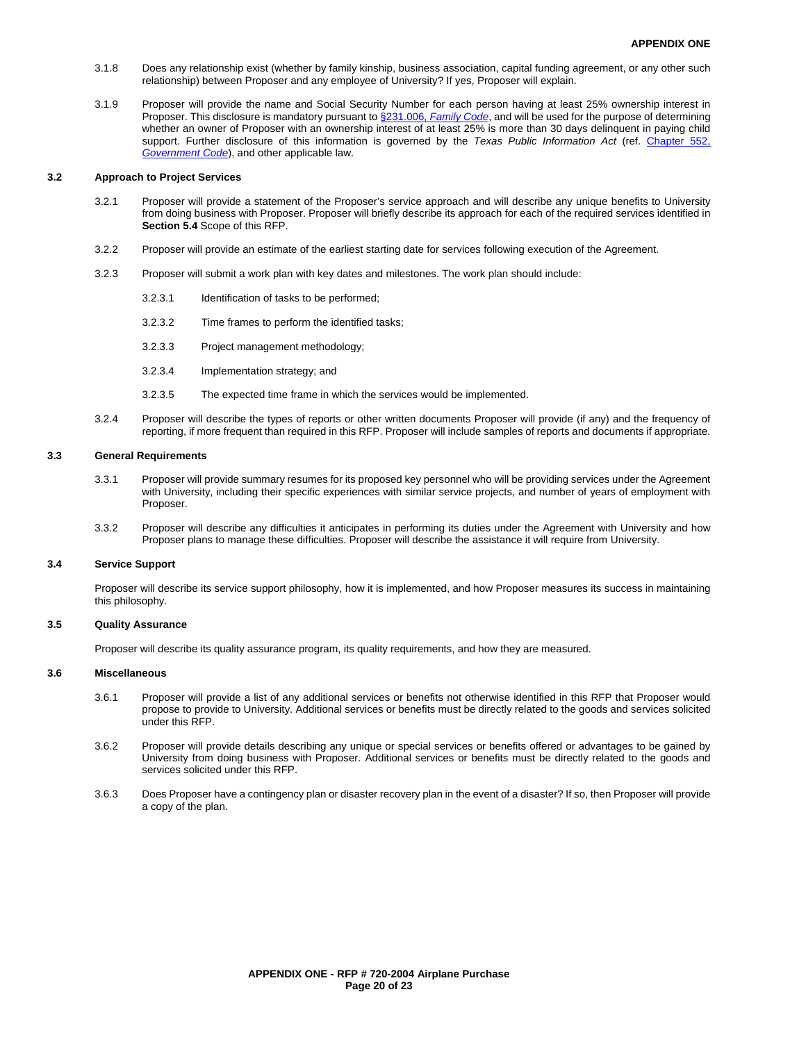3.1.8 Does any relationship exist (whether by family kinship, business association, capital funding agreement, or any other such relationship) between Proposer and any employee of University? If yes, Proposer will explain.

3.1.9 Proposer will provide the name and Social Security Number for each person having at least 25% ownership interest in Proposer. This disclosure is mandatory pursuant to §231.006, *Family Code*, and will be used for the purpose of determining whether an owner of Proposer with an ownership interest of at least 25% is more than 30 days delinquent in paying child support. Further disclosure of this information is governed by the *Texas Public Information Act* (ref. Chapter 552, *Government Code*), and other applicable law.

### 3.2 Approach to Project Services

3.2.1 Proposer will provide a statement of the Proposer's service approach and will describe any unique benefits to University from doing business with Proposer. Proposer will briefly describe its approach for each of the required services identified in **Section 5.4** Scope of this RFP.

3.2.2 Proposer will provide an estimate of the earliest starting date for services following execution of the Agreement.

3.2.3 Proposer will submit a work plan with key dates and milestones. The work plan should include:

- 3.2.3.1 Identification of tasks to be performed;
- 3.2.3.2 Time frames to perform the identified tasks;
- 3.2.3.3 Project management methodology;
- 3.2.3.4 Implementation strategy; and
- 3.2.3.5 The expected time frame in which the services would be implemented.

3.2.4 Proposer will describe the types of reports or other written documents Proposer will provide (if any) and the frequency of reporting, if more frequent than required in this RFP. Proposer will include samples of reports and documents if appropriate.

### 3.3 General Requirements

3.3.1 Proposer will provide summary resumes for its proposed key personnel who will be providing services under the Agreement with University, including their specific experiences with similar service projects, and number of years of employment with Proposer.

3.3.2 Proposer will describe any difficulties it anticipates in performing its duties under the Agreement with University and how Proposer plans to manage these difficulties. Proposer will describe the assistance it will require from University.

### 3.4 Service Support

Proposer will describe its service support philosophy, how it is implemented, and how Proposer measures its success in maintaining this philosophy.

### 3.5 Quality Assurance

Proposer will describe its quality assurance program, its quality requirements, and how they are measured.

### 3.6 Miscellaneous

3.6.1 Proposer will provide a list of any additional services or benefits not otherwise identified in this RFP that Proposer would propose to provide to University. Additional services or benefits must be directly related to the goods and services solicited under this RFP.

3.6.2 Proposer will provide details describing any unique or special services or benefits offered or advantages to be gained by University from doing business with Proposer. Additional services or benefits must be directly related to the goods and services solicited under this RFP.

3.6.3 Does Proposer have a contingency plan or disaster recovery plan in the event of a disaster? If so, then Proposer will provide a copy of the plan.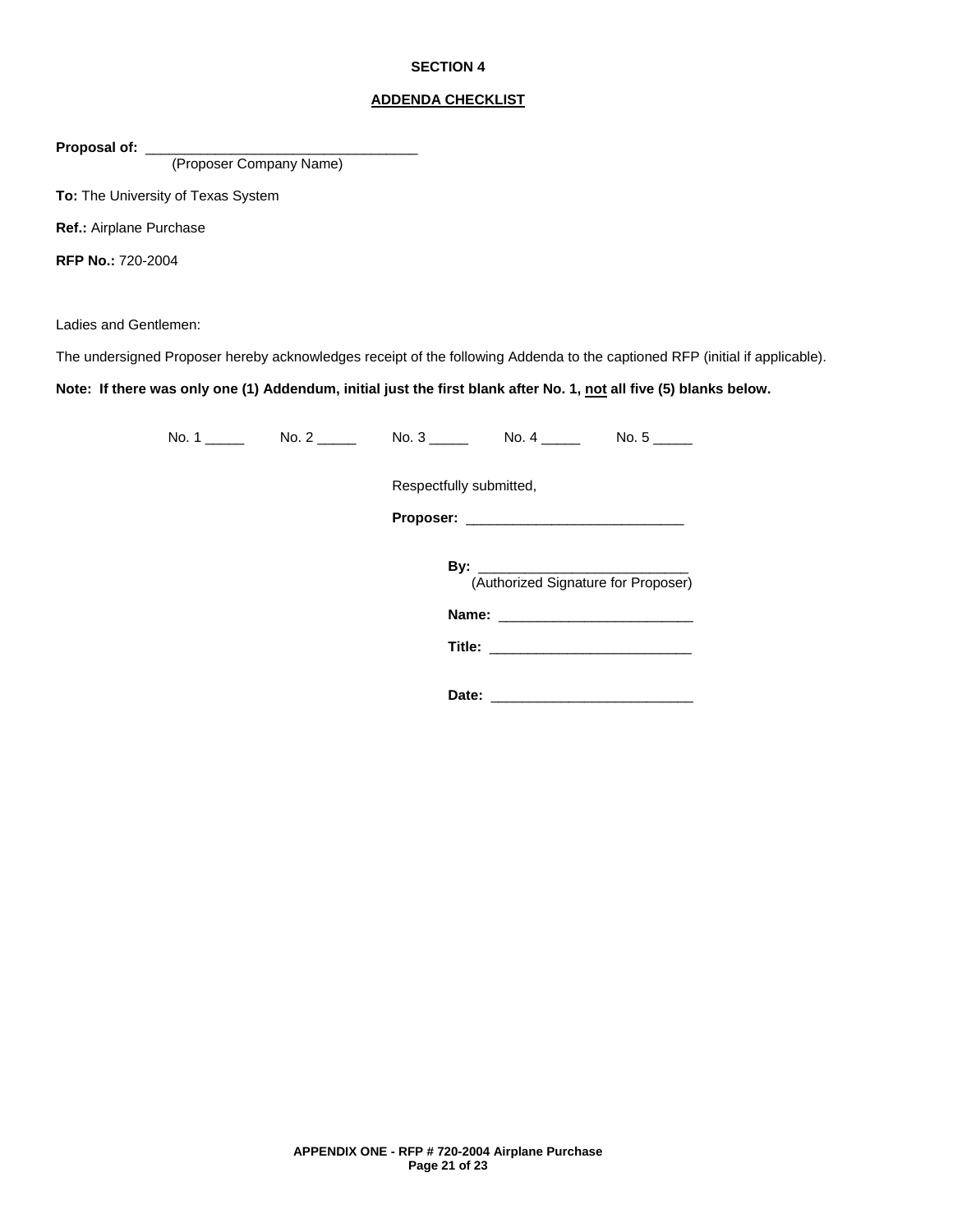## SECTION 4

## ADDENDA CHECKLIST

**Proposal of:** ___________________________________
(Proposer Company Name)

**To:** The University of Texas System

**Ref.:** Airplane Purchase

**RFP No.:** 720-2004

Ladies and Gentlemen:

The undersigned Proposer hereby acknowledges receipt of the following Addenda to the captioned RFP (initial if applicable).

**Note: If there was only one (1) Addendum, initial just the first blank after No. 1, not all five (5) blanks below.**

No. 1 _____ No. 2 _____ No. 3 _____ No. 4 _____ No. 5 _____

Respectfully submitted,

**Proposer:** ____________________________

**By:** ___________________________
(Authorized Signature for Proposer)

**Name:** _________________________

**Title:** __________________________

**Date:** __________________________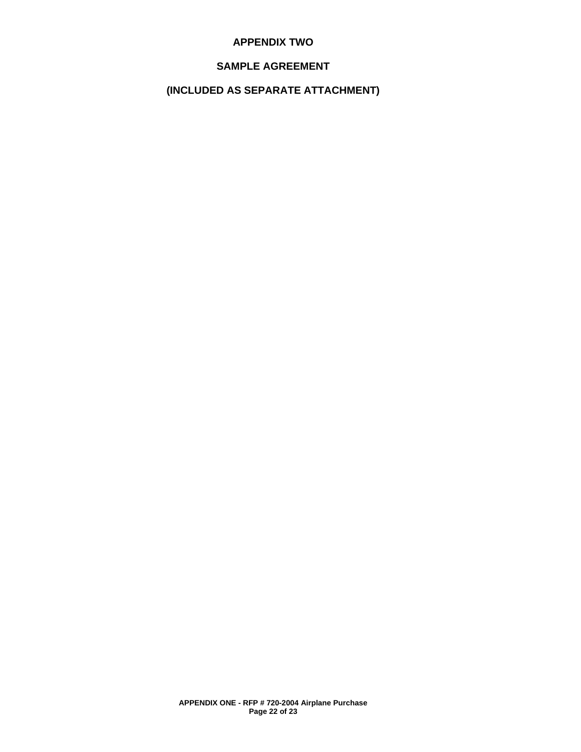# APPENDIX TWO

## SAMPLE AGREEMENT

## (INCLUDED AS SEPARATE ATTACHMENT)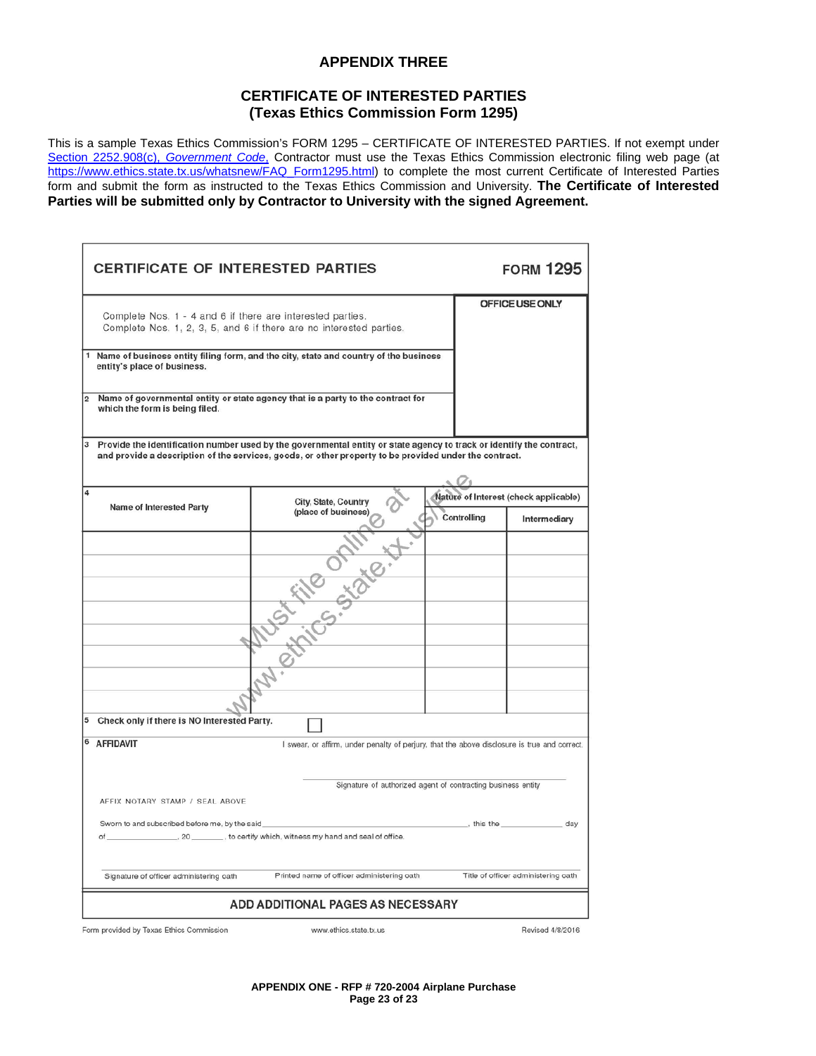## APPENDIX THREE

## CERTIFICATE OF INTERESTED PARTIES
## (Texas Ethics Commission Form 1295)

This is a sample Texas Ethics Commission's FORM 1295 – CERTIFICATE OF INTERESTED PARTIES. If not exempt under Section 2252.908(c), *Government Code*, Contractor must use the Texas Ethics Commission electronic filing web page (at https://www.ethics.state.tx.us/whatsnew/FAQ_Form1295.html) to complete the most current Certificate of Interested Parties form and submit the form as instructed to the Texas Ethics Commission and University. **The Certificate of Interested Parties will be submitted only by Contractor to University with the signed Agreement.**

**CERTIFICATE OF INTERESTED PARTIES** — **FORM 1295**

Complete Nos. 1 - 4 and 6 if there are interested parties.
Complete Nos. 1, 2, 3, 5, and 6 if there are no interested parties.

**OFFICE USE ONLY**

1 **Name of business entity filing form, and the city, state and country of the business entity's place of business.**

2 **Name of governmental entity or state agency that is a party to the contract for which the form is being filed.**

3 **Provide the identification number used by the governmental entity or state agency to track or identify the contract, and provide a description of the services, goods, or other property to be provided under the contract.**

4

| Name of Interested Party | City, State, Country (place of business) | Nature of Interest (check applicable) | |
|---|---|---|---|
| | | Controlling | Intermediary |
| | | | |
| | | | |
| | | | |
| | | | |
| | | | |
| | | | |
| | | | |
| | | | |

Must file online at www.ethics.state.tx.us/File

5 **Check only if there is NO Interested Party.** ☐

6 **AFFIDAVIT** — I swear, or affirm, under penalty of perjury, that the above disclosure is true and correct.

_______________________________________
Signature of authorized agent of contracting business entity

AFFIX NOTARY STAMP / SEAL ABOVE

Sworn to and subscribed before me, by the said ______________________, this the __________ day of ______________, 20______, to certify which, witness my hand and seal of office.

| Signature of officer administering oath | Printed name of officer administering oath | Title of officer administering oath |
|---|---|---|

**ADD ADDITIONAL PAGES AS NECESSARY**

Form provided by Texas Ethics Commission — www.ethics.state.tx.us — Revised 4/8/2016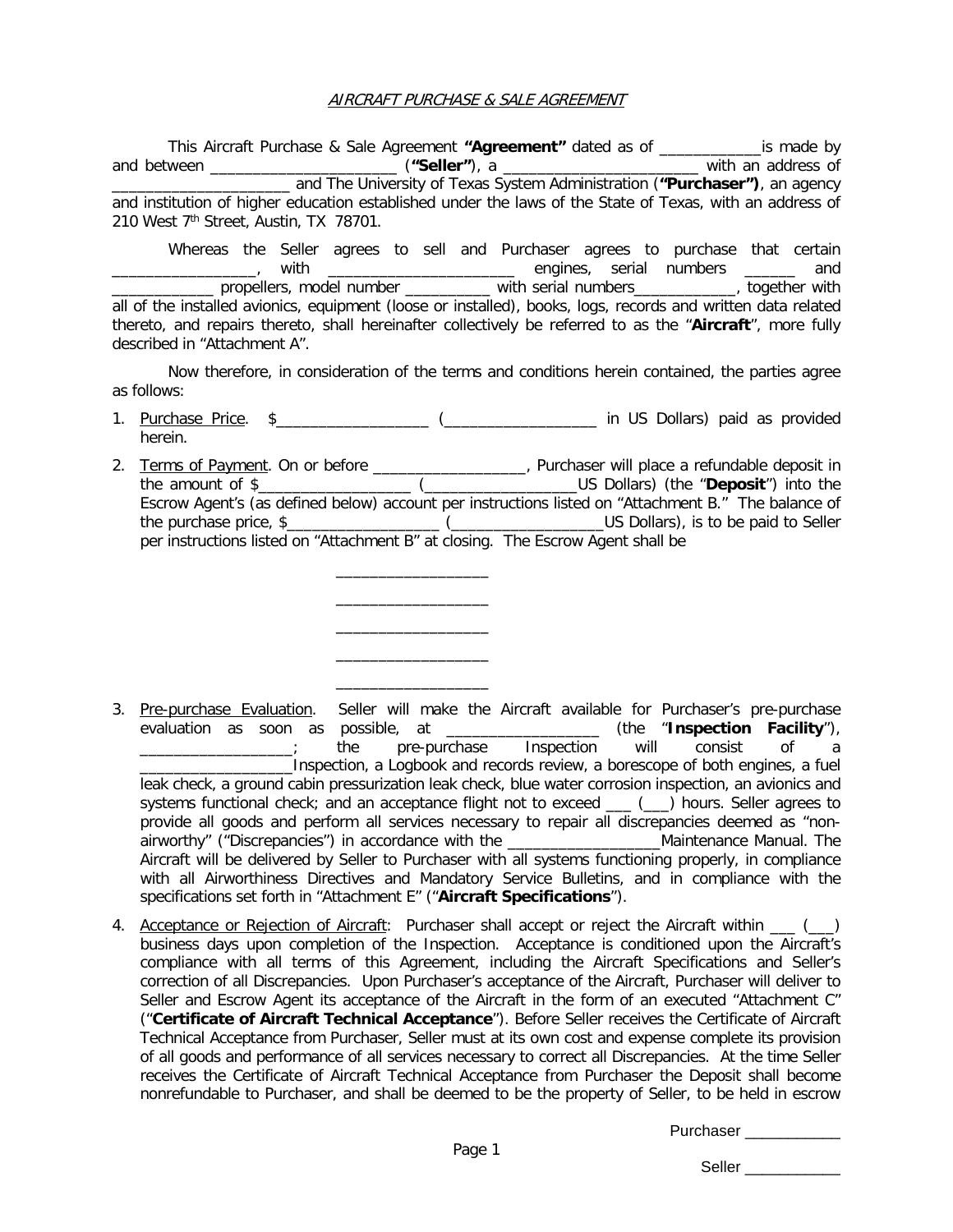*AIRCRAFT PURCHASE & SALE AGREEMENT*

This Aircraft Purchase & Sale Agreement **"Agreement"** dated as of ____________is made by and between ______________________ (**"Seller"**), a ________________________ with an address of _____________________ and The University of Texas System Administration (**"Purchaser")**, an agency and institution of higher education established under the laws of the State of Texas, with an address of 210 West 7th Street, Austin, TX 78701.

Whereas the Seller agrees to sell and Purchaser agrees to purchase that certain _________________, with ______________________ engines, serial numbers ______ and ____________ propellers, model number __________ with serial numbers____________, together with all of the installed avionics, equipment (loose or installed), books, logs, records and written data related thereto, and repairs thereto, shall hereinafter collectively be referred to as the "**Aircraft**", more fully described in "Attachment A".

Now therefore, in consideration of the terms and conditions herein contained, the parties agree as follows:

1. Purchase Price. $__________________ (__________________ in US Dollars) paid as provided herein.

2. Terms of Payment. On or before __________________, Purchaser will place a refundable deposit in the amount of $__________________ (__________________US Dollars) (the "**Deposit**") into the Escrow Agent's (as defined below) account per instructions listed on "Attachment B." The balance of the purchase price, $__________________ (__________________US Dollars), is to be paid to Seller per instructions listed on "Attachment B" at closing. The Escrow Agent shall be

   __________________
   __________________
   __________________
   __________________
   __________________

3. Pre-purchase Evaluation. Seller will make the Aircraft available for Purchaser's pre-purchase evaluation as soon as possible, at __________________ (the "**Inspection Facility**"), __________________; the pre-purchase Inspection will consist of a __________________Inspection, a Logbook and records review, a borescope of both engines, a fuel leak check, a ground cabin pressurization leak check, blue water corrosion inspection, an avionics and systems functional check; and an acceptance flight not to exceed ___ (___) hours. Seller agrees to provide all goods and perform all services necessary to repair all discrepancies deemed as "non-airworthy" ("Discrepancies") in accordance with the __________________Maintenance Manual. The Aircraft will be delivered by Seller to Purchaser with all systems functioning properly, in compliance with all Airworthiness Directives and Mandatory Service Bulletins, and in compliance with the specifications set forth in "Attachment E" ("**Aircraft Specifications**").

4. Acceptance or Rejection of Aircraft: Purchaser shall accept or reject the Aircraft within ___ (___) business days upon completion of the Inspection. Acceptance is conditioned upon the Aircraft's compliance with all terms of this Agreement, including the Aircraft Specifications and Seller's correction of all Discrepancies. Upon Purchaser's acceptance of the Aircraft, Purchaser will deliver to Seller and Escrow Agent its acceptance of the Aircraft in the form of an executed "Attachment C" ("**Certificate of Aircraft Technical Acceptance**"). Before Seller receives the Certificate of Aircraft Technical Acceptance from Purchaser, Seller must at its own cost and expense complete its provision of all goods and performance of all services necessary to correct all Discrepancies. At the time Seller receives the Certificate of Aircraft Technical Acceptance from Purchaser the Deposit shall become nonrefundable to Purchaser, and shall be deemed to be the property of Seller, to be held in escrow

Purchaser ___________

Seller ___________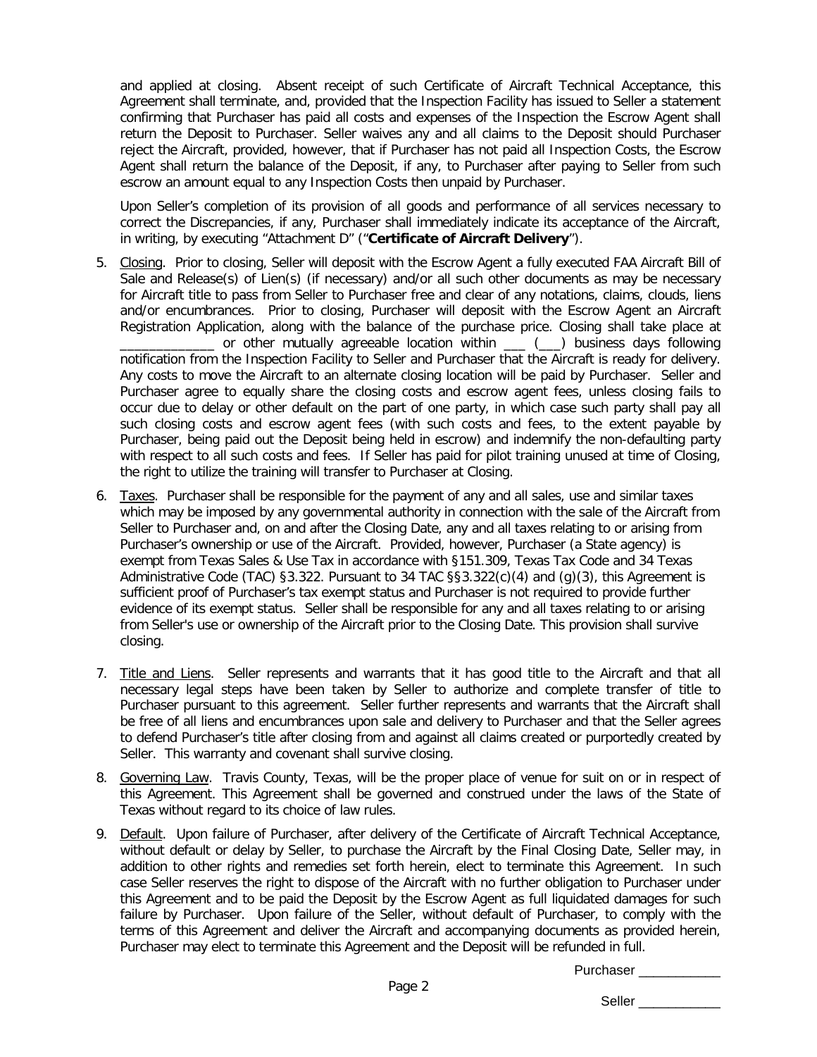and applied at closing. Absent receipt of such Certificate of Aircraft Technical Acceptance, this Agreement shall terminate, and, provided that the Inspection Facility has issued to Seller a statement confirming that Purchaser has paid all costs and expenses of the Inspection the Escrow Agent shall return the Deposit to Purchaser. Seller waives any and all claims to the Deposit should Purchaser reject the Aircraft, provided, however, that if Purchaser has not paid all Inspection Costs, the Escrow Agent shall return the balance of the Deposit, if any, to Purchaser after paying to Seller from such escrow an amount equal to any Inspection Costs then unpaid by Purchaser.

Upon Seller's completion of its provision of all goods and performance of all services necessary to correct the Discrepancies, if any, Purchaser shall immediately indicate its acceptance of the Aircraft, in writing, by executing "Attachment D" ("**Certificate of Aircraft Delivery**").

5. Closing. Prior to closing, Seller will deposit with the Escrow Agent a fully executed FAA Aircraft Bill of Sale and Release(s) of Lien(s) (if necessary) and/or all such other documents as may be necessary for Aircraft title to pass from Seller to Purchaser free and clear of any notations, claims, clouds, liens and/or encumbrances. Prior to closing, Purchaser will deposit with the Escrow Agent an Aircraft Registration Application, along with the balance of the purchase price. Closing shall take place at _____________ or other mutually agreeable location within ___ (___) business days following notification from the Inspection Facility to Seller and Purchaser that the Aircraft is ready for delivery. Any costs to move the Aircraft to an alternate closing location will be paid by Purchaser. Seller and Purchaser agree to equally share the closing costs and escrow agent fees, unless closing fails to occur due to delay or other default on the part of one party, in which case such party shall pay all such closing costs and escrow agent fees (with such costs and fees, to the extent payable by Purchaser, being paid out the Deposit being held in escrow) and indemnify the non-defaulting party with respect to all such costs and fees. If Seller has paid for pilot training unused at time of Closing, the right to utilize the training will transfer to Purchaser at Closing.

6. Taxes. Purchaser shall be responsible for the payment of any and all sales, use and similar taxes which may be imposed by any governmental authority in connection with the sale of the Aircraft from Seller to Purchaser and, on and after the Closing Date, any and all taxes relating to or arising from Purchaser's ownership or use of the Aircraft. Provided, however, Purchaser (a State agency) is exempt from Texas Sales & Use Tax in accordance with §151.309, Texas Tax Code and 34 Texas Administrative Code (TAC) §3.322. Pursuant to 34 TAC §§3.322(c)(4) and (g)(3), this Agreement is sufficient proof of Purchaser's tax exempt status and Purchaser is not required to provide further evidence of its exempt status. Seller shall be responsible for any and all taxes relating to or arising from Seller's use or ownership of the Aircraft prior to the Closing Date. This provision shall survive closing.

7. Title and Liens. Seller represents and warrants that it has good title to the Aircraft and that all necessary legal steps have been taken by Seller to authorize and complete transfer of title to Purchaser pursuant to this agreement. Seller further represents and warrants that the Aircraft shall be free of all liens and encumbrances upon sale and delivery to Purchaser and that the Seller agrees to defend Purchaser's title after closing from and against all claims created or purportedly created by Seller. This warranty and covenant shall survive closing.

8. Governing Law. Travis County, Texas, will be the proper place of venue for suit on or in respect of this Agreement. This Agreement shall be governed and construed under the laws of the State of Texas without regard to its choice of law rules.

9. Default. Upon failure of Purchaser, after delivery of the Certificate of Aircraft Technical Acceptance, without default or delay by Seller, to purchase the Aircraft by the Final Closing Date, Seller may, in addition to other rights and remedies set forth herein, elect to terminate this Agreement. In such case Seller reserves the right to dispose of the Aircraft with no further obligation to Purchaser under this Agreement and to be paid the Deposit by the Escrow Agent as full liquidated damages for such failure by Purchaser. Upon failure of the Seller, without default of Purchaser, to comply with the terms of this Agreement and deliver the Aircraft and accompanying documents as provided herein, Purchaser may elect to terminate this Agreement and the Deposit will be refunded in full.

Purchaser ___________

Seller ___________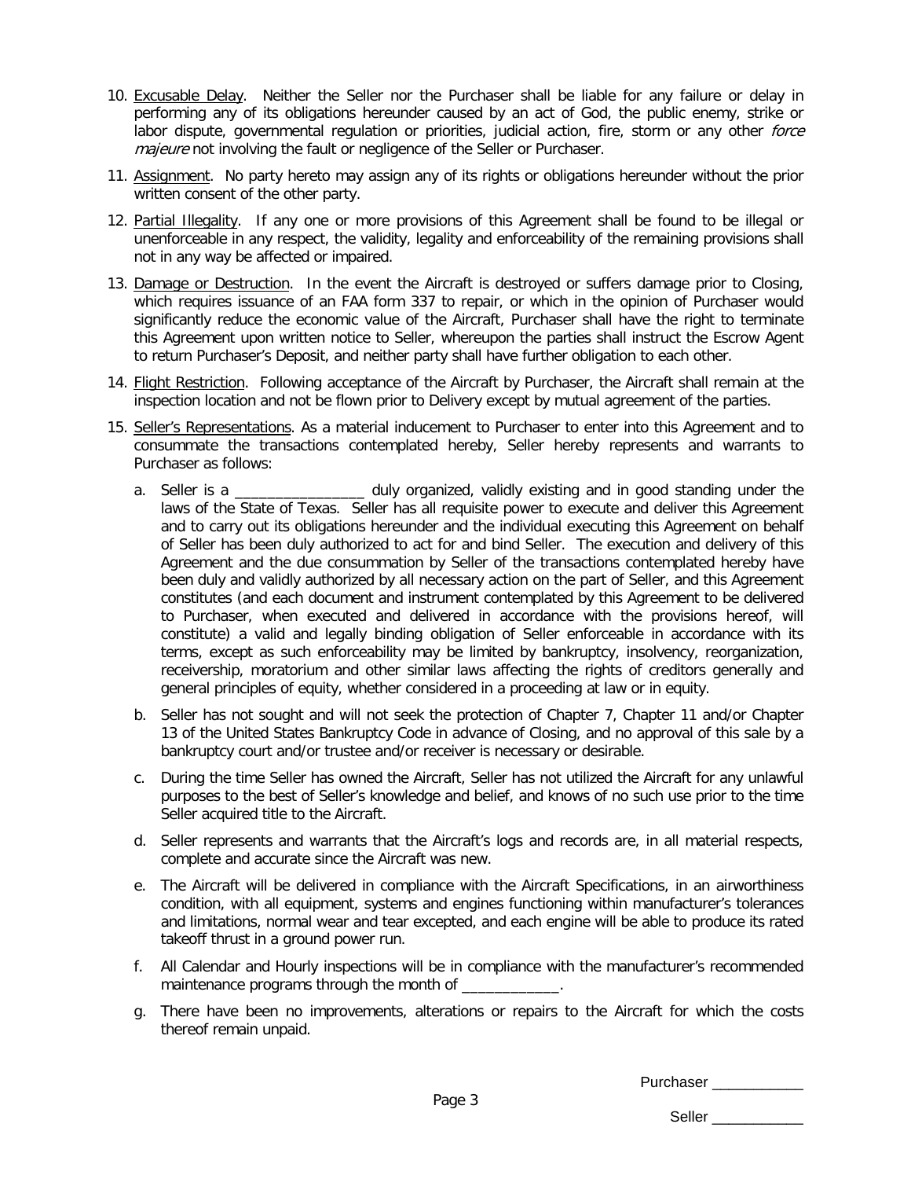10. Excusable Delay. Neither the Seller nor the Purchaser shall be liable for any failure or delay in performing any of its obligations hereunder caused by an act of God, the public enemy, strike or labor dispute, governmental regulation or priorities, judicial action, fire, storm or any other *force majeure* not involving the fault or negligence of the Seller or Purchaser.

11. Assignment. No party hereto may assign any of its rights or obligations hereunder without the prior written consent of the other party.

12. Partial Illegality. If any one or more provisions of this Agreement shall be found to be illegal or unenforceable in any respect, the validity, legality and enforceability of the remaining provisions shall not in any way be affected or impaired.

13. Damage or Destruction. In the event the Aircraft is destroyed or suffers damage prior to Closing, which requires issuance of an FAA form 337 to repair, or which in the opinion of Purchaser would significantly reduce the economic value of the Aircraft, Purchaser shall have the right to terminate this Agreement upon written notice to Seller, whereupon the parties shall instruct the Escrow Agent to return Purchaser's Deposit, and neither party shall have further obligation to each other.

14. Flight Restriction. Following acceptance of the Aircraft by Purchaser, the Aircraft shall remain at the inspection location and not be flown prior to Delivery except by mutual agreement of the parties.

15. Seller's Representations. As a material inducement to Purchaser to enter into this Agreement and to consummate the transactions contemplated hereby, Seller hereby represents and warrants to Purchaser as follows:

    a. Seller is a ________________ duly organized, validly existing and in good standing under the laws of the State of Texas. Seller has all requisite power to execute and deliver this Agreement and to carry out its obligations hereunder and the individual executing this Agreement on behalf of Seller has been duly authorized to act for and bind Seller. The execution and delivery of this Agreement and the due consummation by Seller of the transactions contemplated hereby have been duly and validly authorized by all necessary action on the part of Seller, and this Agreement constitutes (and each document and instrument contemplated by this Agreement to be delivered to Purchaser, when executed and delivered in accordance with the provisions hereof, will constitute) a valid and legally binding obligation of Seller enforceable in accordance with its terms, except as such enforceability may be limited by bankruptcy, insolvency, reorganization, receivership, moratorium and other similar laws affecting the rights of creditors generally and general principles of equity, whether considered in a proceeding at law or in equity.

    b. Seller has not sought and will not seek the protection of Chapter 7, Chapter 11 and/or Chapter 13 of the United States Bankruptcy Code in advance of Closing, and no approval of this sale by a bankruptcy court and/or trustee and/or receiver is necessary or desirable.

    c. During the time Seller has owned the Aircraft, Seller has not utilized the Aircraft for any unlawful purposes to the best of Seller's knowledge and belief, and knows of no such use prior to the time Seller acquired title to the Aircraft.

    d. Seller represents and warrants that the Aircraft's logs and records are, in all material respects, complete and accurate since the Aircraft was new.

    e. The Aircraft will be delivered in compliance with the Aircraft Specifications, in an airworthiness condition, with all equipment, systems and engines functioning within manufacturer's tolerances and limitations, normal wear and tear excepted, and each engine will be able to produce its rated takeoff thrust in a ground power run.

    f. All Calendar and Hourly inspections will be in compliance with the manufacturer's recommended maintenance programs through the month of ____________.

    g. There have been no improvements, alterations or repairs to the Aircraft for which the costs thereof remain unpaid.

Purchaser ___________

Seller ___________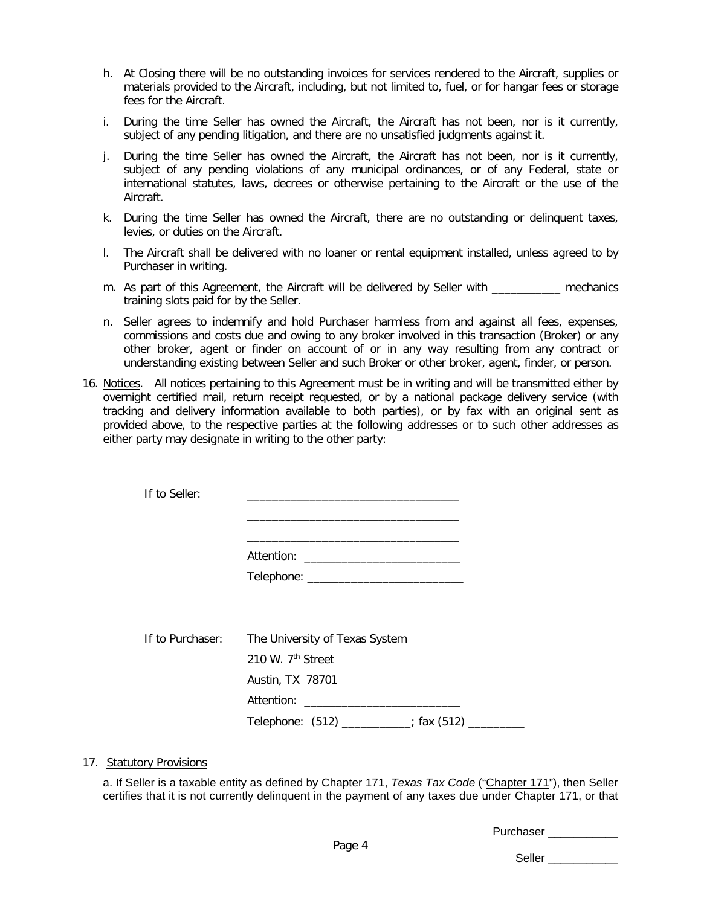h. At Closing there will be no outstanding invoices for services rendered to the Aircraft, supplies or materials provided to the Aircraft, including, but not limited to, fuel, or for hangar fees or storage fees for the Aircraft.

i. During the time Seller has owned the Aircraft, the Aircraft has not been, nor is it currently, subject of any pending litigation, and there are no unsatisfied judgments against it.

j. During the time Seller has owned the Aircraft, the Aircraft has not been, nor is it currently, subject of any pending violations of any municipal ordinances, or of any Federal, state or international statutes, laws, decrees or otherwise pertaining to the Aircraft or the use of the Aircraft.

k. During the time Seller has owned the Aircraft, there are no outstanding or delinquent taxes, levies, or duties on the Aircraft.

l. The Aircraft shall be delivered with no loaner or rental equipment installed, unless agreed to by Purchaser in writing.

m. As part of this Agreement, the Aircraft will be delivered by Seller with ___________ mechanics training slots paid for by the Seller.

n. Seller agrees to indemnify and hold Purchaser harmless from and against all fees, expenses, commissions and costs due and owing to any broker involved in this transaction (Broker) or any other broker, agent or finder on account of or in any way resulting from any contract or understanding existing between Seller and such Broker or other broker, agent, finder, or person.

16. Notices. All notices pertaining to this Agreement must be in writing and will be transmitted either by overnight certified mail, return receipt requested, or by a national package delivery service (with tracking and delivery information available to both parties), or by fax with an original sent as provided above, to the respective parties at the following addresses or to such other addresses as either party may designate in writing to the other party:

If to Seller: __________________________________

__________________________________

__________________________________

Attention: _________________________

Telephone: _________________________

If to Purchaser: The University of Texas System

210 W. 7th Street

Austin, TX 78701

Attention: _________________________

Telephone: (512) ___________; fax (512) _________

17. Statutory Provisions

a. If Seller is a taxable entity as defined by Chapter 171, *Texas Tax Code* ("Chapter 171"), then Seller certifies that it is not currently delinquent in the payment of any taxes due under Chapter 171, or that

Purchaser ___________

Seller ___________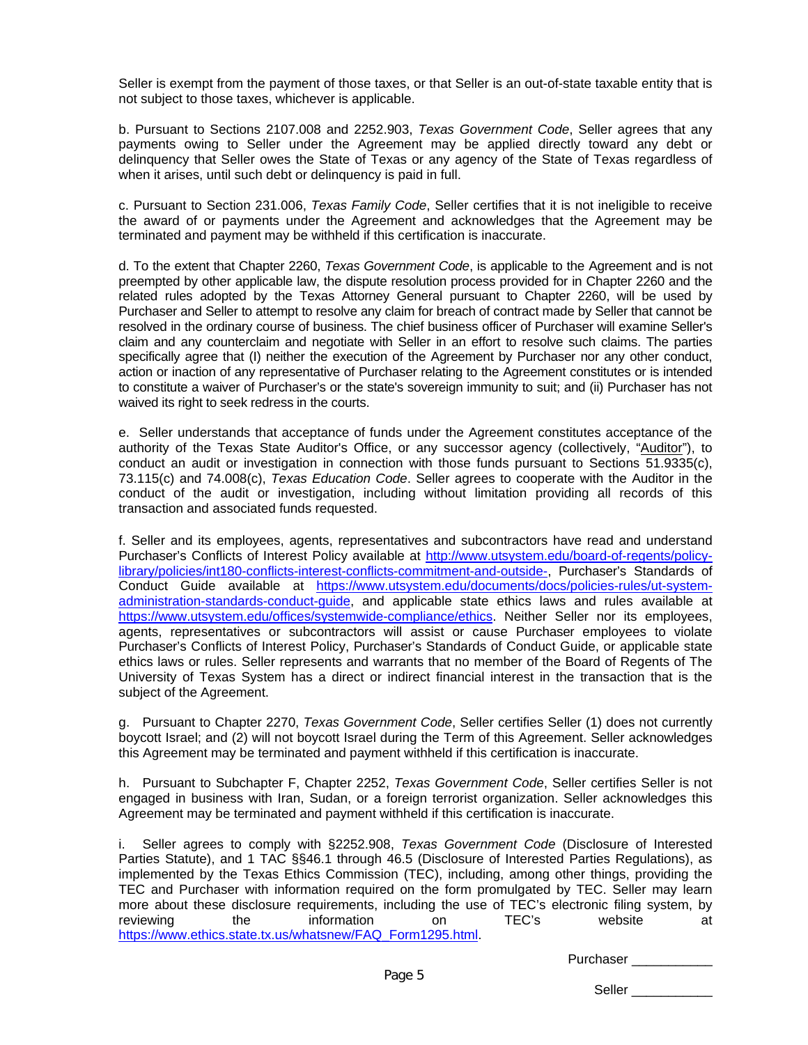Seller is exempt from the payment of those taxes, or that Seller is an out-of-state taxable entity that is not subject to those taxes, whichever is applicable.

b. Pursuant to Sections 2107.008 and 2252.903, *Texas Government Code*, Seller agrees that any payments owing to Seller under the Agreement may be applied directly toward any debt or delinquency that Seller owes the State of Texas or any agency of the State of Texas regardless of when it arises, until such debt or delinquency is paid in full.

c. Pursuant to Section 231.006, *Texas Family Code*, Seller certifies that it is not ineligible to receive the award of or payments under the Agreement and acknowledges that the Agreement may be terminated and payment may be withheld if this certification is inaccurate.

d. To the extent that Chapter 2260, *Texas Government Code*, is applicable to the Agreement and is not preempted by other applicable law, the dispute resolution process provided for in Chapter 2260 and the related rules adopted by the Texas Attorney General pursuant to Chapter 2260, will be used by Purchaser and Seller to attempt to resolve any claim for breach of contract made by Seller that cannot be resolved in the ordinary course of business. The chief business officer of Purchaser will examine Seller's claim and any counterclaim and negotiate with Seller in an effort to resolve such claims. The parties specifically agree that (I) neither the execution of the Agreement by Purchaser nor any other conduct, action or inaction of any representative of Purchaser relating to the Agreement constitutes or is intended to constitute a waiver of Purchaser's or the state's sovereign immunity to suit; and (ii) Purchaser has not waived its right to seek redress in the courts.

e. Seller understands that acceptance of funds under the Agreement constitutes acceptance of the authority of the Texas State Auditor's Office, or any successor agency (collectively, "Auditor"), to conduct an audit or investigation in connection with those funds pursuant to Sections 51.9335(c), 73.115(c) and 74.008(c), *Texas Education Code*. Seller agrees to cooperate with the Auditor in the conduct of the audit or investigation, including without limitation providing all records of this transaction and associated funds requested.

f. Seller and its employees, agents, representatives and subcontractors have read and understand Purchaser's Conflicts of Interest Policy available at http://www.utsystem.edu/board-of-regents/policy-library/policies/int180-conflicts-interest-conflicts-commitment-and-outside-, Purchaser's Standards of Conduct Guide available at https://www.utsystem.edu/documents/docs/policies-rules/ut-system-administration-standards-conduct-guide, and applicable state ethics laws and rules available at https://www.utsystem.edu/offices/systemwide-compliance/ethics. Neither Seller nor its employees, agents, representatives or subcontractors will assist or cause Purchaser employees to violate Purchaser's Conflicts of Interest Policy, Purchaser's Standards of Conduct Guide, or applicable state ethics laws or rules. Seller represents and warrants that no member of the Board of Regents of The University of Texas System has a direct or indirect financial interest in the transaction that is the subject of the Agreement.

g. Pursuant to Chapter 2270, *Texas Government Code*, Seller certifies Seller (1) does not currently boycott Israel; and (2) will not boycott Israel during the Term of this Agreement. Seller acknowledges this Agreement may be terminated and payment withheld if this certification is inaccurate.

h. Pursuant to Subchapter F, Chapter 2252, *Texas Government Code*, Seller certifies Seller is not engaged in business with Iran, Sudan, or a foreign terrorist organization. Seller acknowledges this Agreement may be terminated and payment withheld if this certification is inaccurate.

i. Seller agrees to comply with §2252.908, *Texas Government Code* (Disclosure of Interested Parties Statute), and 1 TAC §§46.1 through 46.5 (Disclosure of Interested Parties Regulations), as implemented by the Texas Ethics Commission (TEC), including, among other things, providing the TEC and Purchaser with information required on the form promulgated by TEC. Seller may learn more about these disclosure requirements, including the use of TEC's electronic filing system, by reviewing the information on TEC's website at https://www.ethics.state.tx.us/whatsnew/FAQ_Form1295.html.

Purchaser ___________

Seller ___________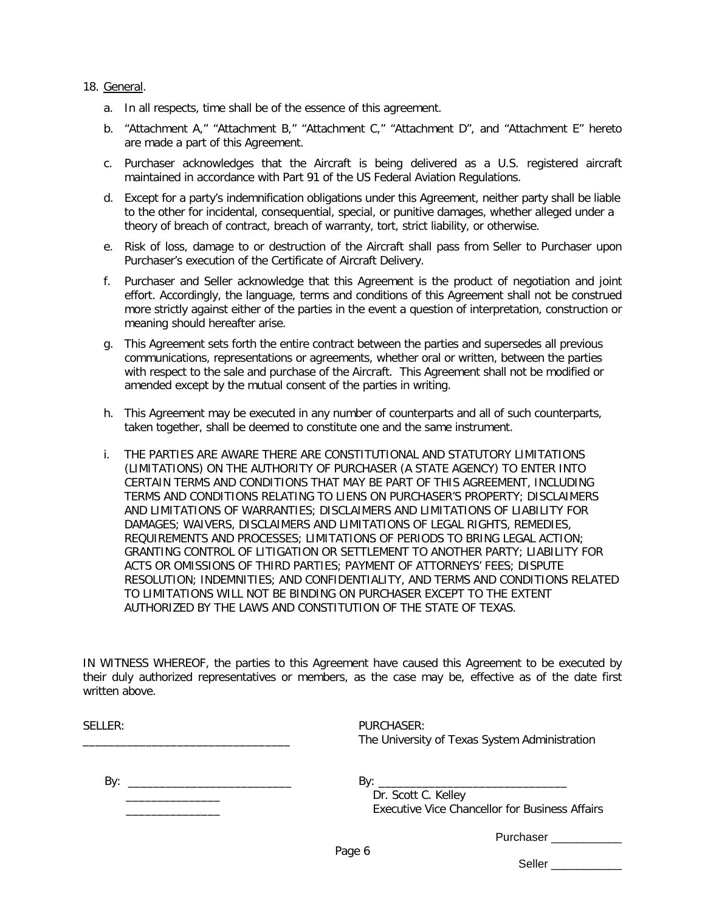18. General.

   a. In all respects, time shall be of the essence of this agreement.

   b. "Attachment A," "Attachment B," "Attachment C," "Attachment D", and "Attachment E" hereto are made a part of this Agreement.

   c. Purchaser acknowledges that the Aircraft is being delivered as a U.S. registered aircraft maintained in accordance with Part 91 of the US Federal Aviation Regulations.

   d. Except for a party's indemnification obligations under this Agreement, neither party shall be liable to the other for incidental, consequential, special, or punitive damages, whether alleged under a theory of breach of contract, breach of warranty, tort, strict liability, or otherwise.

   e. Risk of loss, damage to or destruction of the Aircraft shall pass from Seller to Purchaser upon Purchaser's execution of the Certificate of Aircraft Delivery.

   f. Purchaser and Seller acknowledge that this Agreement is the product of negotiation and joint effort. Accordingly, the language, terms and conditions of this Agreement shall not be construed more strictly against either of the parties in the event a question of interpretation, construction or meaning should hereafter arise.

   g. This Agreement sets forth the entire contract between the parties and supersedes all previous communications, representations or agreements, whether oral or written, between the parties with respect to the sale and purchase of the Aircraft. This Agreement shall not be modified or amended except by the mutual consent of the parties in writing.

   h. This Agreement may be executed in any number of counterparts and all of such counterparts, taken together, shall be deemed to constitute one and the same instrument.

   i. THE PARTIES ARE AWARE THERE ARE CONSTITUTIONAL AND STATUTORY LIMITATIONS (LIMITATIONS) ON THE AUTHORITY OF PURCHASER (A STATE AGENCY) TO ENTER INTO CERTAIN TERMS AND CONDITIONS THAT MAY BE PART OF THIS AGREEMENT, INCLUDING TERMS AND CONDITIONS RELATING TO LIENS ON PURCHASER'S PROPERTY; DISCLAIMERS AND LIMITATIONS OF WARRANTIES; DISCLAIMERS AND LIMITATIONS OF LIABILITY FOR DAMAGES; WAIVERS, DISCLAIMERS AND LIMITATIONS OF LEGAL RIGHTS, REMEDIES, REQUIREMENTS AND PROCESSES; LIMITATIONS OF PERIODS TO BRING LEGAL ACTION; GRANTING CONTROL OF LITIGATION OR SETTLEMENT TO ANOTHER PARTY; LIABILITY FOR ACTS OR OMISSIONS OF THIRD PARTIES; PAYMENT OF ATTORNEYS' FEES; DISPUTE RESOLUTION; INDEMNITIES; AND CONFIDENTIALITY, AND TERMS AND CONDITIONS RELATED TO LIMITATIONS WILL NOT BE BINDING ON PURCHASER EXCEPT TO THE EXTENT AUTHORIZED BY THE LAWS AND CONSTITUTION OF THE STATE OF TEXAS.

IN WITNESS WHEREOF, the parties to this Agreement have caused this Agreement to be executed by their duly authorized representatives or members, as the case may be, effective as of the date first written above.

SELLER:

________________________________

By: __________________________

_______________

_______________

PURCHASER:

The University of Texas System Administration

By: ______________________________

Dr. Scott C. Kelley

Executive Vice Chancellor for Business Affairs

Purchaser ___________

Seller ___________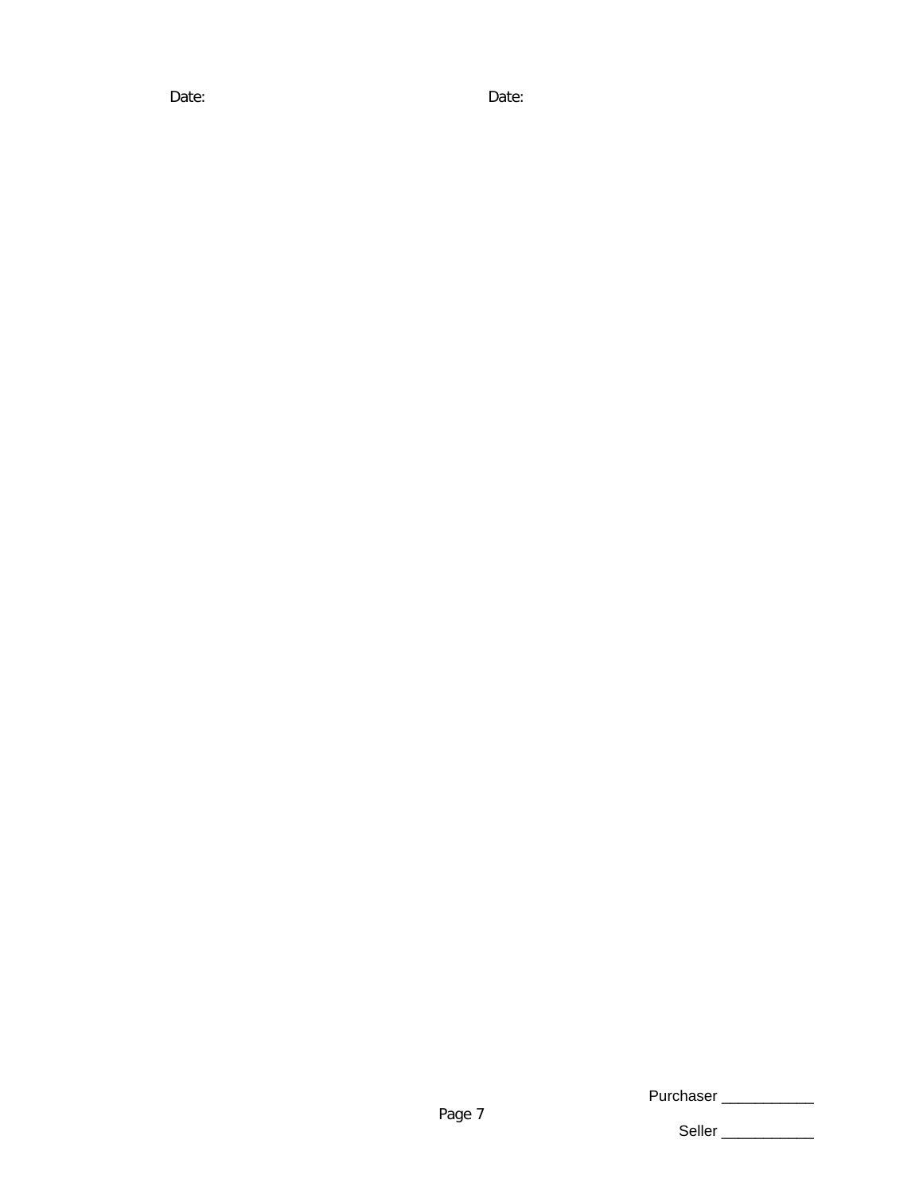Date: Date:

Purchaser ___________

Seller ___________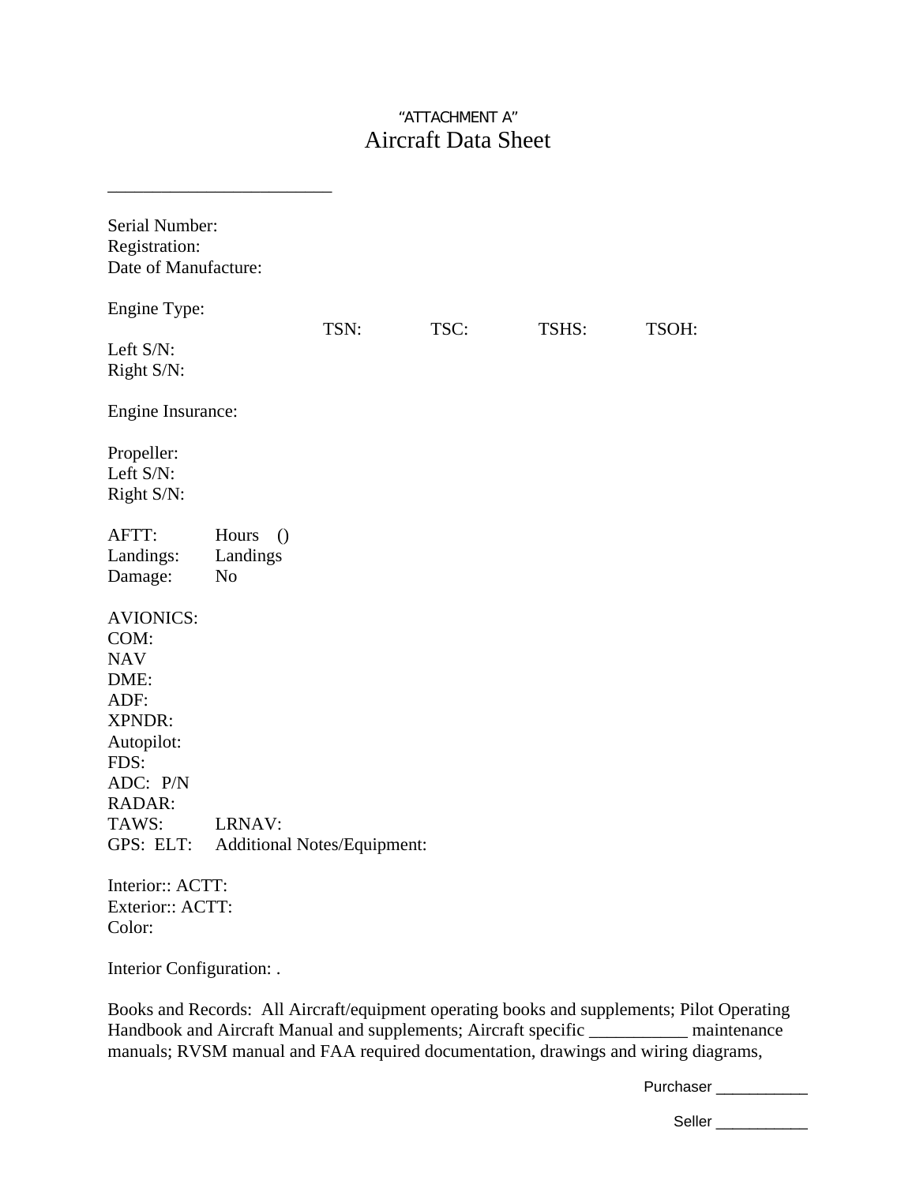"ATTACHMENT A"

# Aircraft Data Sheet

\_\_\_\_\_\_\_\_\_\_\_\_\_\_\_\_\_\_\_\_\_\_\_\_\_

Serial Number:
Registration:
Date of Manufacture:

Engine Type:

| | TSN: | TSC: | TSHS: | TSOH: |
|---|---|---|---|---|
| Left S/N: | | | | |
| Right S/N: | | | | |

Engine Insurance:

Propeller:
Left S/N:
Right S/N:

AFTT: Hours ()
Landings: Landings
Damage: No

AVIONICS:
COM:
NAV
DME:
ADF:
XPNDR:
Autopilot:
FDS:
ADC: P/N
RADAR:
TAWS: LRNAV:
GPS: ELT: Additional Notes/Equipment:

Interior:: ACTT:
Exterior:: ACTT:
Color:

Interior Configuration: .

Books and Records: All Aircraft/equipment operating books and supplements; Pilot Operating Handbook and Aircraft Manual and supplements; Aircraft specific ___________ maintenance manuals; RVSM manual and FAA required documentation, drawings and wiring diagrams,

Purchaser ___________

Seller ___________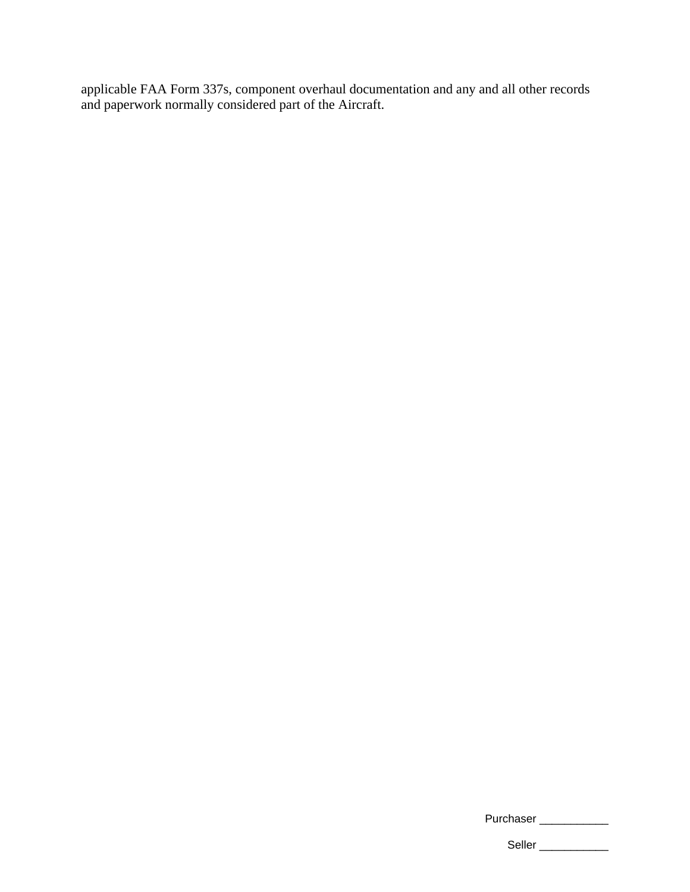applicable FAA Form 337s, component overhaul documentation and any and all other records and paperwork normally considered part of the Aircraft.

Purchaser ___________

Seller ___________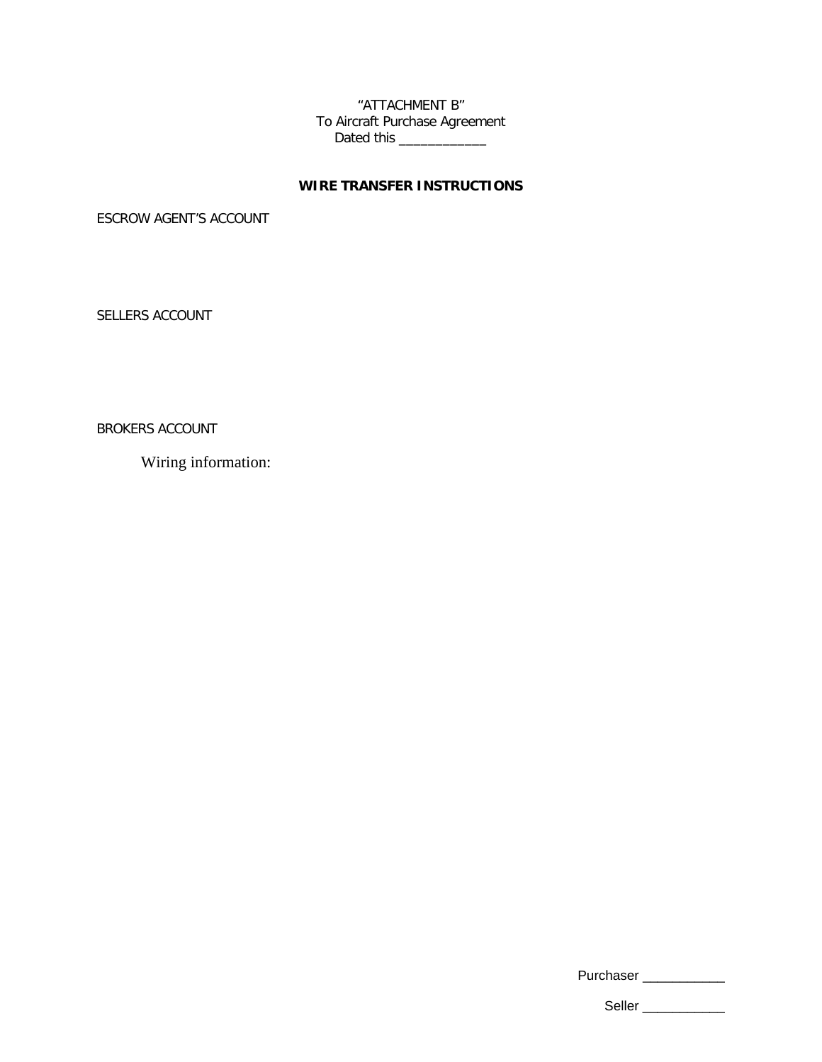"ATTACHMENT B"
To Aircraft Purchase Agreement
Dated this ___________

**WIRE TRANSFER INSTRUCTIONS**

ESCROW AGENT'S ACCOUNT

SELLERS ACCOUNT

BROKERS ACCOUNT

Wiring information:

Purchaser ___________

Seller ___________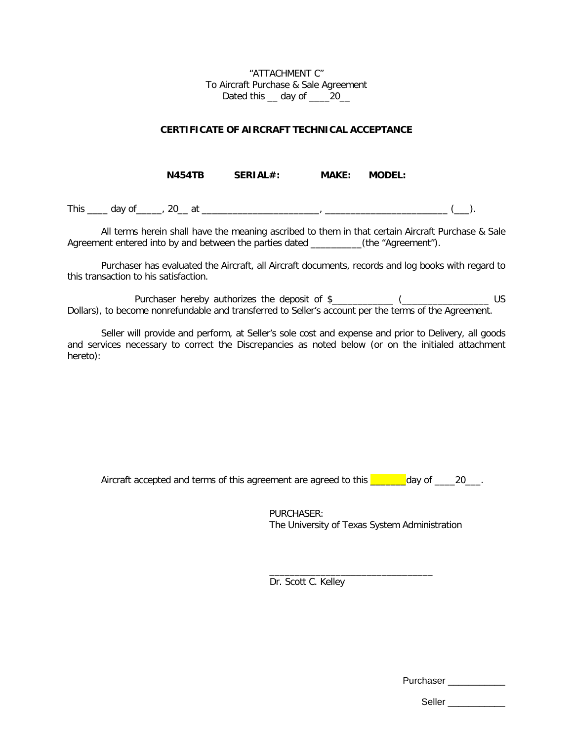"ATTACHMENT C"
To Aircraft Purchase & Sale Agreement
Dated this __ day of ____20__

**CERTIFICATE OF AIRCRAFT TECHNICAL ACCEPTANCE**

**N454TB SERIAL#: MAKE: MODEL:**

This ____ day of_____, 20__ at _______________________, ________________________ (___).

All terms herein shall have the meaning ascribed to them in that certain Aircraft Purchase & Sale Agreement entered into by and between the parties dated __________(the "Agreement").

Purchaser has evaluated the Aircraft, all Aircraft documents, records and log books with regard to this transaction to his satisfaction.

Purchaser hereby authorizes the deposit of $____________ (_________________ US Dollars), to become nonrefundable and transferred to Seller's account per the terms of the Agreement.

Seller will provide and perform, at Seller's sole cost and expense and prior to Delivery, all goods and services necessary to correct the Discrepancies as noted below (or on the initialed attachment hereto):

Aircraft accepted and terms of this agreement are agreed to this _______day of ____20___.

PURCHASER:
The University of Texas System Administration

_________________________________
Dr. Scott C. Kelley

Purchaser ___________

Seller ___________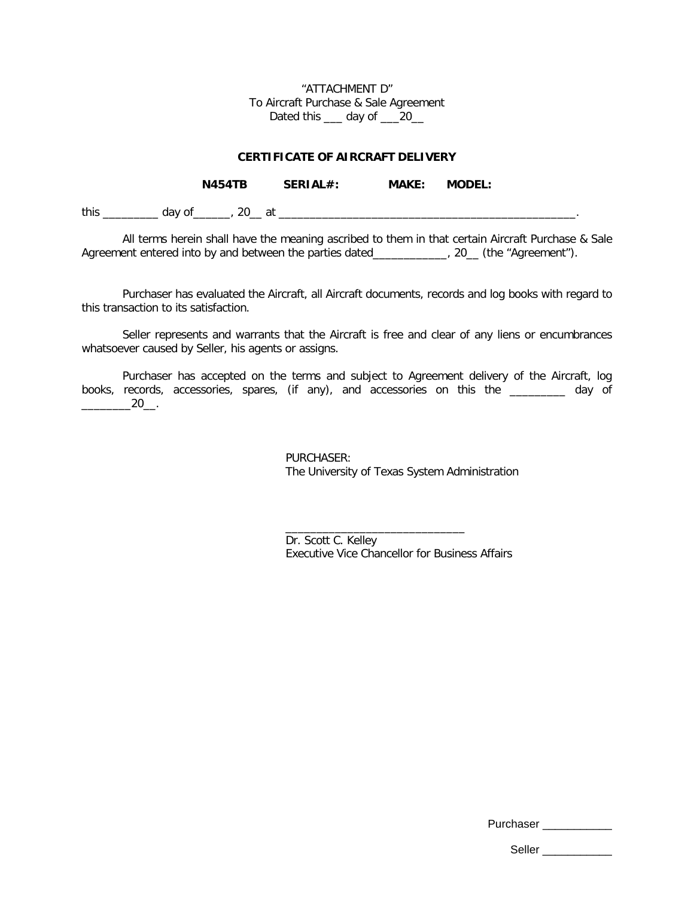"ATTACHMENT D"
To Aircraft Purchase & Sale Agreement
Dated this ___ day of ___20__

**CERTIFICATE OF AIRCRAFT DELIVERY**

**N454TB SERIAL#: MAKE: MODEL:**

this _________ day of______, 20__ at __________________________________________________.

All terms herein shall have the meaning ascribed to them in that certain Aircraft Purchase & Sale Agreement entered into by and between the parties dated____________, 20__ (the "Agreement").

Purchaser has evaluated the Aircraft, all Aircraft documents, records and log books with regard to this transaction to its satisfaction.

Seller represents and warrants that the Aircraft is free and clear of any liens or encumbrances whatsoever caused by Seller, his agents or assigns.

Purchaser has accepted on the terms and subject to Agreement delivery of the Aircraft, log books, records, accessories, spares, (if any), and accessories on this the _________ day of ________20__.

PURCHASER:
The University of Texas System Administration

______________________________
Dr. Scott C. Kelley
Executive Vice Chancellor for Business Affairs

Purchaser ___________

Seller ___________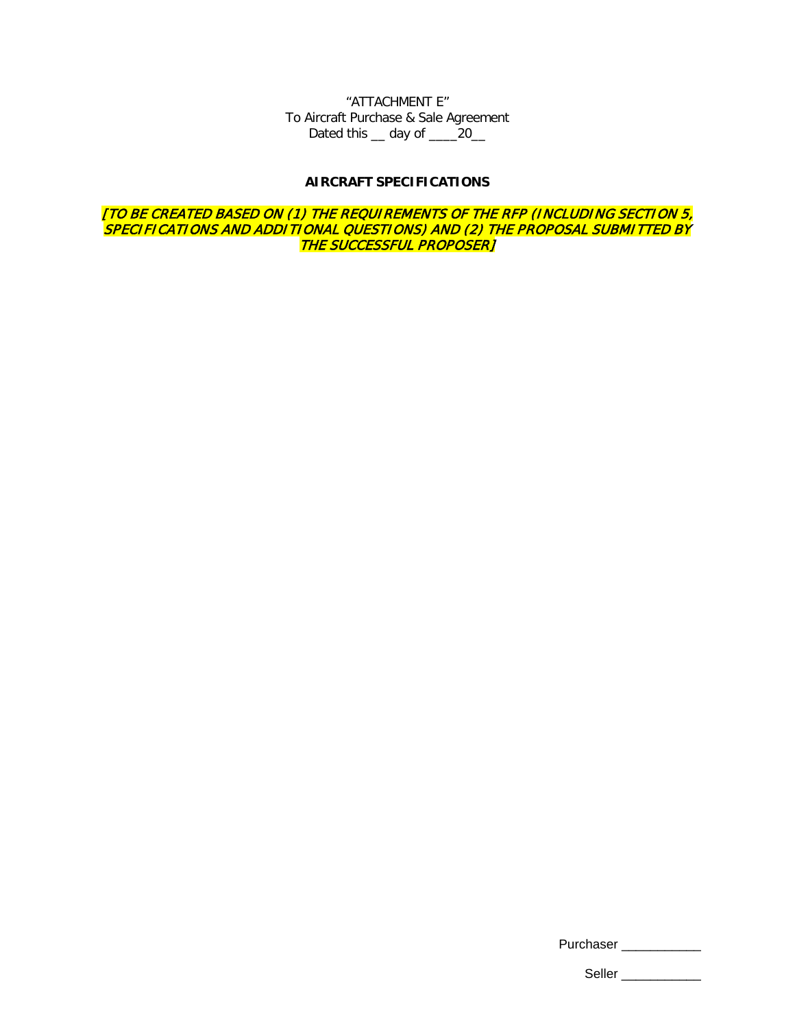"ATTACHMENT E"
To Aircraft Purchase & Sale Agreement
Dated this __ day of ____20__

**AIRCRAFT SPECIFICATIONS**

*[TO BE CREATED BASED ON (1) THE REQUIREMENTS OF THE RFP (INCLUDING SECTION 5, SPECIFICATIONS AND ADDITIONAL QUESTIONS) AND (2) THE PROPOSAL SUBMITTED BY THE SUCCESSFUL PROPOSER]*

Purchaser ___________

Seller ___________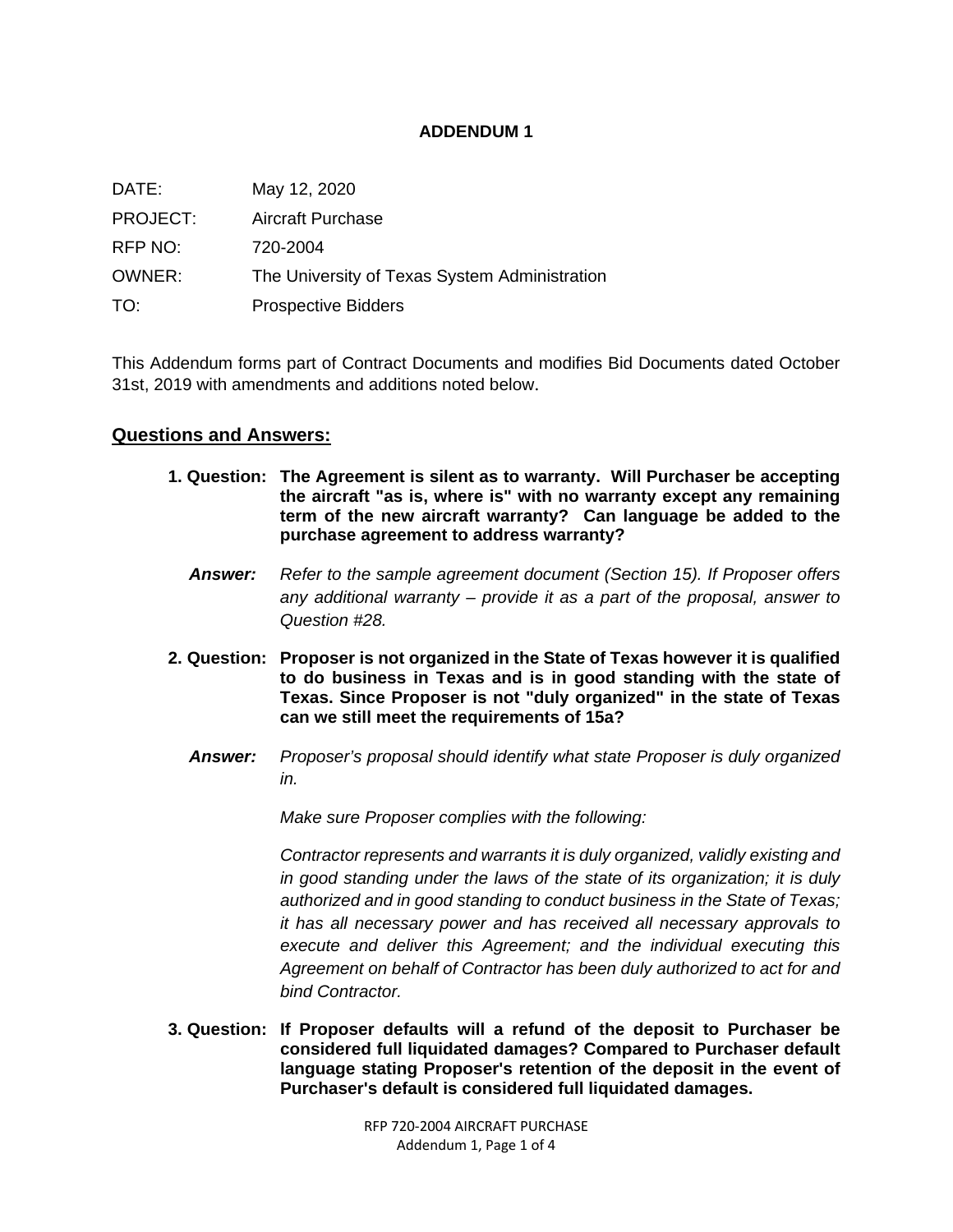# ADDENDUM 1

DATE: May 12, 2020

PROJECT: Aircraft Purchase

RFP NO: 720-2004

OWNER: The University of Texas System Administration

TO: Prospective Bidders

This Addendum forms part of Contract Documents and modifies Bid Documents dated October 31st, 2019 with amendments and additions noted below.

## Questions and Answers:

**1. Question: The Agreement is silent as to warranty. Will Purchaser be accepting the aircraft "as is, where is" with no warranty except any remaining term of the new aircraft warranty? Can language be added to the purchase agreement to address warranty?**

***Answer:*** *Refer to the sample agreement document (Section 15). If Proposer offers any additional warranty – provide it as a part of the proposal, answer to Question #28.*

**2. Question: Proposer is not organized in the State of Texas however it is qualified to do business in Texas and is in good standing with the state of Texas. Since Proposer is not "duly organized" in the state of Texas can we still meet the requirements of 15a?**

***Answer:*** *Proposer's proposal should identify what state Proposer is duly organized in.*

*Make sure Proposer complies with the following:*

*Contractor represents and warrants it is duly organized, validly existing and in good standing under the laws of the state of its organization; it is duly authorized and in good standing to conduct business in the State of Texas; it has all necessary power and has received all necessary approvals to execute and deliver this Agreement; and the individual executing this Agreement on behalf of Contractor has been duly authorized to act for and bind Contractor.*

**3. Question: If Proposer defaults will a refund of the deposit to Purchaser be considered full liquidated damages? Compared to Purchaser default language stating Proposer's retention of the deposit in the event of Purchaser's default is considered full liquidated damages.**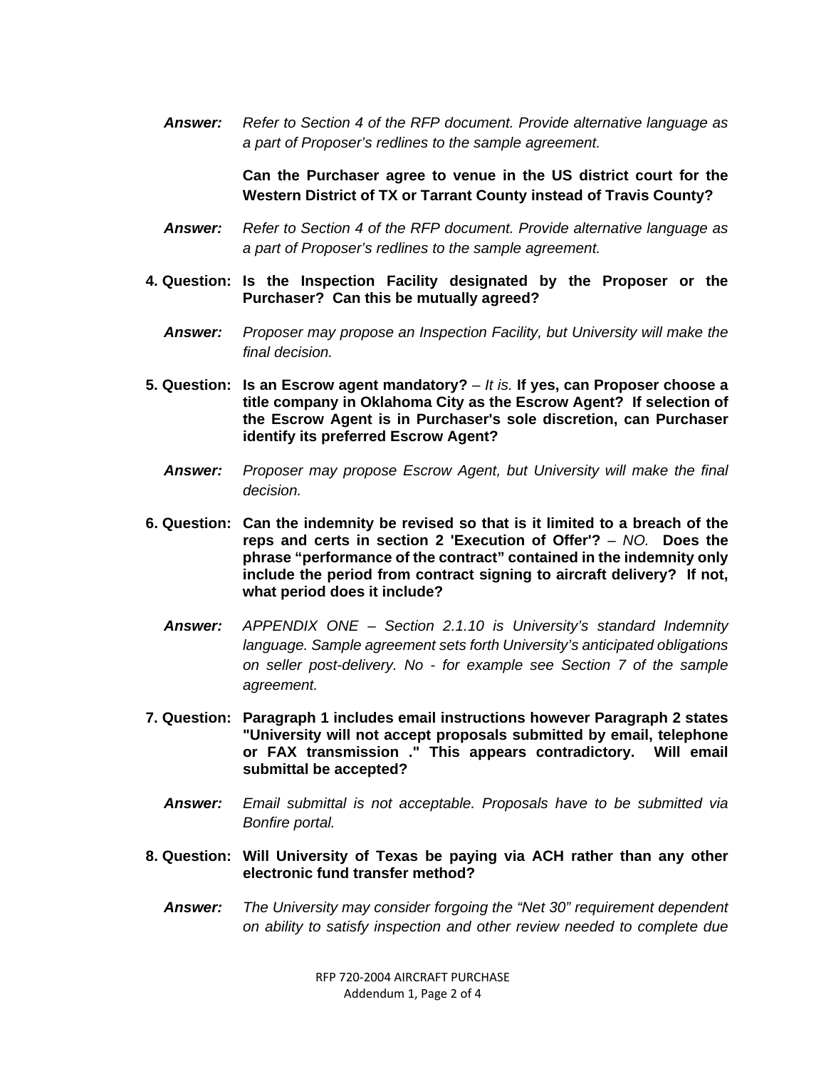***Answer:*** *Refer to Section 4 of the RFP document. Provide alternative language as a part of Proposer's redlines to the sample agreement.*

**Can the Purchaser agree to venue in the US district court for the Western District of TX or Tarrant County instead of Travis County?**

***Answer:*** *Refer to Section 4 of the RFP document. Provide alternative language as a part of Proposer's redlines to the sample agreement.*

**4. Question: Is the Inspection Facility designated by the Proposer or the Purchaser? Can this be mutually agreed?**

***Answer:*** *Proposer may propose an Inspection Facility, but University will make the final decision.*

**5. Question: Is an Escrow agent mandatory?** – *It is.* **If yes, can Proposer choose a title company in Oklahoma City as the Escrow Agent? If selection of the Escrow Agent is in Purchaser's sole discretion, can Purchaser identify its preferred Escrow Agent?**

***Answer:*** *Proposer may propose Escrow Agent, but University will make the final decision.*

**6. Question: Can the indemnity be revised so that is it limited to a breach of the reps and certs in section 2 'Execution of Offer'?** – *NO.* **Does the phrase "performance of the contract" contained in the indemnity only include the period from contract signing to aircraft delivery? If not, what period does it include?**

***Answer:*** *APPENDIX ONE – Section 2.1.10 is University's standard Indemnity language. Sample agreement sets forth University's anticipated obligations on seller post-delivery. No - for example see Section 7 of the sample agreement.*

**7. Question: Paragraph 1 includes email instructions however Paragraph 2 states "University will not accept proposals submitted by email, telephone or FAX transmission ." This appears contradictory. Will email submittal be accepted?**

***Answer:*** *Email submittal is not acceptable. Proposals have to be submitted via Bonfire portal.*

**8. Question: Will University of Texas be paying via ACH rather than any other electronic fund transfer method?**

***Answer:*** *The University may consider forgoing the "Net 30" requirement dependent on ability to satisfy inspection and other review needed to complete due*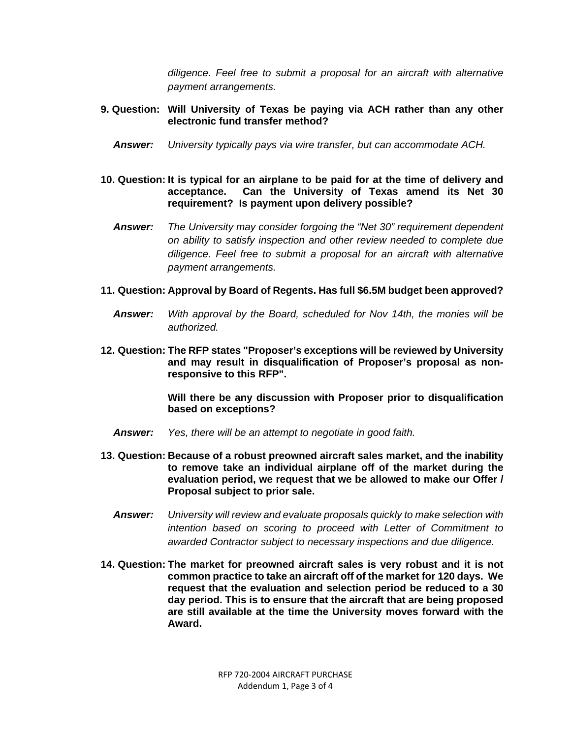*diligence. Feel free to submit a proposal for an aircraft with alternative payment arrangements.*

**9. Question: Will University of Texas be paying via ACH rather than any other electronic fund transfer method?**

***Answer:*** *University typically pays via wire transfer, but can accommodate ACH.*

**10. Question: It is typical for an airplane to be paid for at the time of delivery and acceptance. Can the University of Texas amend its Net 30 requirement? Is payment upon delivery possible?**

***Answer:*** *The University may consider forgoing the "Net 30" requirement dependent on ability to satisfy inspection and other review needed to complete due diligence. Feel free to submit a proposal for an aircraft with alternative payment arrangements.*

**11. Question: Approval by Board of Regents. Has full $6.5M budget been approved?**

***Answer:*** *With approval by the Board, scheduled for Nov 14th, the monies will be authorized.*

**12. Question: The RFP states "Proposer's exceptions will be reviewed by University and may result in disqualification of Proposer's proposal as non-responsive to this RFP".**

**Will there be any discussion with Proposer prior to disqualification based on exceptions?**

***Answer:*** *Yes, there will be an attempt to negotiate in good faith.*

**13. Question: Because of a robust preowned aircraft sales market, and the inability to remove take an individual airplane off of the market during the evaluation period, we request that we be allowed to make our Offer / Proposal subject to prior sale.**

***Answer:*** *University will review and evaluate proposals quickly to make selection with intention based on scoring to proceed with Letter of Commitment to awarded Contractor subject to necessary inspections and due diligence.*

**14. Question: The market for preowned aircraft sales is very robust and it is not common practice to take an aircraft off of the market for 120 days. We request that the evaluation and selection period be reduced to a 30 day period. This is to ensure that the aircraft that are being proposed are still available at the time the University moves forward with the Award.**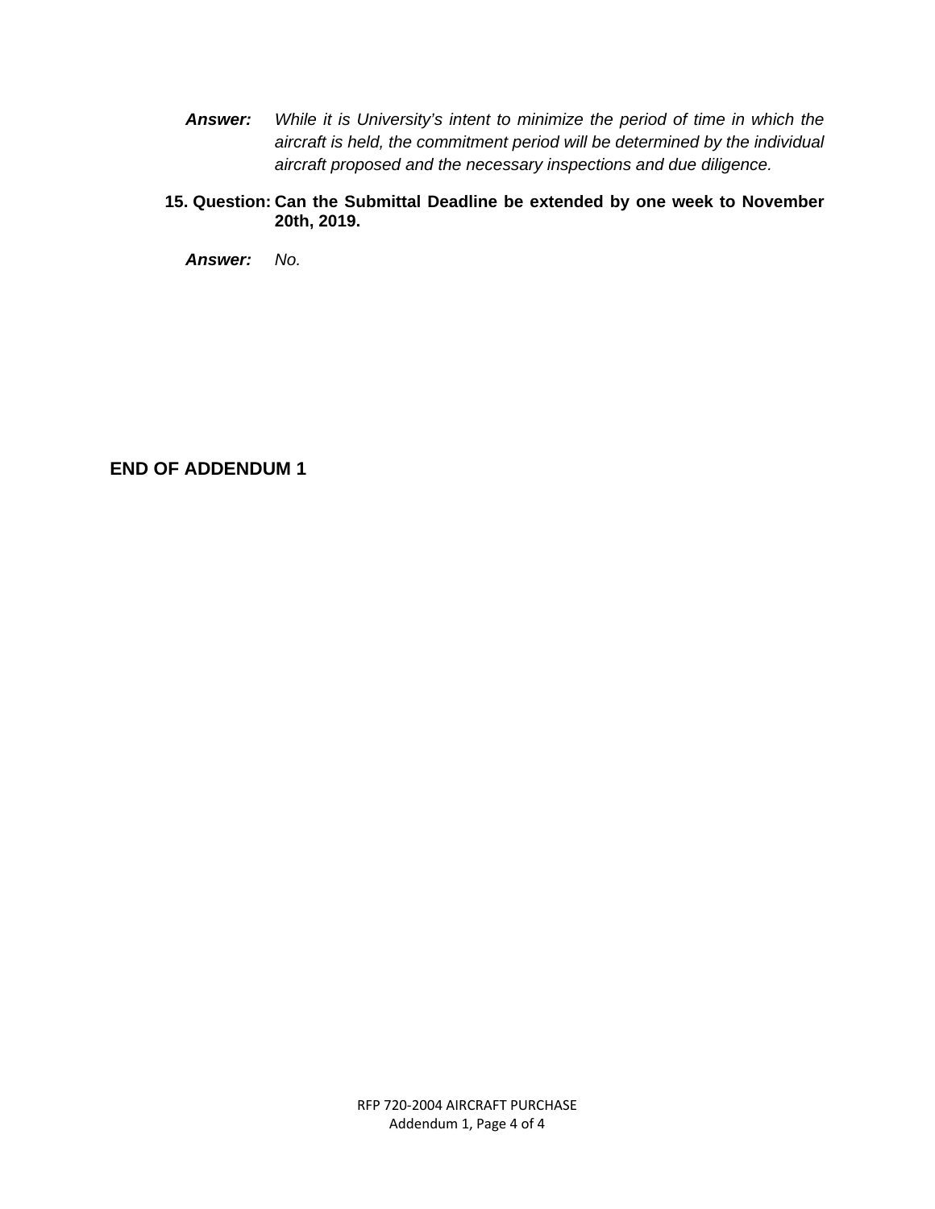***Answer:*** *While it is University's intent to minimize the period of time in which the aircraft is held, the commitment period will be determined by the individual aircraft proposed and the necessary inspections and due diligence.*

**15. Question: Can the Submittal Deadline be extended by one week to November 20th, 2019.**

***Answer:*** *No.*

**END OF ADDENDUM 1**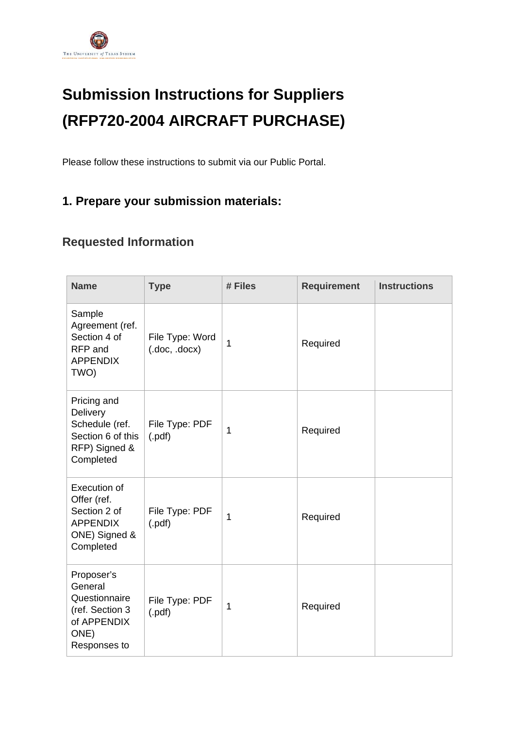# Submission Instructions for Suppliers (RFP720-2004 AIRCRAFT PURCHASE)

Please follow these instructions to submit via our Public Portal.

## 1. Prepare your submission materials:

### Requested Information

| Name | Type | # Files | Requirement | Instructions |
|---|---|---|---|---|
| Sample Agreement (ref. Section 4 of RFP and APPENDIX TWO) | File Type: Word (.doc, .docx) | 1 | Required | |
| Pricing and Delivery Schedule (ref. Section 6 of this RFP) Signed & Completed | File Type: PDF (.pdf) | 1 | Required | |
| Execution of Offer (ref. Section 2 of APPENDIX ONE) Signed & Completed | File Type: PDF (.pdf) | 1 | Required | |
| Proposer's General Questionnaire (ref. Section 3 of APPENDIX ONE) Responses to | File Type: PDF (.pdf) | 1 | Required | |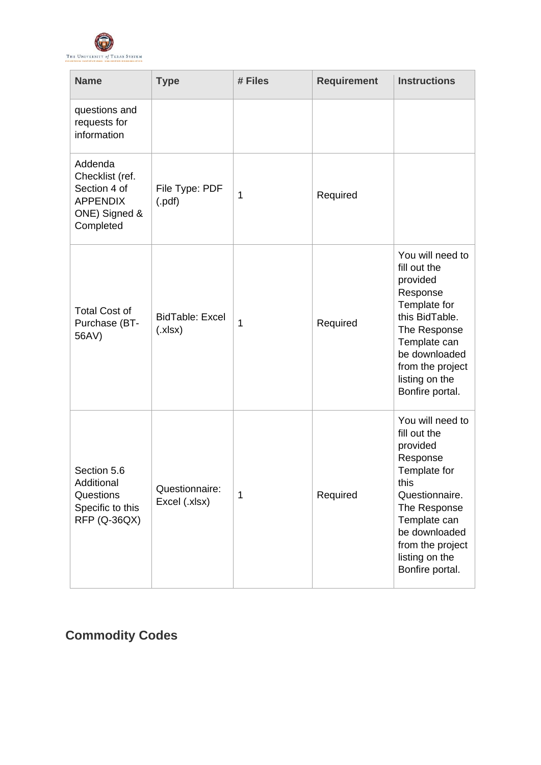| Name | Type | # Files | Requirement | Instructions |
|---|---|---|---|---|
| questions and requests for information | | | | |
| Addenda Checklist (ref. Section 4 of APPENDIX ONE) Signed & Completed | File Type: PDF (.pdf) | 1 | Required | |
| Total Cost of Purchase (BT-56AV) | BidTable: Excel (.xlsx) | 1 | Required | You will need to fill out the provided Response Template for this BidTable. The Response Template can be downloaded from the project listing on the Bonfire portal. |
| Section 5.6 Additional Questions Specific to this RFP (Q-36QX) | Questionnaire: Excel (.xlsx) | 1 | Required | You will need to fill out the provided Response Template for this Questionnaire. The Response Template can be downloaded from the project listing on the Bonfire portal. |

## Commodity Codes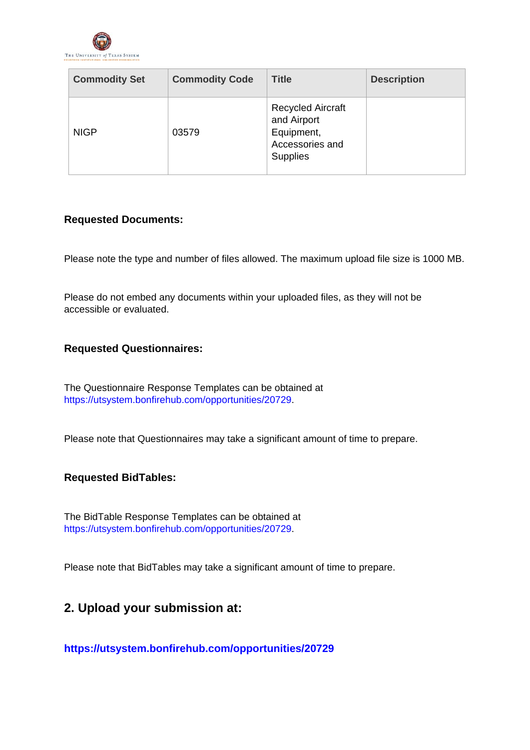| Commodity Set | Commodity Code | Title | Description |
| --- | --- | --- | --- |
| NIGP | 03579 | Recycled Aircraft and Airport Equipment, Accessories and Supplies | |

**Requested Documents:**

Please note the type and number of files allowed. The maximum upload file size is 1000 MB.

Please do not embed any documents within your uploaded files, as they will not be accessible or evaluated.

**Requested Questionnaires:**

The Questionnaire Response Templates can be obtained at https://utsystem.bonfirehub.com/opportunities/20729.

Please note that Questionnaires may take a significant amount of time to prepare.

**Requested BidTables:**

The BidTable Response Templates can be obtained at https://utsystem.bonfirehub.com/opportunities/20729.

Please note that BidTables may take a significant amount of time to prepare.

## 2. Upload your submission at:

**https://utsystem.bonfirehub.com/opportunities/20729**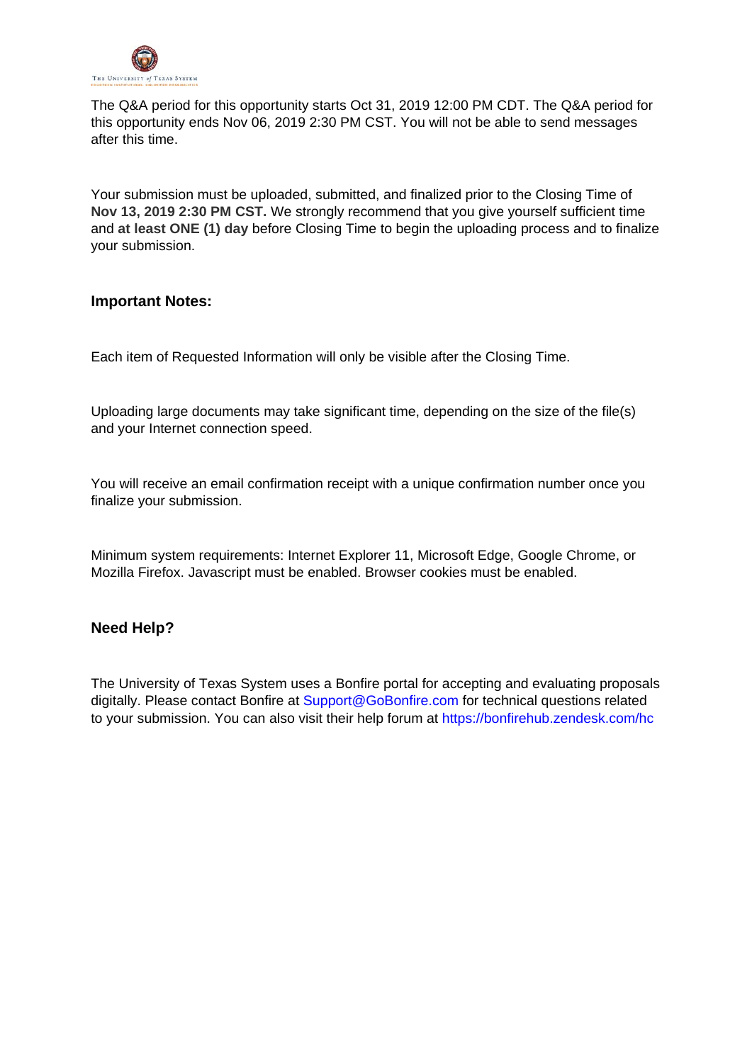The Q&A period for this opportunity starts Oct 31, 2019 12:00 PM CDT. The Q&A period for this opportunity ends Nov 06, 2019 2:30 PM CST. You will not be able to send messages after this time.

Your submission must be uploaded, submitted, and finalized prior to the Closing Time of **Nov 13, 2019 2:30 PM CST.** We strongly recommend that you give yourself sufficient time and **at least ONE (1) day** before Closing Time to begin the uploading process and to finalize your submission.

### Important Notes:

Each item of Requested Information will only be visible after the Closing Time.

Uploading large documents may take significant time, depending on the size of the file(s) and your Internet connection speed.

You will receive an email confirmation receipt with a unique confirmation number once you finalize your submission.

Minimum system requirements: Internet Explorer 11, Microsoft Edge, Google Chrome, or Mozilla Firefox. Javascript must be enabled. Browser cookies must be enabled.

### Need Help?

The University of Texas System uses a Bonfire portal for accepting and evaluating proposals digitally. Please contact Bonfire at Support@GoBonfire.com for technical questions related to your submission. You can also visit their help forum at https://bonfirehub.zendesk.com/hc